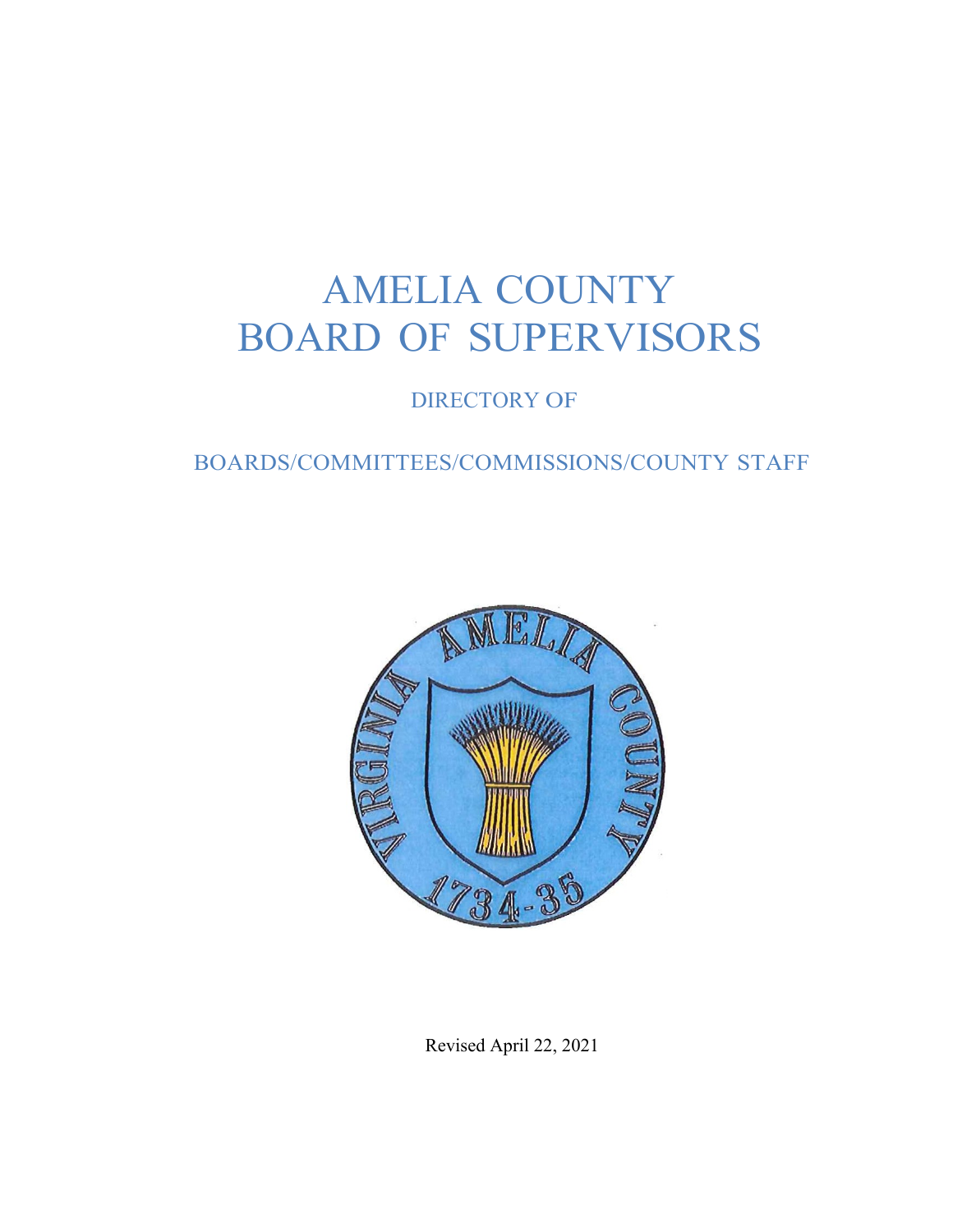# AMELIA COUNTY
# BOARD OF SUPERVISORS

## DIRECTORY OF

## BOARDS/COMMITTEES/COMMISSIONS/COUNTY STAFF

Revised April 22, 2021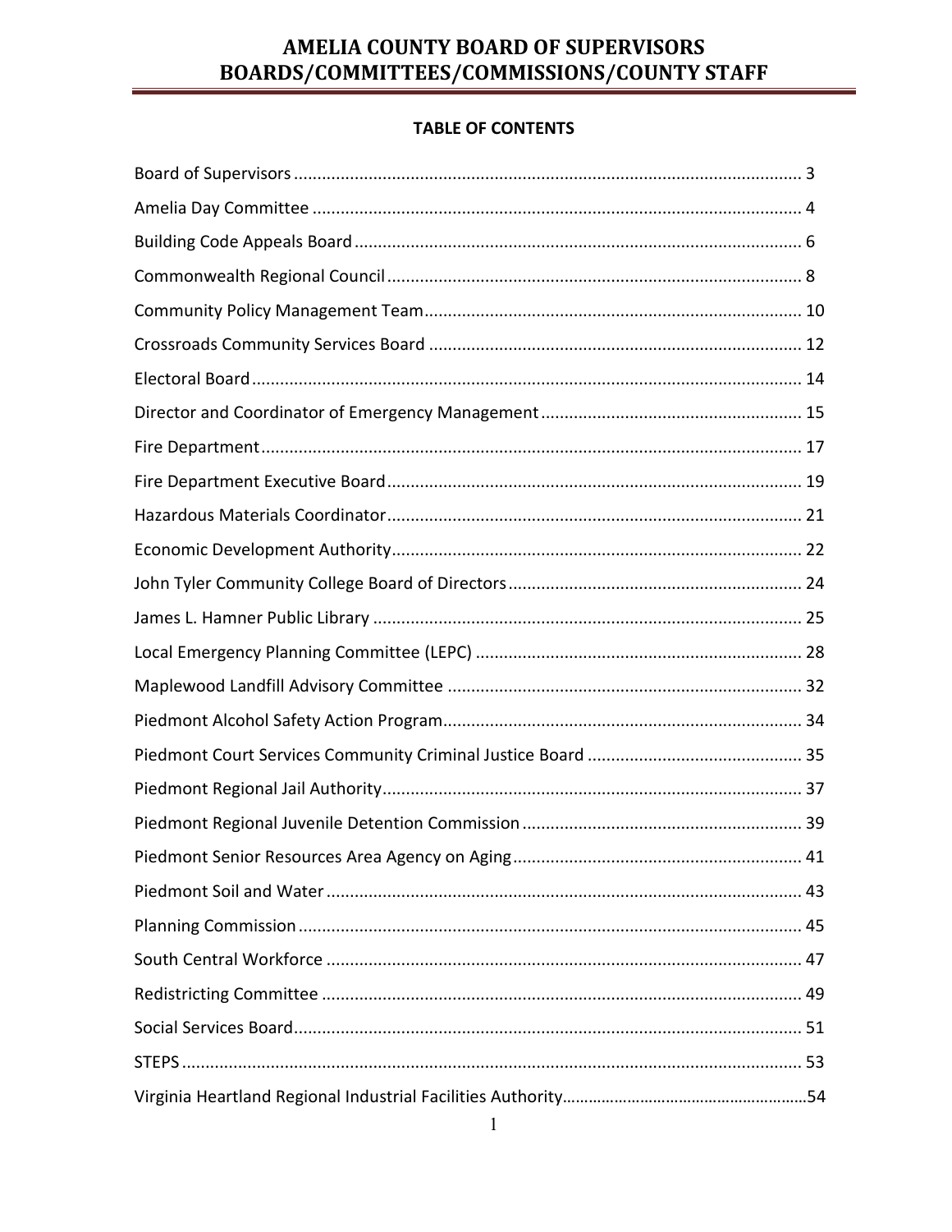# AMELIA COUNTY BOARD OF SUPERVISORS
# BOARDS/COMMITTEES/COMMISSIONS/COUNTY STAFF

## TABLE OF CONTENTS

Board of Supervisors ........................................................................................................... 3
Amelia Day Committee ....................................................................................................... 4
Building Code Appeals Board ............................................................................................. 6
Commonwealth Regional Council ........................................................................................ 8
Community Policy Management Team ............................................................................... 10
Crossroads Community Services Board ............................................................................. 12
Electoral Board .................................................................................................................. 14
Director and Coordinator of Emergency Management ....................................................... 15
Fire Department ................................................................................................................. 17
Fire Department Executive Board ...................................................................................... 19
Hazardous Materials Coordinator ....................................................................................... 21
Economic Development Authority ...................................................................................... 22
John Tyler Community College Board of Directors ............................................................. 24
James L. Hamner Public Library ......................................................................................... 25
Local Emergency Planning Committee (LEPC) .................................................................... 28
Maplewood Landfill Advisory Committee .......................................................................... 32
Piedmont Alcohol Safety Action Program ........................................................................... 34
Piedmont Court Services Community Criminal Justice Board ............................................. 35
Piedmont Regional Jail Authority ........................................................................................ 37
Piedmont Regional Juvenile Detention Commission ........................................................... 39
Piedmont Senior Resources Area Agency on Aging ............................................................ 41
Piedmont Soil and Water .................................................................................................... 43
Planning Commission .......................................................................................................... 45
South Central Workforce .................................................................................................... 47
Redistricting Committee ..................................................................................................... 49
Social Services Board .......................................................................................................... 51
STEPS .................................................................................................................................. 53
Virginia Heartland Regional Industrial Facilities Authority .................................................. 54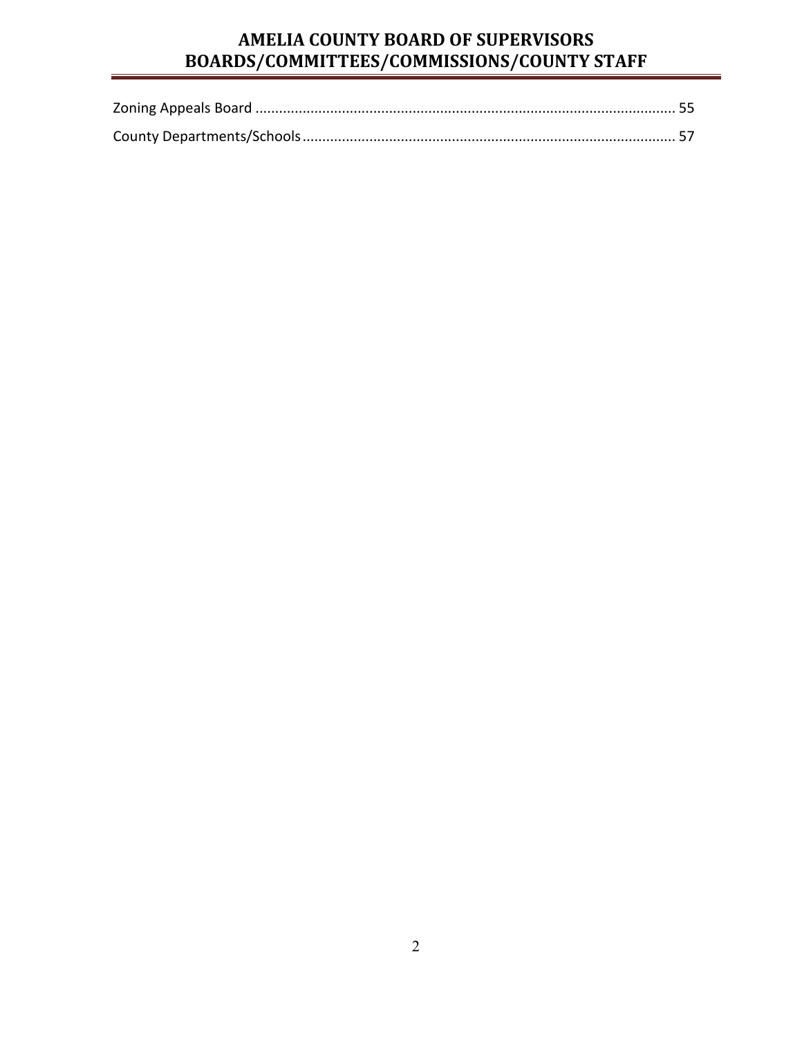Zoning Appeals Board ........................................................................................................ 55

County Departments/Schools............................................................................................. 57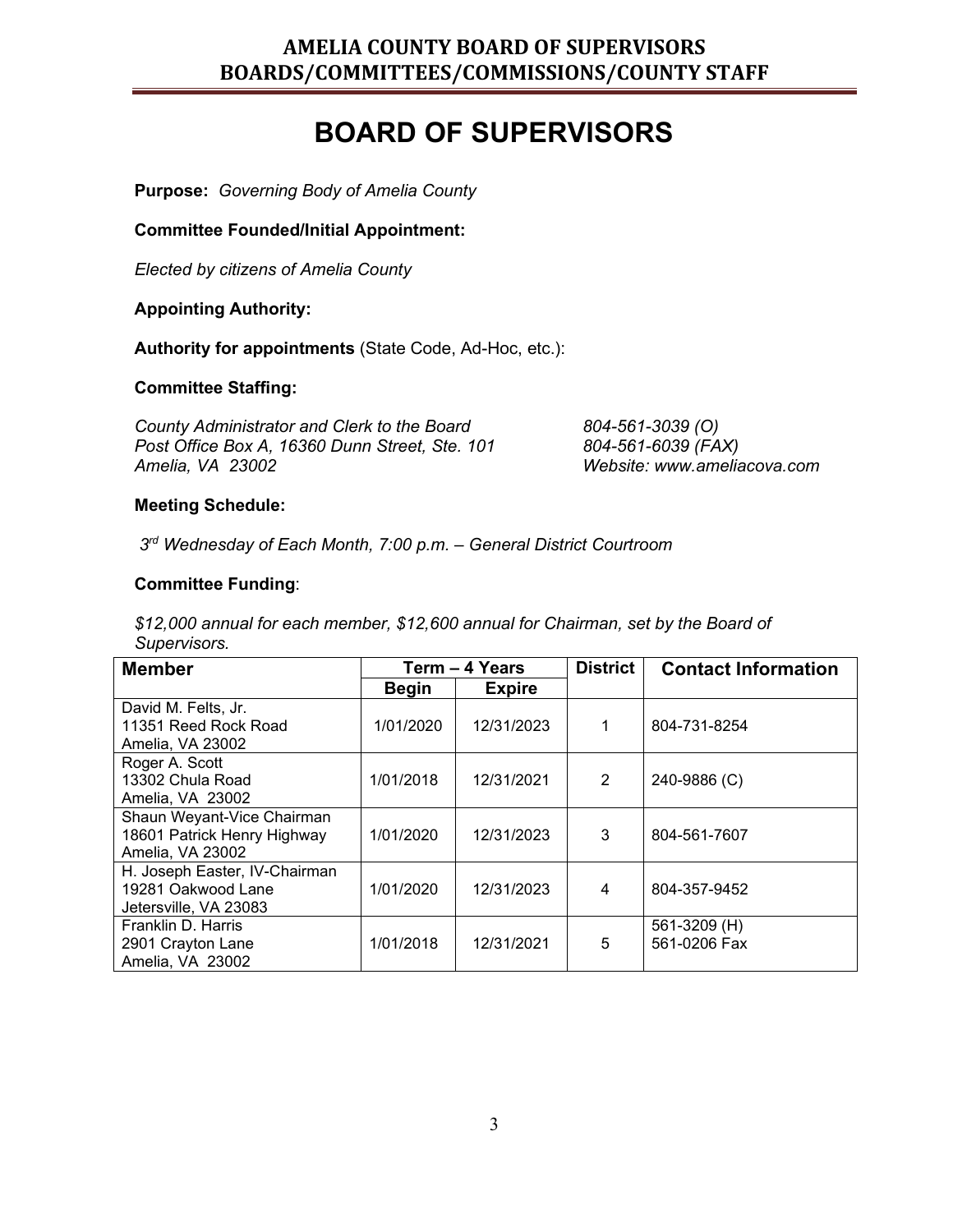# BOARD OF SUPERVISORS

**Purpose:** *Governing Body of Amelia County*

**Committee Founded/Initial Appointment:**

*Elected by citizens of Amelia County*

**Appointing Authority:**

**Authority for appointments** (State Code, Ad-Hoc, etc.):

**Committee Staffing:**

*County Administrator and Clerk to the Board*
*Post Office Box A, 16360 Dunn Street, Ste. 101*
*Amelia, VA 23002*

*804-561-3039 (O)*
*804-561-6039 (FAX)*
*Website: www.ameliacova.com*

**Meeting Schedule:**

*3rd Wednesday of Each Month, 7:00 p.m. – General District Courtroom*

**Committee Funding**:

*$12,000 annual for each member, $12,600 annual for Chairman, set by the Board of Supervisors.*

| Member | Term – 4 Years | | District | Contact Information |
|---|---|---|---|---|
| | Begin | Expire | | |
| David M. Felts, Jr.<br>11351 Reed Rock Road<br>Amelia, VA 23002 | 1/01/2020 | 12/31/2023 | 1 | 804-731-8254 |
| Roger A. Scott<br>13302 Chula Road<br>Amelia, VA 23002 | 1/01/2018 | 12/31/2021 | 2 | 240-9886 (C) |
| Shaun Weyant-Vice Chairman<br>18601 Patrick Henry Highway<br>Amelia, VA 23002 | 1/01/2020 | 12/31/2023 | 3 | 804-561-7607 |
| H. Joseph Easter, IV-Chairman<br>19281 Oakwood Lane<br>Jetersville, VA 23083 | 1/01/2020 | 12/31/2023 | 4 | 804-357-9452 |
| Franklin D. Harris<br>2901 Crayton Lane<br>Amelia, VA 23002 | 1/01/2018 | 12/31/2021 | 5 | 561-3209 (H)<br>561-0206 Fax |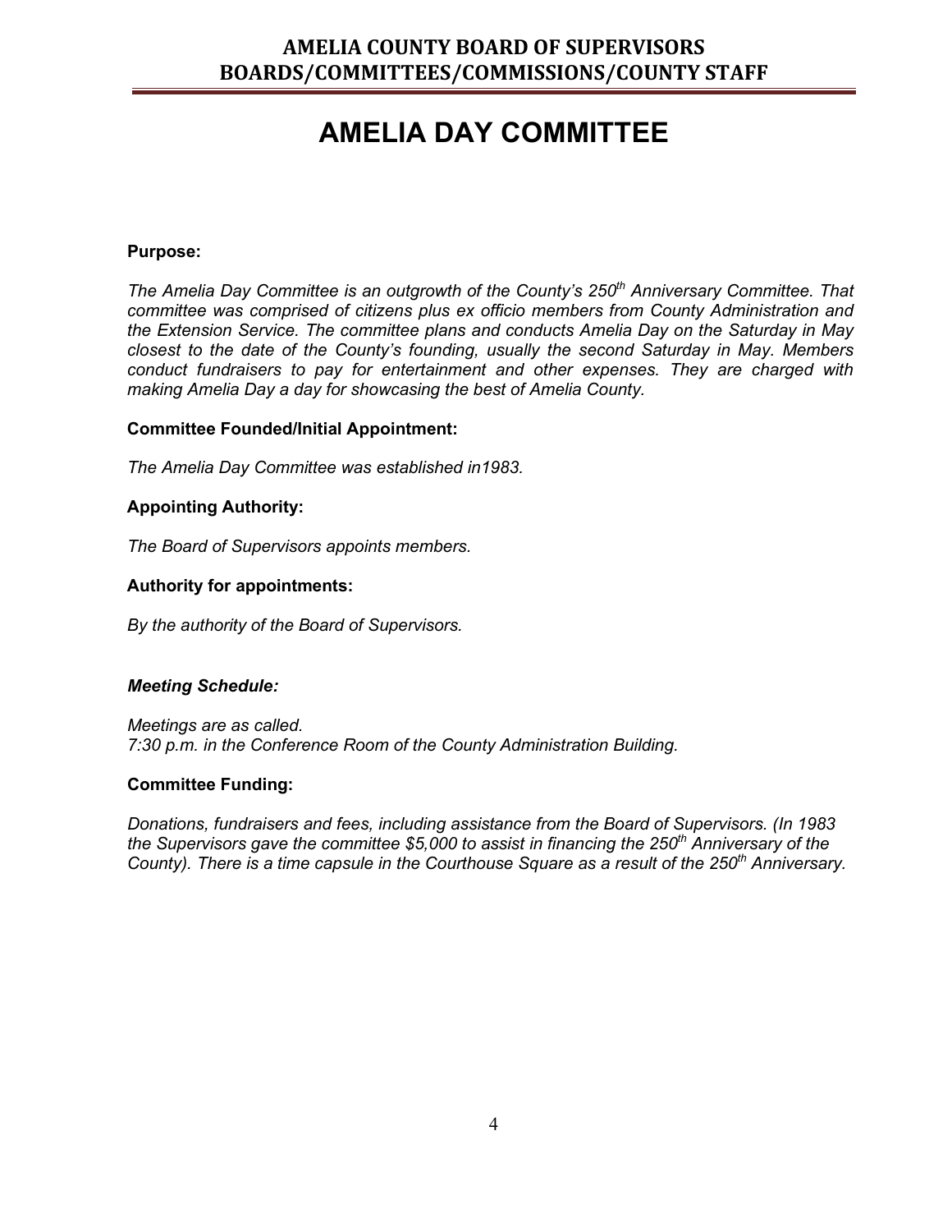# AMELIA DAY COMMITTEE

**Purpose:**

*The Amelia Day Committee is an outgrowth of the County's 250th Anniversary Committee. That committee was comprised of citizens plus ex officio members from County Administration and the Extension Service. The committee plans and conducts Amelia Day on the Saturday in May closest to the date of the County's founding, usually the second Saturday in May. Members conduct fundraisers to pay for entertainment and other expenses. They are charged with making Amelia Day a day for showcasing the best of Amelia County.*

**Committee Founded/Initial Appointment:**

*The Amelia Day Committee was established in1983.*

**Appointing Authority:**

*The Board of Supervisors appoints members.*

**Authority for appointments:**

*By the authority of the Board of Supervisors.*

***Meeting Schedule:***

*Meetings are as called.*
*7:30 p.m. in the Conference Room of the County Administration Building.*

**Committee Funding:**

*Donations, fundraisers and fees, including assistance from the Board of Supervisors. (In 1983 the Supervisors gave the committee $5,000 to assist in financing the 250th Anniversary of the County). There is a time capsule in the Courthouse Square as a result of the 250th Anniversary.*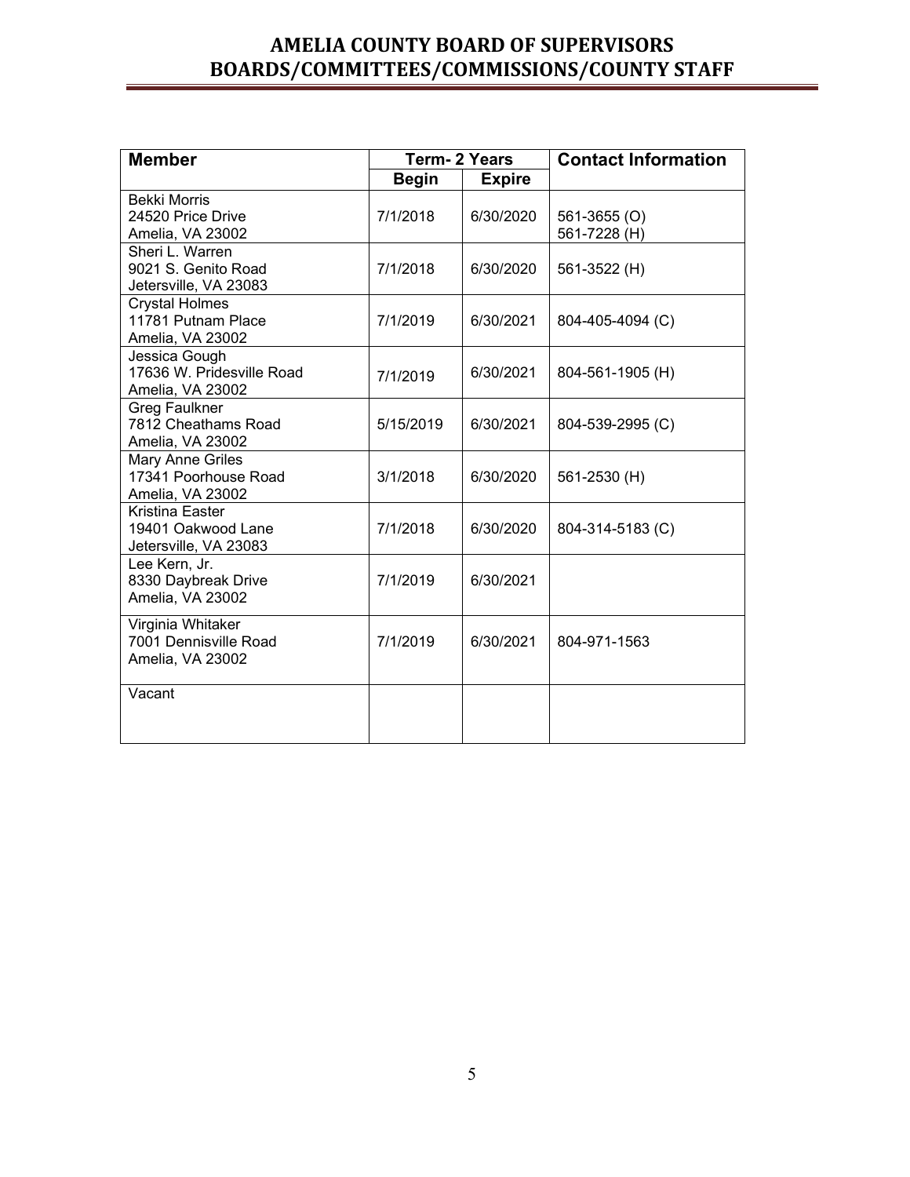| Member | Term- 2 Years | | Contact Information |
|---|---|---|---|
| | Begin | Expire | |
| Bekki Morris<br>24520 Price Drive<br>Amelia, VA 23002 | 7/1/2018 | 6/30/2020 | 561-3655 (O)<br>561-7228 (H) |
| Sheri L. Warren<br>9021 S. Genito Road<br>Jetersville, VA 23083 | 7/1/2018 | 6/30/2020 | 561-3522 (H) |
| Crystal Holmes<br>11781 Putnam Place<br>Amelia, VA 23002 | 7/1/2019 | 6/30/2021 | 804-405-4094 (C) |
| Jessica Gough<br>17636 W. Pridesville Road<br>Amelia, VA 23002 | 7/1/2019 | 6/30/2021 | 804-561-1905 (H) |
| Greg Faulkner<br>7812 Cheathams Road<br>Amelia, VA 23002 | 5/15/2019 | 6/30/2021 | 804-539-2995 (C) |
| Mary Anne Griles<br>17341 Poorhouse Road<br>Amelia, VA 23002 | 3/1/2018 | 6/30/2020 | 561-2530 (H) |
| Kristina Easter<br>19401 Oakwood Lane<br>Jetersville, VA 23083 | 7/1/2018 | 6/30/2020 | 804-314-5183 (C) |
| Lee Kern, Jr.<br>8330 Daybreak Drive<br>Amelia, VA 23002 | 7/1/2019 | 6/30/2021 | |
| Virginia Whitaker<br>7001 Dennisville Road<br>Amelia, VA 23002 | 7/1/2019 | 6/30/2021 | 804-971-1563 |
| Vacant | | | |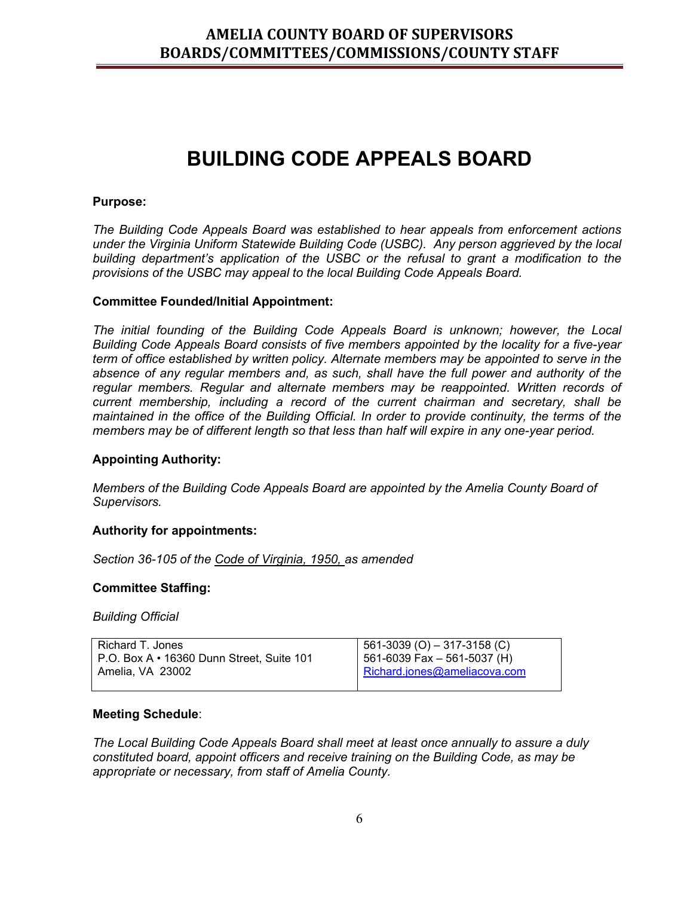# BUILDING CODE APPEALS BOARD

**Purpose:**

*The Building Code Appeals Board was established to hear appeals from enforcement actions under the Virginia Uniform Statewide Building Code (USBC). Any person aggrieved by the local building department's application of the USBC or the refusal to grant a modification to the provisions of the USBC may appeal to the local Building Code Appeals Board.*

**Committee Founded/Initial Appointment:**

*The initial founding of the Building Code Appeals Board is unknown; however, the Local Building Code Appeals Board consists of five members appointed by the locality for a five-year term of office established by written policy. Alternate members may be appointed to serve in the absence of any regular members and, as such, shall have the full power and authority of the regular members. Regular and alternate members may be reappointed. Written records of current membership, including a record of the current chairman and secretary, shall be maintained in the office of the Building Official. In order to provide continuity, the terms of the members may be of different length so that less than half will expire in any one-year period.*

**Appointing Authority:**

*Members of the Building Code Appeals Board are appointed by the Amelia County Board of Supervisors.*

**Authority for appointments:**

*Section 36-105 of the Code of Virginia, 1950, as amended*

**Committee Staffing:**

*Building Official*

| Richard T. Jones<br>P.O. Box A • 16360 Dunn Street, Suite 101<br>Amelia, VA 23002 | 561-3039 (O) – 317-3158 (C)<br>561-6039 Fax – 561-5037 (H)<br>Richard.jones@ameliacova.com |
|---|---|

**Meeting Schedule**:

*The Local Building Code Appeals Board shall meet at least once annually to assure a duly constituted board, appoint officers and receive training on the Building Code, as may be appropriate or necessary, from staff of Amelia County.*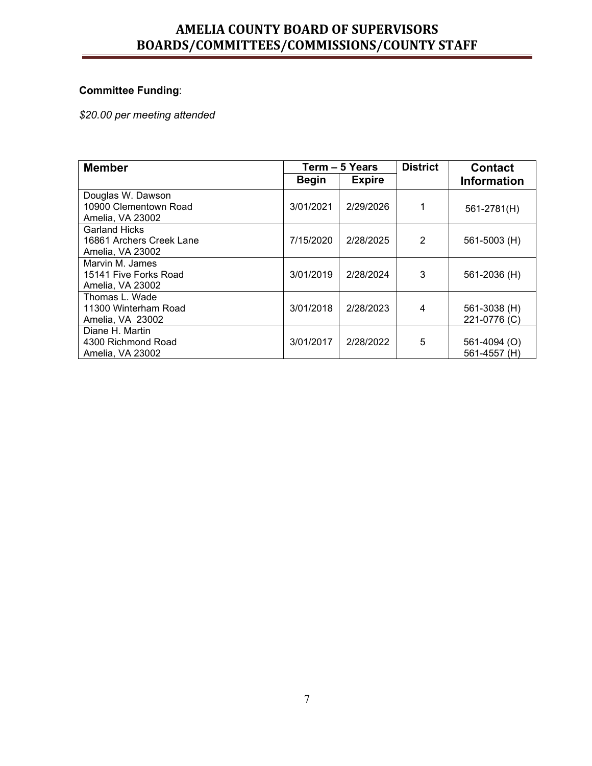**Committee Funding**:

*$20.00 per meeting attended*

| Member | Term – 5 Years | | District | Contact Information |
|---|---|---|---|---|
| | Begin | Expire | | |
| Douglas W. Dawson<br>10900 Clementown Road<br>Amelia, VA 23002 | 3/01/2021 | 2/29/2026 | 1 | 561-2781(H) |
| Garland Hicks<br>16861 Archers Creek Lane<br>Amelia, VA 23002 | 7/15/2020 | 2/28/2025 | 2 | 561-5003 (H) |
| Marvin M. James<br>15141 Five Forks Road<br>Amelia, VA 23002 | 3/01/2019 | 2/28/2024 | 3 | 561-2036 (H) |
| Thomas L. Wade<br>11300 Winterham Road<br>Amelia, VA 23002 | 3/01/2018 | 2/28/2023 | 4 | 561-3038 (H)<br>221-0776 (C) |
| Diane H. Martin<br>4300 Richmond Road<br>Amelia, VA 23002 | 3/01/2017 | 2/28/2022 | 5 | 561-4094 (O)<br>561-4557 (H) |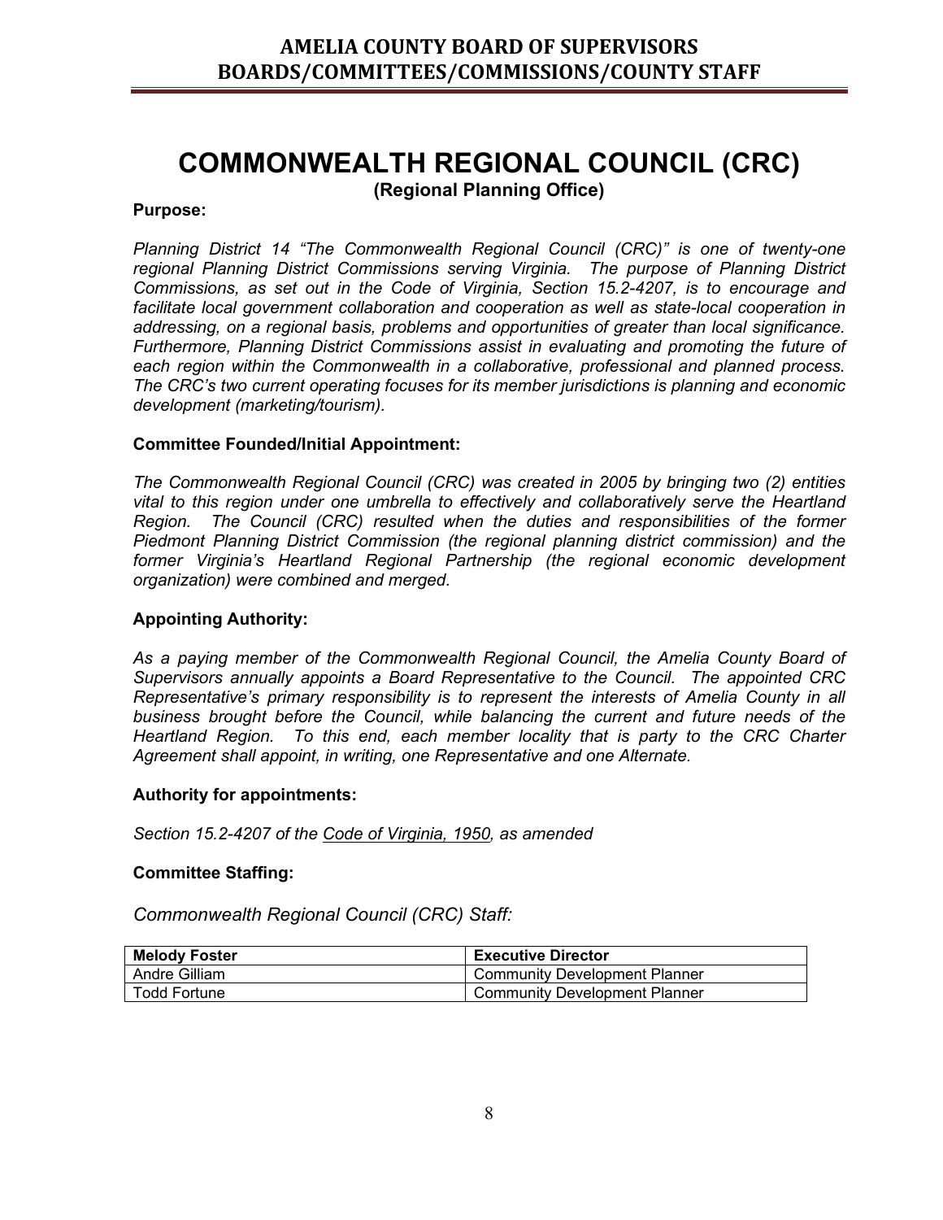# COMMONWEALTH REGIONAL COUNCIL (CRC)

**(Regional Planning Office)**

**Purpose:**

*Planning District 14 "The Commonwealth Regional Council (CRC)" is one of twenty-one regional Planning District Commissions serving Virginia. The purpose of Planning District Commissions, as set out in the Code of Virginia, Section 15.2-4207, is to encourage and facilitate local government collaboration and cooperation as well as state-local cooperation in addressing, on a regional basis, problems and opportunities of greater than local significance. Furthermore, Planning District Commissions assist in evaluating and promoting the future of each region within the Commonwealth in a collaborative, professional and planned process. The CRC's two current operating focuses for its member jurisdictions is planning and economic development (marketing/tourism).*

**Committee Founded/Initial Appointment:**

*The Commonwealth Regional Council (CRC) was created in 2005 by bringing two (2) entities vital to this region under one umbrella to effectively and collaboratively serve the Heartland Region. The Council (CRC) resulted when the duties and responsibilities of the former Piedmont Planning District Commission (the regional planning district commission) and the former Virginia's Heartland Regional Partnership (the regional economic development organization) were combined and merged.*

**Appointing Authority:**

*As a paying member of the Commonwealth Regional Council, the Amelia County Board of Supervisors annually appoints a Board Representative to the Council. The appointed CRC Representative's primary responsibility is to represent the interests of Amelia County in all business brought before the Council, while balancing the current and future needs of the Heartland Region. To this end, each member locality that is party to the CRC Charter Agreement shall appoint, in writing, one Representative and one Alternate.*

**Authority for appointments:**

*Section 15.2-4207 of the Code of Virginia, 1950, as amended*

**Committee Staffing:**

*Commonwealth Regional Council (CRC) Staff:*

| **Melody Foster** | **Executive Director** |
|---|---|
| Andre Gilliam | Community Development Planner |
| Todd Fortune | Community Development Planner |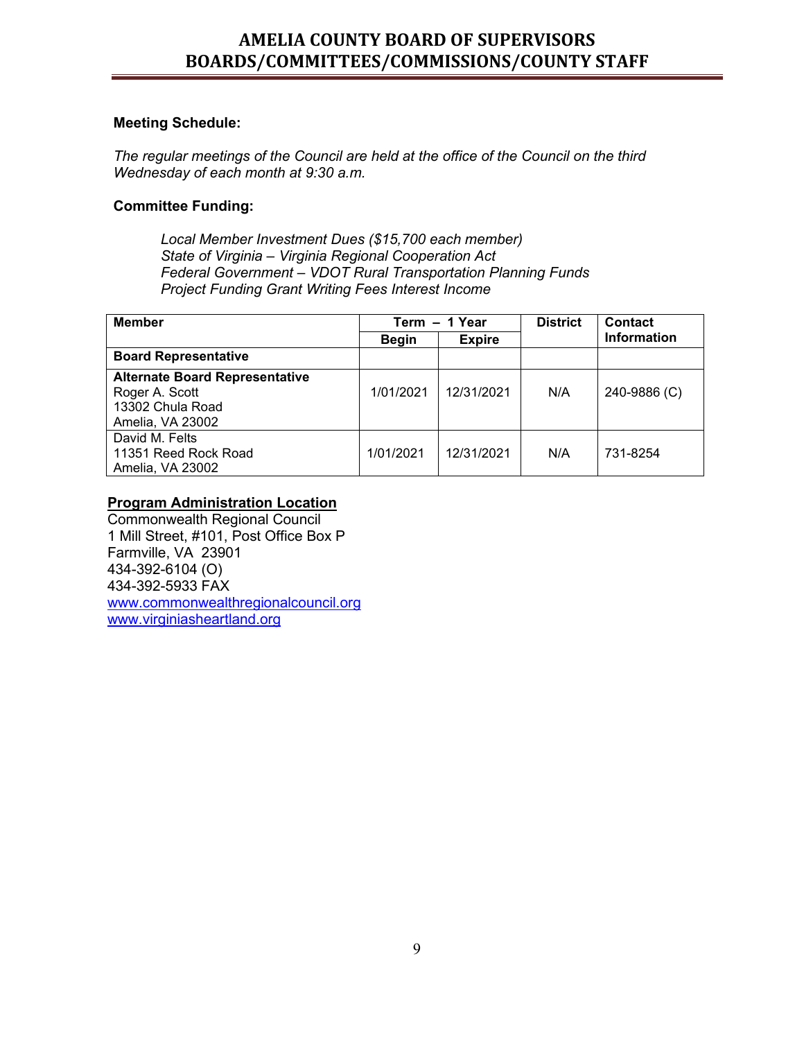**Meeting Schedule:**

*The regular meetings of the Council are held at the office of the Council on the third Wednesday of each month at 9:30 a.m.*

**Committee Funding:**

*Local Member Investment Dues ($15,700 each member)*
*State of Virginia – Virginia Regional Cooperation Act*
*Federal Government – VDOT Rural Transportation Planning Funds*
*Project Funding Grant Writing Fees Interest Income*

| Member | Term – 1 Year | | District | Contact Information |
|---|---|---|---|---|
| | Begin | Expire | | |
| **Board Representative** | | | | |
| **Alternate Board Representative**<br>Roger A. Scott<br>13302 Chula Road<br>Amelia, VA 23002 | 1/01/2021 | 12/31/2021 | N/A | 240-9886 (C) |
| David M. Felts<br>11351 Reed Rock Road<br>Amelia, VA 23002 | 1/01/2021 | 12/31/2021 | N/A | 731-8254 |

**Program Administration Location**

Commonwealth Regional Council
1 Mill Street, #101, Post Office Box P
Farmville, VA 23901
434-392-6104 (O)
434-392-5933 FAX
www.commonwealthregionalcouncil.org
www.virginiasheartland.org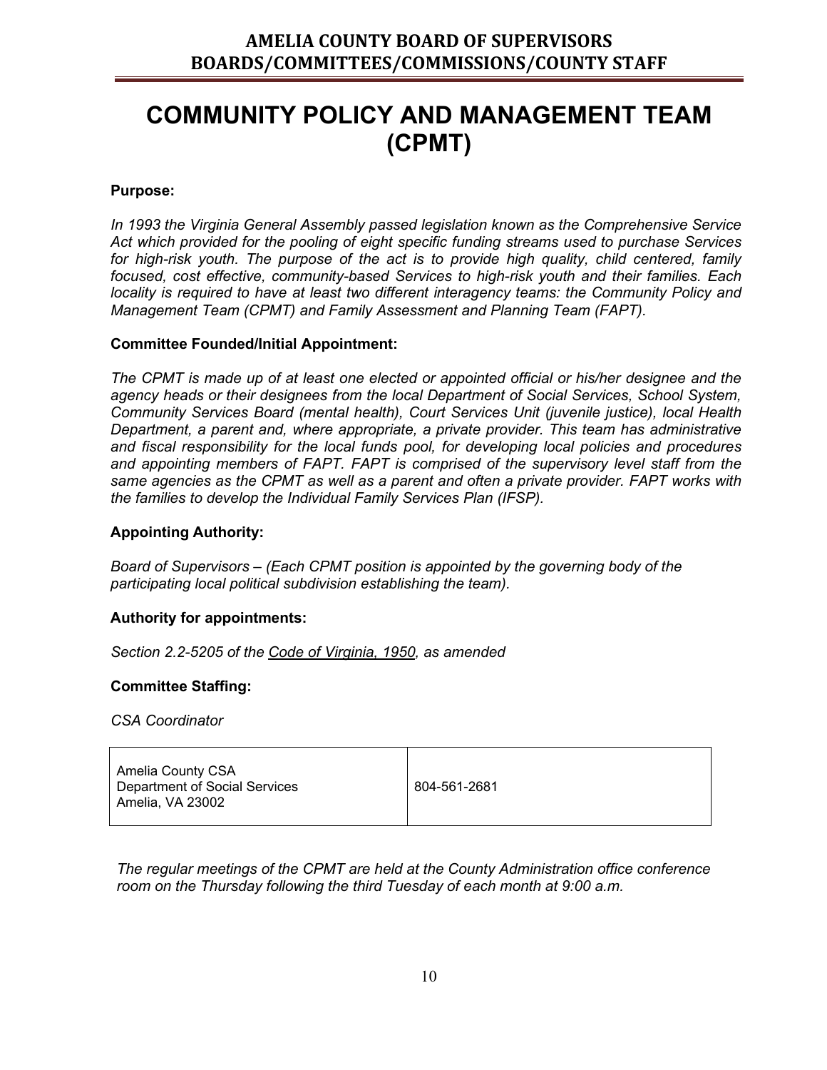# COMMUNITY POLICY AND MANAGEMENT TEAM (CPMT)

**Purpose:**

*In 1993 the Virginia General Assembly passed legislation known as the Comprehensive Service Act which provided for the pooling of eight specific funding streams used to purchase Services for high-risk youth. The purpose of the act is to provide high quality, child centered, family focused, cost effective, community-based Services to high-risk youth and their families. Each locality is required to have at least two different interagency teams: the Community Policy and Management Team (CPMT) and Family Assessment and Planning Team (FAPT).*

**Committee Founded/Initial Appointment:**

*The CPMT is made up of at least one elected or appointed official or his/her designee and the agency heads or their designees from the local Department of Social Services, School System, Community Services Board (mental health), Court Services Unit (juvenile justice), local Health Department, a parent and, where appropriate, a private provider. This team has administrative and fiscal responsibility for the local funds pool, for developing local policies and procedures and appointing members of FAPT. FAPT is comprised of the supervisory level staff from the same agencies as the CPMT as well as a parent and often a private provider. FAPT works with the families to develop the Individual Family Services Plan (IFSP).*

**Appointing Authority:**

*Board of Supervisors – (Each CPMT position is appointed by the governing body of the participating local political subdivision establishing the team).*

**Authority for appointments:**

*Section 2.2-5205 of the Code of Virginia, 1950, as amended*

**Committee Staffing:**

*CSA Coordinator*

| | |
|---|---|
| Amelia County CSA<br>Department of Social Services<br>Amelia, VA 23002 | 804-561-2681 |

*The regular meetings of the CPMT are held at the County Administration office conference room on the Thursday following the third Tuesday of each month at 9:00 a.m.*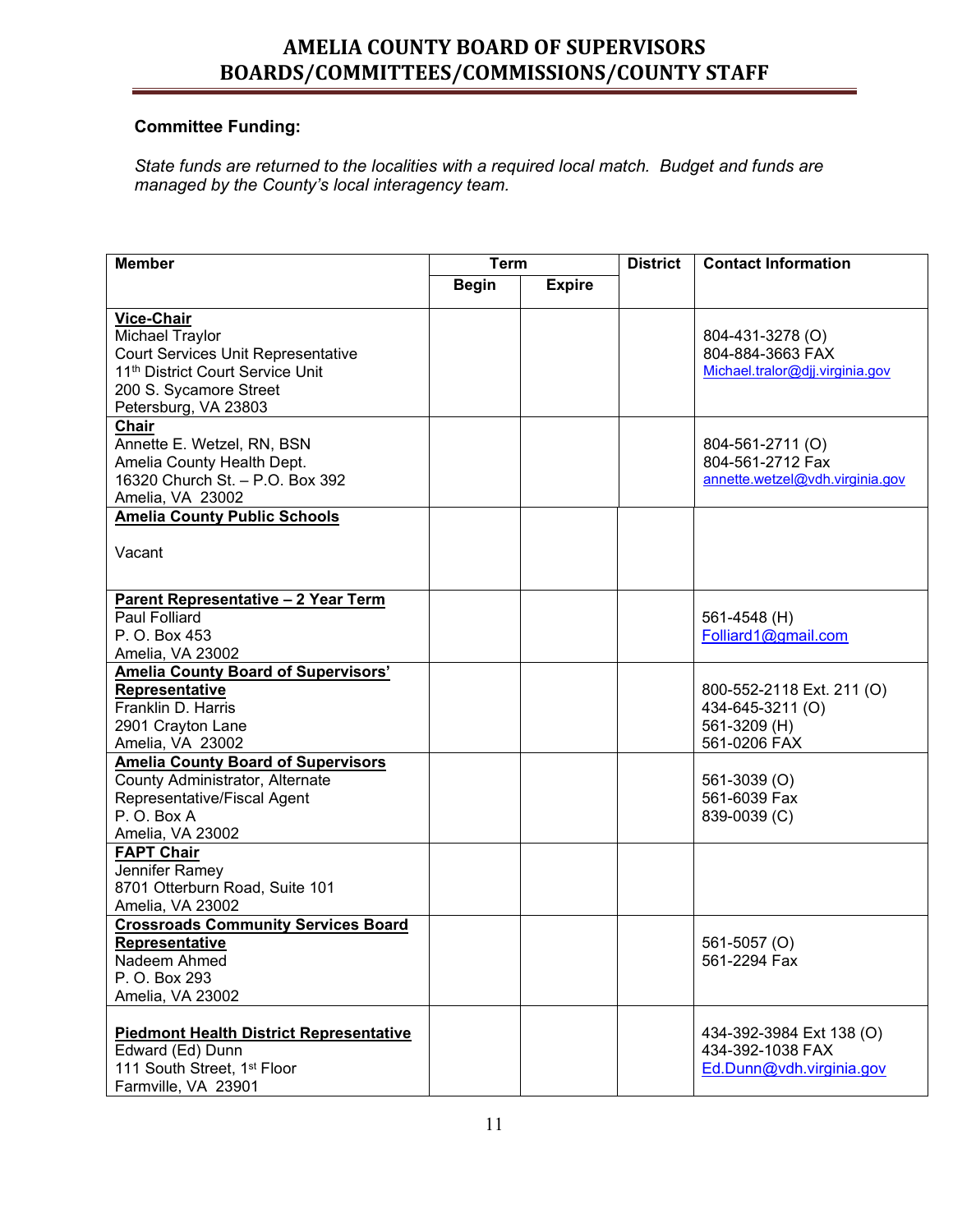# AMELIA COUNTY BOARD OF SUPERVISORS
# BOARDS/COMMITTEES/COMMISSIONS/COUNTY STAFF

**Committee Funding:**

*State funds are returned to the localities with a required local match. Budget and funds are managed by the County's local interagency team.*

| Member | Term | | District | Contact Information |
|---|---|---|---|---|
| | Begin | Expire | | |
| **Vice-Chair**<br>Michael Traylor<br>Court Services Unit Representative<br>11th District Court Service Unit<br>200 S. Sycamore Street<br>Petersburg, VA 23803 | | | | 804-431-3278 (O)<br>804-884-3663 FAX<br>Michael.tralor@djj.virginia.gov |
| **Chair**<br>Annette E. Wetzel, RN, BSN<br>Amelia County Health Dept.<br>16320 Church St. – P.O. Box 392<br>Amelia, VA 23002 | | | | 804-561-2711 (O)<br>804-561-2712 Fax<br>annette.wetzel@vdh.virginia.gov |
| **Amelia County Public Schools**<br><br>Vacant | | | | |
| **Parent Representative – 2 Year Term**<br>Paul Folliard<br>P. O. Box 453<br>Amelia, VA 23002 | | | | 561-4548 (H)<br>Folliard1@gmail.com |
| **Amelia County Board of Supervisors' Representative**<br>Franklin D. Harris<br>2901 Crayton Lane<br>Amelia, VA 23002 | | | | 800-552-2118 Ext. 211 (O)<br>434-645-3211 (O)<br>561-3209 (H)<br>561-0206 FAX |
| **Amelia County Board of Supervisors**<br>County Administrator, Alternate Representative/Fiscal Agent<br>P. O. Box A<br>Amelia, VA 23002 | | | | 561-3039 (O)<br>561-6039 Fax<br>839-0039 (C) |
| **FAPT Chair**<br>Jennifer Ramey<br>8701 Otterburn Road, Suite 101<br>Amelia, VA 23002 | | | | |
| **Crossroads Community Services Board Representative**<br>Nadeem Ahmed<br>P. O. Box 293<br>Amelia, VA 23002 | | | | 561-5057 (O)<br>561-2294 Fax |
| **Piedmont Health District Representative**<br>Edward (Ed) Dunn<br>111 South Street, 1st Floor<br>Farmville, VA 23901 | | | | 434-392-3984 Ext 138 (O)<br>434-392-1038 FAX<br>Ed.Dunn@vdh.virginia.gov |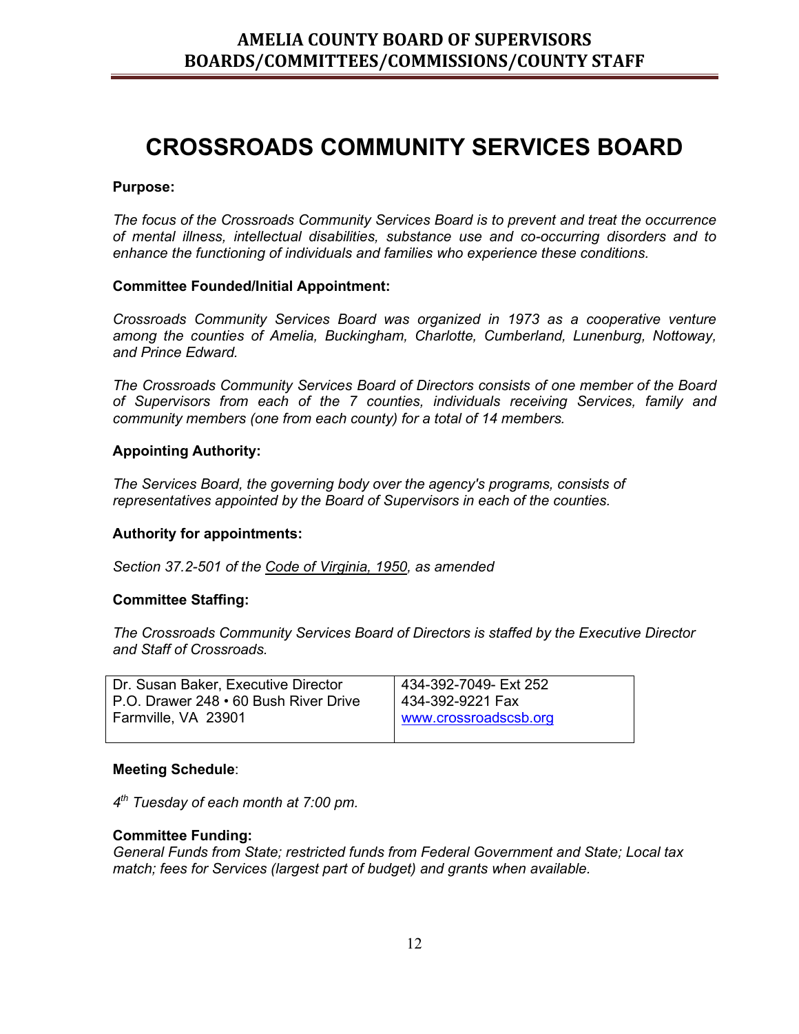# CROSSROADS COMMUNITY SERVICES BOARD

**Purpose:**

*The focus of the Crossroads Community Services Board is to prevent and treat the occurrence of mental illness, intellectual disabilities, substance use and co-occurring disorders and to enhance the functioning of individuals and families who experience these conditions.*

**Committee Founded/Initial Appointment:**

*Crossroads Community Services Board was organized in 1973 as a cooperative venture among the counties of Amelia, Buckingham, Charlotte, Cumberland, Lunenburg, Nottoway, and Prince Edward.*

*The Crossroads Community Services Board of Directors consists of one member of the Board of Supervisors from each of the 7 counties, individuals receiving Services, family and community members (one from each county) for a total of 14 members.*

**Appointing Authority:**

*The Services Board, the governing body over the agency's programs, consists of representatives appointed by the Board of Supervisors in each of the counties.*

**Authority for appointments:**

*Section 37.2-501 of the Code of Virginia, 1950, as amended*

**Committee Staffing:**

*The Crossroads Community Services Board of Directors is staffed by the Executive Director and Staff of Crossroads.*

| Dr. Susan Baker, Executive Director<br>P.O. Drawer 248 • 60 Bush River Drive<br>Farmville, VA 23901 | 434-392-7049- Ext 252<br>434-392-9221 Fax<br>www.crossroadscsb.org |
|---|---|

**Meeting Schedule**:

*4th Tuesday of each month at 7:00 pm.*

**Committee Funding:**

*General Funds from State; restricted funds from Federal Government and State; Local tax match; fees for Services (largest part of budget) and grants when available.*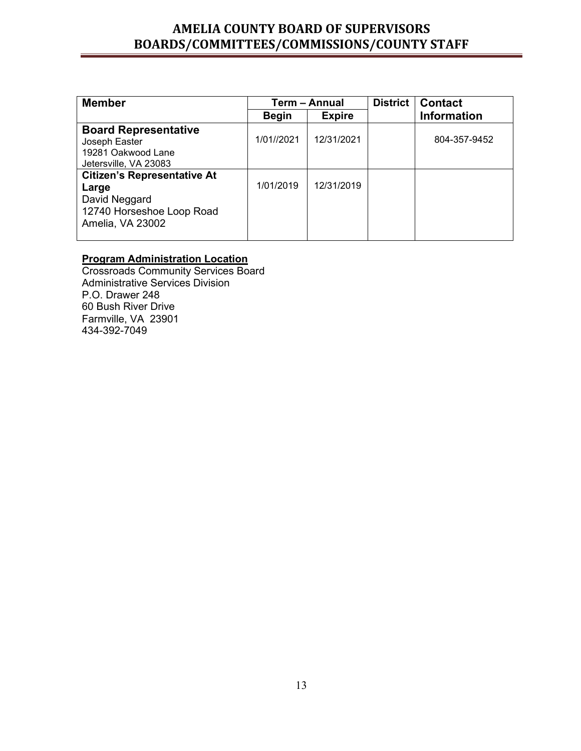# AMELIA COUNTY BOARD OF SUPERVISORS
# BOARDS/COMMITTEES/COMMISSIONS/COUNTY STAFF

| Member | Term – Annual | | District | Contact Information |
|---|---|---|---|---|
| | Begin | Expire | | |
| **Board Representative**<br>Joseph Easter<br>19281 Oakwood Lane<br>Jetersville, VA 23083 | 1/01//2021 | 12/31/2021 | | 804-357-9452 |
| **Citizen's Representative At Large**<br>David Neggard<br>12740 Horseshoe Loop Road<br>Amelia, VA 23002 | 1/01/2019 | 12/31/2019 | | |

**<u>Program Administration Location</u>**
Crossroads Community Services Board
Administrative Services Division
P.O. Drawer 248
60 Bush River Drive
Farmville, VA 23901
434-392-7049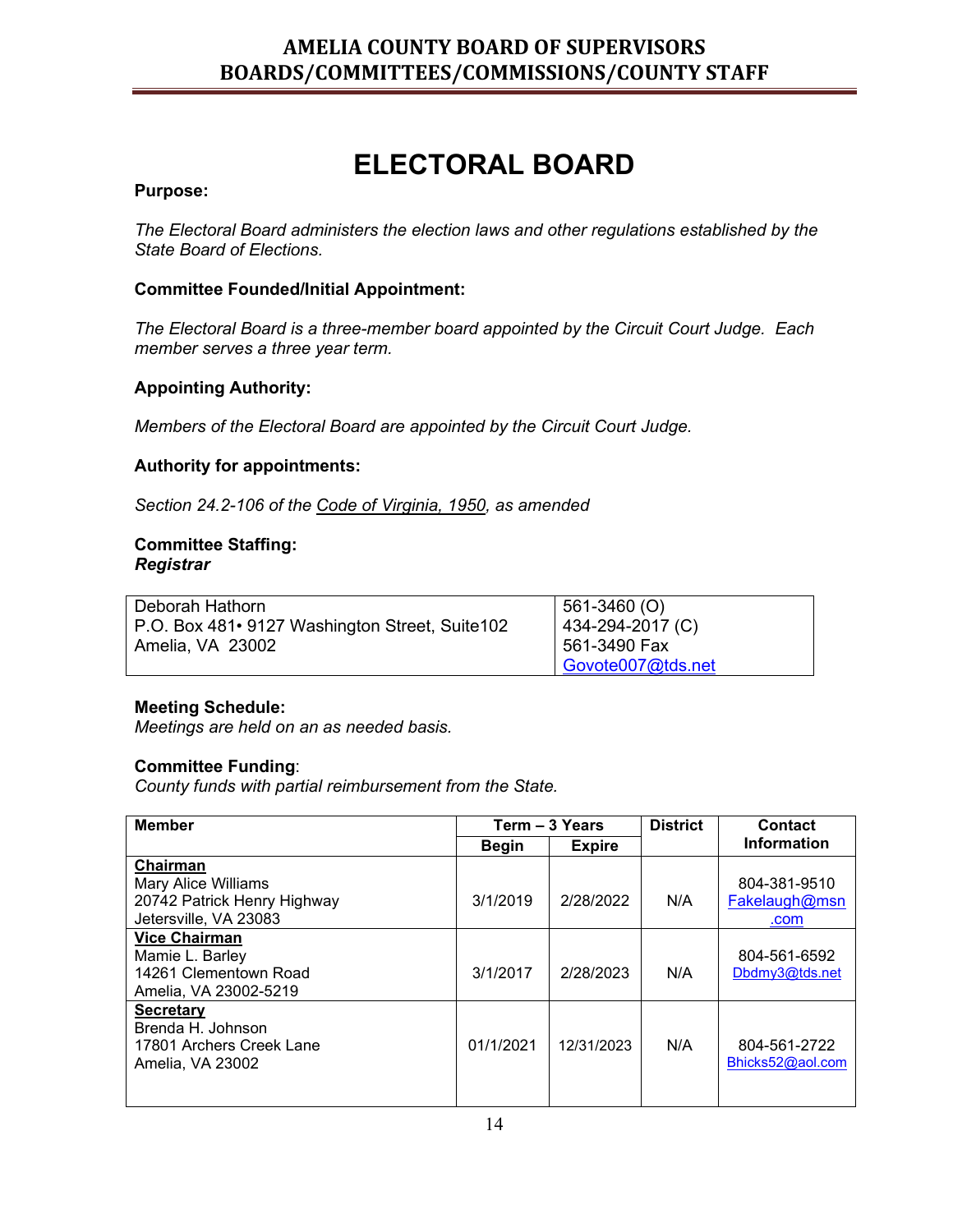# ELECTORAL BOARD

**Purpose:**

*The Electoral Board administers the election laws and other regulations established by the State Board of Elections.*

**Committee Founded/Initial Appointment:**

*The Electoral Board is a three-member board appointed by the Circuit Court Judge. Each member serves a three year term.*

**Appointing Authority:**

*Members of the Electoral Board are appointed by the Circuit Court Judge.*

**Authority for appointments:**

*Section 24.2-106 of the Code of Virginia, 1950, as amended*

**Committee Staffing:**
***Registrar***

| Deborah Hathorn<br>P.O. Box 481• 9127 Washington Street, Suite102<br>Amelia, VA 23002 | 561-3460 (O)<br>434-294-2017 (C)<br>561-3490 Fax<br>Govote007@tds.net |
|---|---|

**Meeting Schedule:**
*Meetings are held on an as needed basis.*

**Committee Funding**:
*County funds with partial reimbursement from the State.*

| Member | Term – 3 Years | | District | Contact Information |
|---|---|---|---|---|
| | Begin | Expire | | |
| **Chairman**<br>Mary Alice Williams<br>20742 Patrick Henry Highway<br>Jetersville, VA 23083 | 3/1/2019 | 2/28/2022 | N/A | 804-381-9510<br>Fakelaugh@msn.com |
| **Vice Chairman**<br>Mamie L. Barley<br>14261 Clementown Road<br>Amelia, VA 23002-5219 | 3/1/2017 | 2/28/2023 | N/A | 804-561-6592<br>Dbdmy3@tds.net |
| **Secretary**<br>Brenda H. Johnson<br>17801 Archers Creek Lane<br>Amelia, VA 23002 | 01/1/2021 | 12/31/2023 | N/A | 804-561-2722<br>Bhicks52@aol.com |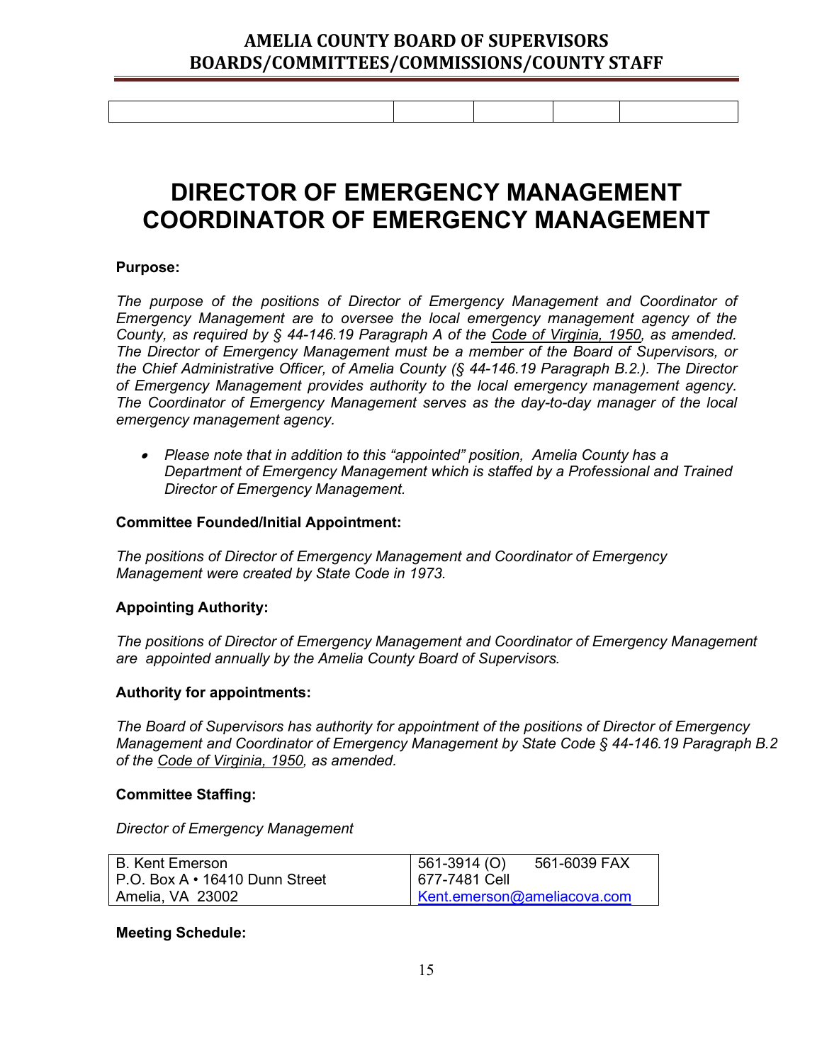| | | | | |
|---|---|---|---|---|
| | | | | |

# DIRECTOR OF EMERGENCY MANAGEMENT COORDINATOR OF EMERGENCY MANAGEMENT

**Purpose:**

*The purpose of the positions of Director of Emergency Management and Coordinator of Emergency Management are to oversee the local emergency management agency of the County, as required by § 44-146.19 Paragraph A of the Code of Virginia, 1950, as amended. The Director of Emergency Management must be a member of the Board of Supervisors, or the Chief Administrative Officer, of Amelia County (§ 44-146.19 Paragraph B.2.). The Director of Emergency Management provides authority to the local emergency management agency. The Coordinator of Emergency Management serves as the day-to-day manager of the local emergency management agency.*

- *Please note that in addition to this "appointed" position, Amelia County has a Department of Emergency Management which is staffed by a Professional and Trained Director of Emergency Management.*

**Committee Founded/Initial Appointment:**

*The positions of Director of Emergency Management and Coordinator of Emergency Management were created by State Code in 1973.*

**Appointing Authority:**

*The positions of Director of Emergency Management and Coordinator of Emergency Management are appointed annually by the Amelia County Board of Supervisors.*

**Authority for appointments:**

*The Board of Supervisors has authority for appointment of the positions of Director of Emergency Management and Coordinator of Emergency Management by State Code § 44-146.19 Paragraph B.2 of the Code of Virginia, 1950, as amended.*

**Committee Staffing:**

*Director of Emergency Management*

| | |
|---|---|
| B. Kent Emerson<br>P.O. Box A • 16410 Dunn Street<br>Amelia, VA 23002 | 561-3914 (O) 561-6039 FAX<br>677-7481 Cell<br>Kent.emerson@ameliacova.com |

**Meeting Schedule:**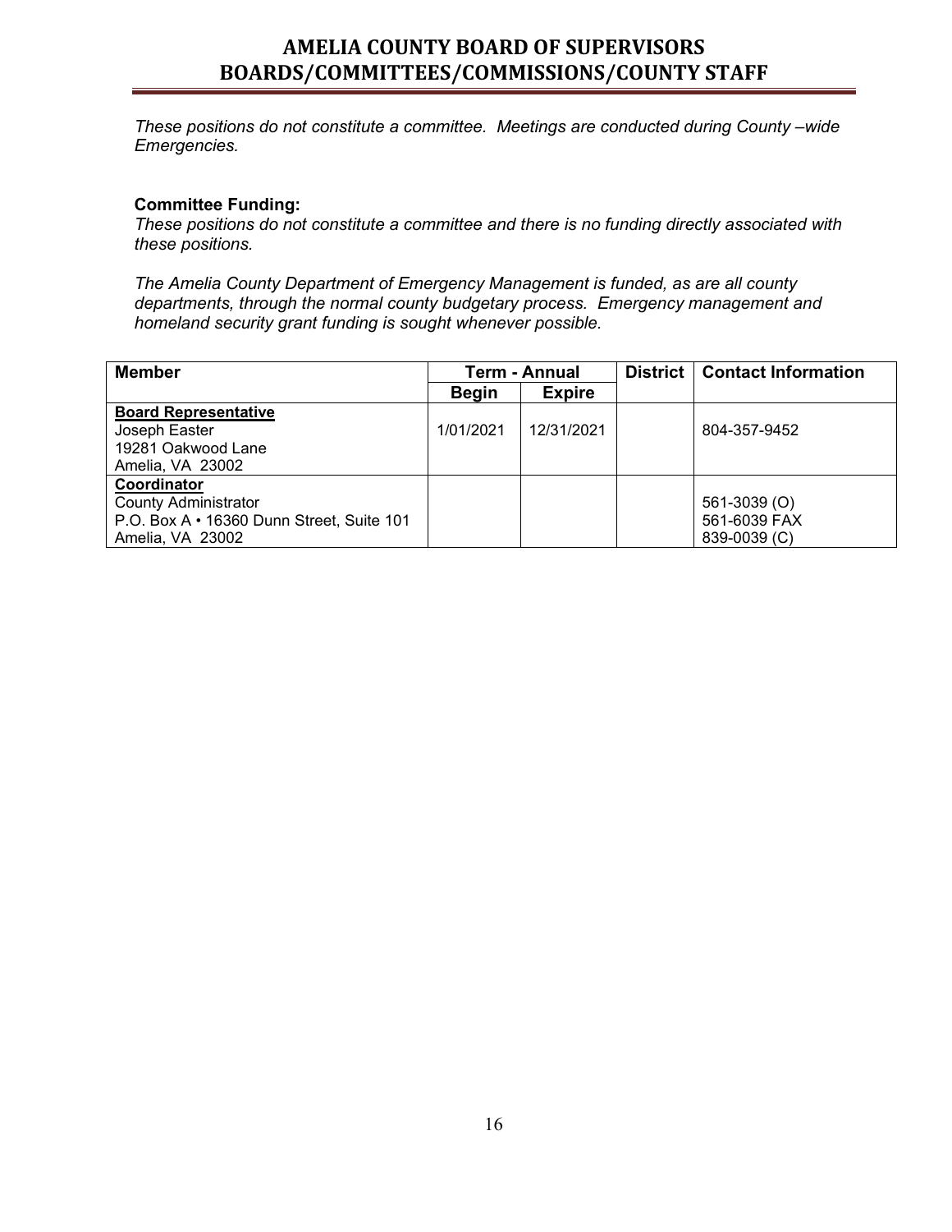*These positions do not constitute a committee. Meetings are conducted during County –wide Emergencies.*

**Committee Funding:**

*These positions do not constitute a committee and there is no funding directly associated with these positions.*

*The Amelia County Department of Emergency Management is funded, as are all county departments, through the normal county budgetary process. Emergency management and homeland security grant funding is sought whenever possible.*

| Member | Term - Annual | | District | Contact Information |
|---|---|---|---|---|
| | Begin | Expire | | |
| **Board Representative**<br>Joseph Easter<br>19281 Oakwood Lane<br>Amelia, VA 23002 | 1/01/2021 | 12/31/2021 | | 804-357-9452 |
| **Coordinator**<br>County Administrator<br>P.O. Box A • 16360 Dunn Street, Suite 101<br>Amelia, VA 23002 | | | | 561-3039 (O)<br>561-6039 FAX<br>839-0039 (C) |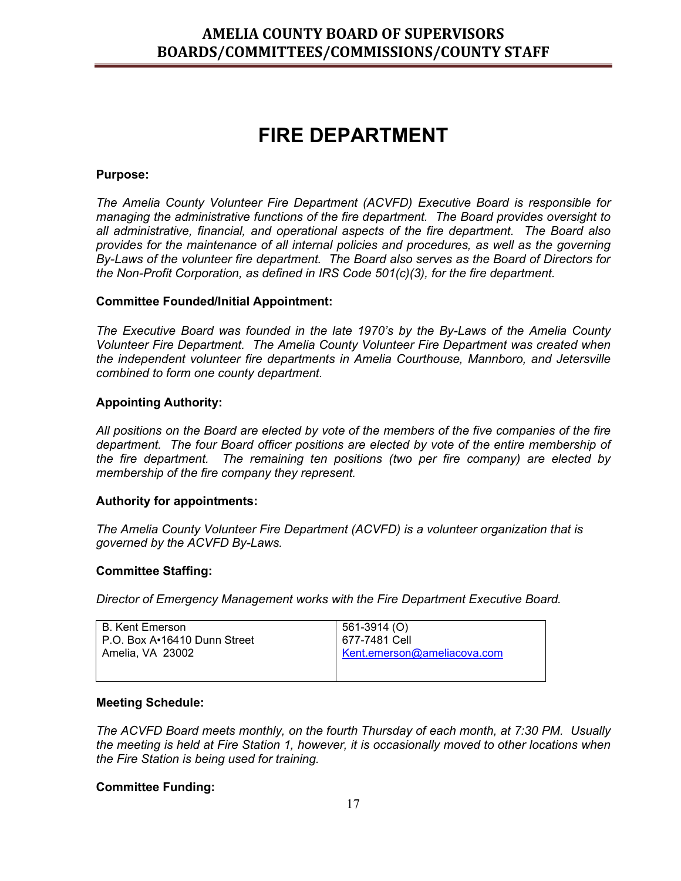# FIRE DEPARTMENT

**Purpose:**

*The Amelia County Volunteer Fire Department (ACVFD) Executive Board is responsible for managing the administrative functions of the fire department. The Board provides oversight to all administrative, financial, and operational aspects of the fire department. The Board also provides for the maintenance of all internal policies and procedures, as well as the governing By-Laws of the volunteer fire department. The Board also serves as the Board of Directors for the Non-Profit Corporation, as defined in IRS Code 501(c)(3), for the fire department.*

**Committee Founded/Initial Appointment:**

*The Executive Board was founded in the late 1970's by the By-Laws of the Amelia County Volunteer Fire Department. The Amelia County Volunteer Fire Department was created when the independent volunteer fire departments in Amelia Courthouse, Mannboro, and Jetersville combined to form one county department.*

**Appointing Authority:**

*All positions on the Board are elected by vote of the members of the five companies of the fire department. The four Board officer positions are elected by vote of the entire membership of the fire department. The remaining ten positions (two per fire company) are elected by membership of the fire company they represent.*

**Authority for appointments:**

*The Amelia County Volunteer Fire Department (ACVFD) is a volunteer organization that is governed by the ACVFD By-Laws.*

**Committee Staffing:**

*Director of Emergency Management works with the Fire Department Executive Board.*

| | |
|---|---|
| B. Kent Emerson<br>P.O. Box A•16410 Dunn Street<br>Amelia, VA 23002 | 561-3914 (O)<br>677-7481 Cell<br>Kent.emerson@ameliacova.com |

**Meeting Schedule:**

*The ACVFD Board meets monthly, on the fourth Thursday of each month, at 7:30 PM. Usually the meeting is held at Fire Station 1, however, it is occasionally moved to other locations when the Fire Station is being used for training.*

**Committee Funding:**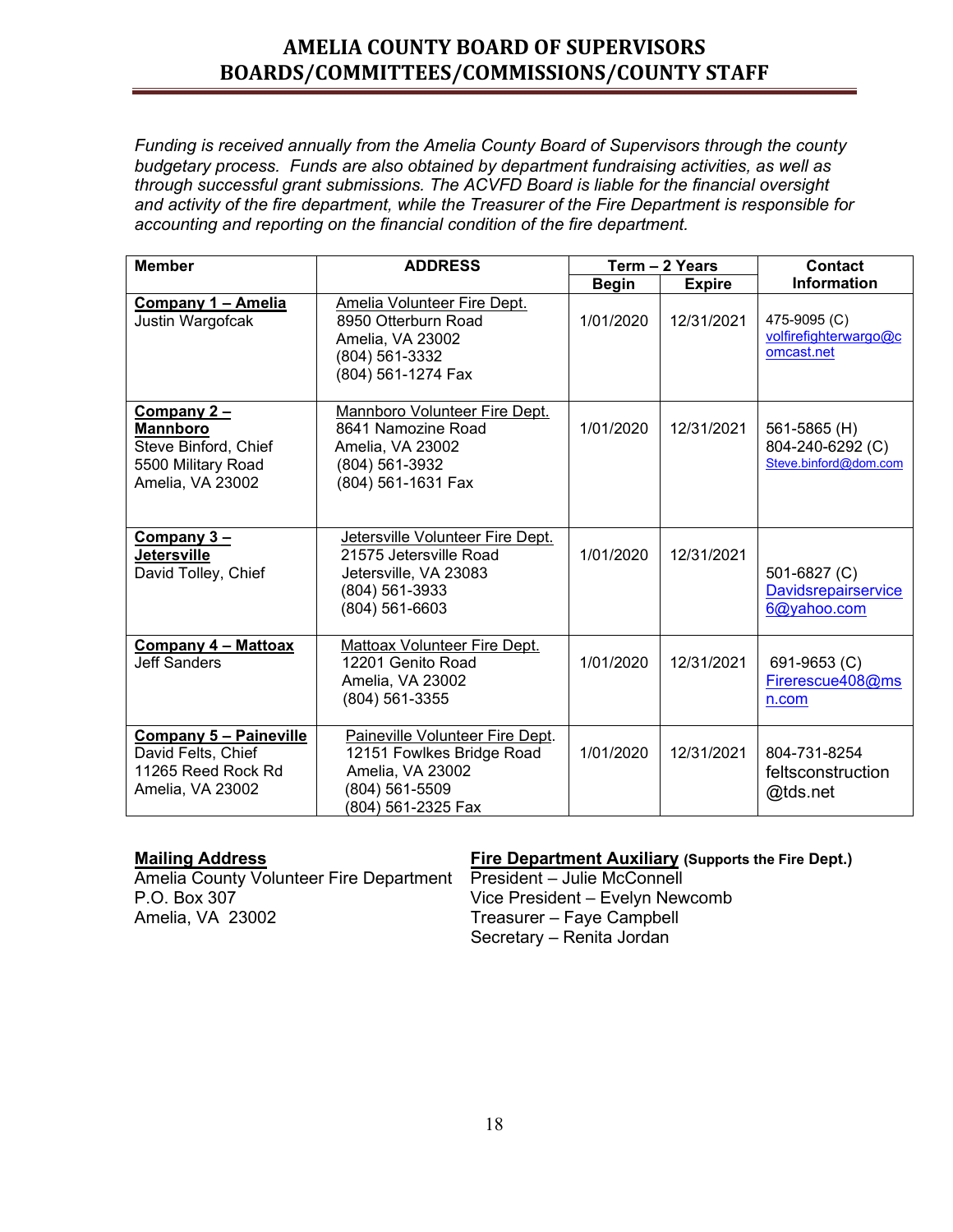# AMELIA COUNTY BOARD OF SUPERVISORS
# BOARDS/COMMITTEES/COMMISSIONS/COUNTY STAFF

*Funding is received annually from the Amelia County Board of Supervisors through the county budgetary process. Funds are also obtained by department fundraising activities, as well as through successful grant submissions. The ACVFD Board is liable for the financial oversight and activity of the fire department, while the Treasurer of the Fire Department is responsible for accounting and reporting on the financial condition of the fire department.*

| Member | ADDRESS | Term – 2 Years | | Contact Information |
|---|---|---|---|---|
| | | Begin | Expire | |
| **Company 1 – Amelia**<br>Justin Wargofcak | Amelia Volunteer Fire Dept.<br>8950 Otterburn Road<br>Amelia, VA 23002<br>(804) 561-3332<br>(804) 561-1274 Fax | 1/01/2020 | 12/31/2021 | 475-9095 (C)<br>volfirefighterwargo@comcast.net |
| **Company 2 – Mannboro**<br>Steve Binford, Chief<br>5500 Military Road<br>Amelia, VA 23002 | Mannboro Volunteer Fire Dept.<br>8641 Namozine Road<br>Amelia, VA 23002<br>(804) 561-3932<br>(804) 561-1631 Fax | 1/01/2020 | 12/31/2021 | 561-5865 (H)<br>804-240-6292 (C)<br>Steve.binford@dom.com |
| **Company 3 – Jetersville**<br>David Tolley, Chief | Jetersville Volunteer Fire Dept.<br>21575 Jetersville Road<br>Jetersville, VA 23083<br>(804) 561-3933<br>(804) 561-6603 | 1/01/2020 | 12/31/2021 | 501-6827 (C)<br>Davidsrepairservice6@yahoo.com |
| **Company 4 – Mattoax**<br>Jeff Sanders | Mattoax Volunteer Fire Dept.<br>12201 Genito Road<br>Amelia, VA 23002<br>(804) 561-3355 | 1/01/2020 | 12/31/2021 | 691-9653 (C)<br>Firerescue408@msn.com |
| **Company 5 – Paineville**<br>David Felts, Chief<br>11265 Reed Rock Rd<br>Amelia, VA 23002 | Paineville Volunteer Fire Dept.<br>12151 Fowlkes Bridge Road<br>Amelia, VA 23002<br>(804) 561-5509<br>(804) 561-2325 Fax | 1/01/2020 | 12/31/2021 | 804-731-8254<br>feltsconstruction@tds.net |

**Mailing Address**
Amelia County Volunteer Fire Department
P.O. Box 307
Amelia, VA 23002

**Fire Department Auxiliary** **(Supports the Fire Dept.)**
President – Julie McConnell
Vice President – Evelyn Newcomb
Treasurer – Faye Campbell
Secretary – Renita Jordan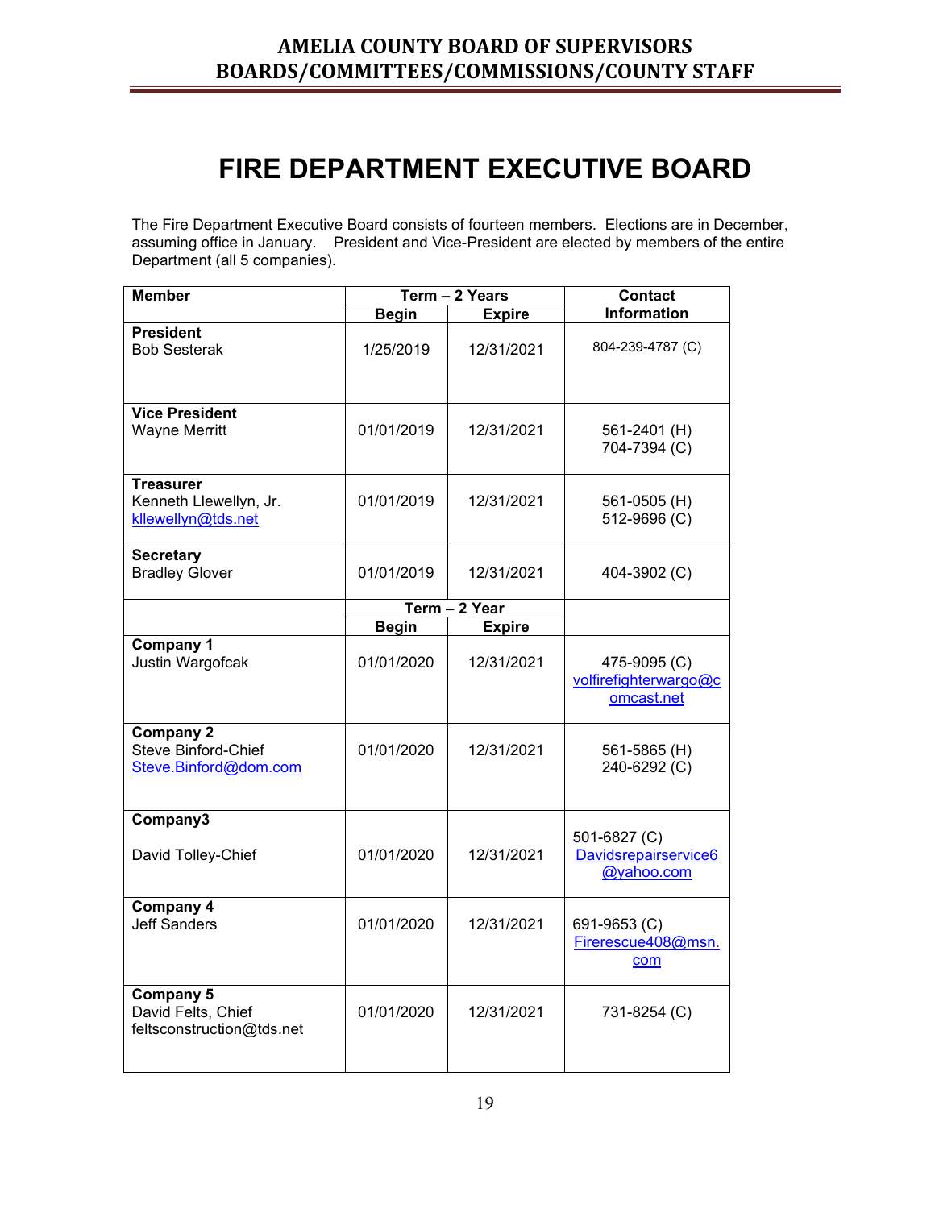# FIRE DEPARTMENT EXECUTIVE BOARD

The Fire Department Executive Board consists of fourteen members. Elections are in December, assuming office in January. President and Vice-President are elected by members of the entire Department (all 5 companies).

| Member | Term – 2 Years | | Contact Information |
|---|---|---|---|
| | Begin | Expire | |
| **President**<br>Bob Sesterak | 1/25/2019 | 12/31/2021 | 804-239-4787 (C) |
| **Vice President**<br>Wayne Merritt | 01/01/2019 | 12/31/2021 | 561-2401 (H)<br>704-7394 (C) |
| **Treasurer**<br>Kenneth Llewellyn, Jr.<br>kllewellyn@tds.net | 01/01/2019 | 12/31/2021 | 561-0505 (H)<br>512-9696 (C) |
| **Secretary**<br>Bradley Glover | 01/01/2019 | 12/31/2021 | 404-3902 (C) |
| | **Term – 2 Year** | | |
| | **Begin** | **Expire** | |
| **Company 1**<br>Justin Wargofcak | 01/01/2020 | 12/31/2021 | 475-9095 (C)<br>volfirefighterwargo@comcast.net |
| **Company 2**<br>Steve Binford-Chief<br>Steve.Binford@dom.com | 01/01/2020 | 12/31/2021 | 561-5865 (H)<br>240-6292 (C) |
| **Company3**<br>David Tolley-Chief | 01/01/2020 | 12/31/2021 | 501-6827 (C)<br>Davidsrepairservice6@yahoo.com |
| **Company 4**<br>Jeff Sanders | 01/01/2020 | 12/31/2021 | 691-9653 (C)<br>Firerescue408@msn.com |
| **Company 5**<br>David Felts, Chief<br>feltsconstruction@tds.net | 01/01/2020 | 12/31/2021 | 731-8254 (C) |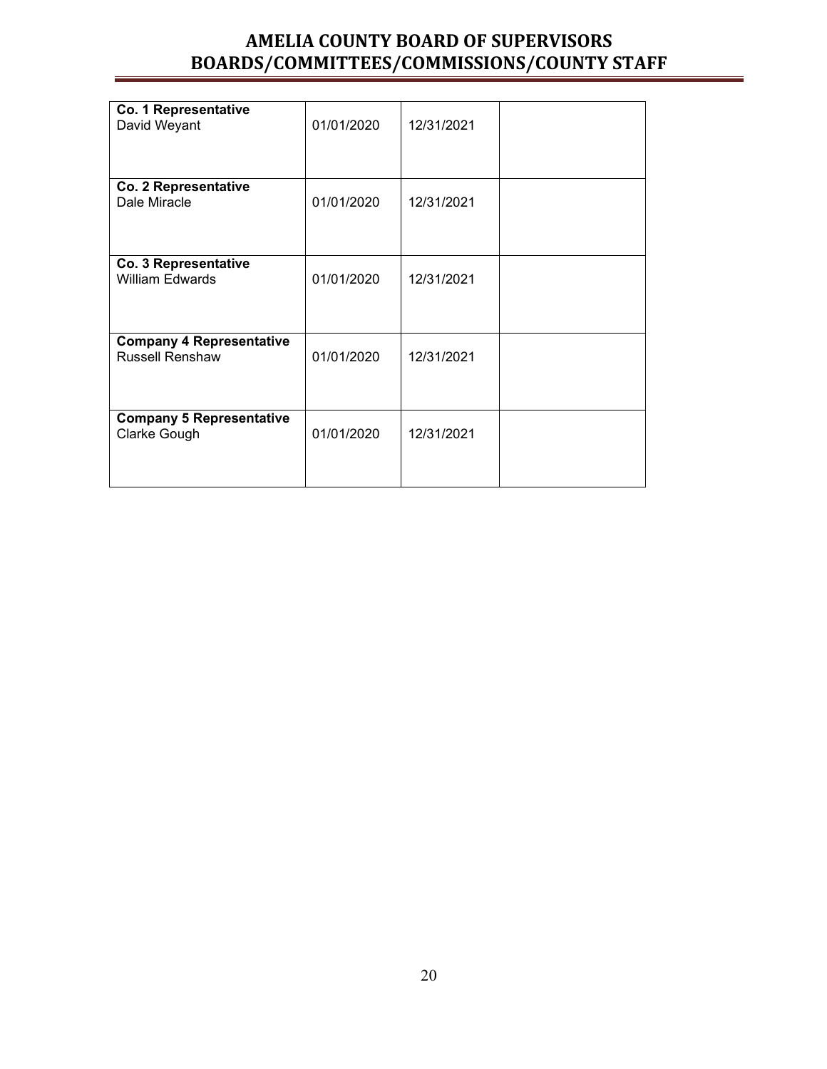| | | | |
|---|---|---|---|
| **Co. 1 Representative**<br>David Weyant | 01/01/2020 | 12/31/2021 | |
| **Co. 2 Representative**<br>Dale Miracle | 01/01/2020 | 12/31/2021 | |
| **Co. 3 Representative**<br>William Edwards | 01/01/2020 | 12/31/2021 | |
| **Company 4 Representative**<br>Russell Renshaw | 01/01/2020 | 12/31/2021 | |
| **Company 5 Representative**<br>Clarke Gough | 01/01/2020 | 12/31/2021 | |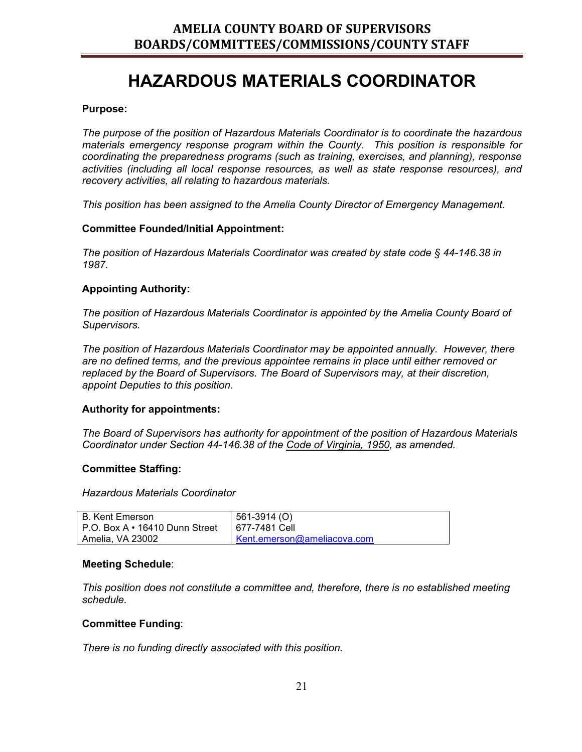# HAZARDOUS MATERIALS COORDINATOR

**Purpose:**

*The purpose of the position of Hazardous Materials Coordinator is to coordinate the hazardous materials emergency response program within the County. This position is responsible for coordinating the preparedness programs (such as training, exercises, and planning), response activities (including all local response resources, as well as state response resources), and recovery activities, all relating to hazardous materials.*

*This position has been assigned to the Amelia County Director of Emergency Management.*

**Committee Founded/Initial Appointment:**

*The position of Hazardous Materials Coordinator was created by state code § 44-146.38 in 1987.*

**Appointing Authority:**

*The position of Hazardous Materials Coordinator is appointed by the Amelia County Board of Supervisors.*

*The position of Hazardous Materials Coordinator may be appointed annually. However, there are no defined terms, and the previous appointee remains in place until either removed or replaced by the Board of Supervisors. The Board of Supervisors may, at their discretion, appoint Deputies to this position.*

**Authority for appointments:**

*The Board of Supervisors has authority for appointment of the position of Hazardous Materials Coordinator under Section 44-146.38 of the Code of Virginia, 1950, as amended.*

**Committee Staffing:**

*Hazardous Materials Coordinator*

| | |
|---|---|
| B. Kent Emerson | 561-3914 (O) |
| P.O. Box A • 16410 Dunn Street | 677-7481 Cell |
| Amelia, VA 23002 | Kent.emerson@ameliacova.com |

**Meeting Schedule**:

*This position does not constitute a committee and, therefore, there is no established meeting schedule.*

**Committee Funding**:

*There is no funding directly associated with this position.*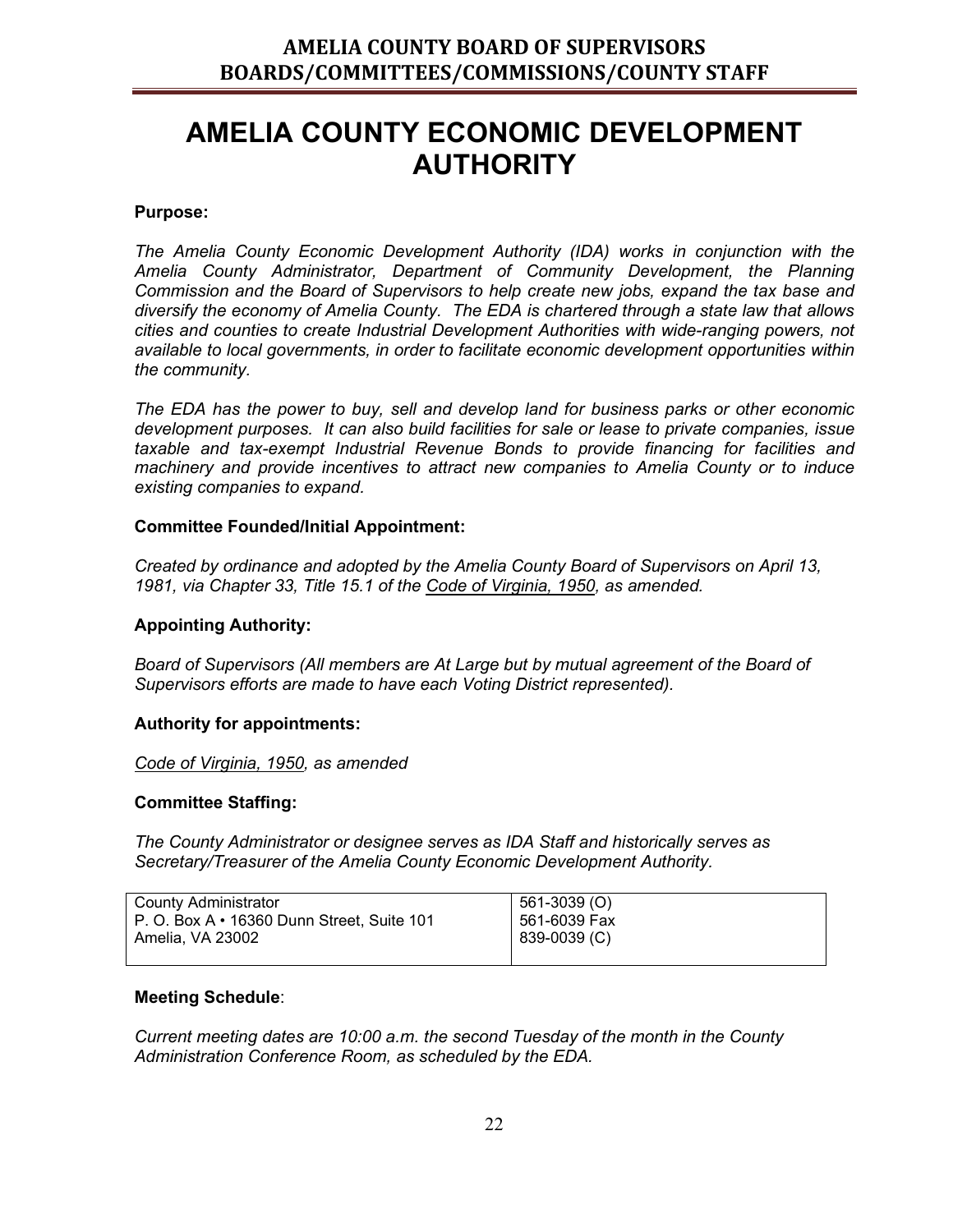# AMELIA COUNTY ECONOMIC DEVELOPMENT AUTHORITY

**Purpose:**

*The Amelia County Economic Development Authority (IDA) works in conjunction with the Amelia County Administrator, Department of Community Development, the Planning Commission and the Board of Supervisors to help create new jobs, expand the tax base and diversify the economy of Amelia County. The EDA is chartered through a state law that allows cities and counties to create Industrial Development Authorities with wide-ranging powers, not available to local governments, in order to facilitate economic development opportunities within the community.*

*The EDA has the power to buy, sell and develop land for business parks or other economic development purposes. It can also build facilities for sale or lease to private companies, issue taxable and tax-exempt Industrial Revenue Bonds to provide financing for facilities and machinery and provide incentives to attract new companies to Amelia County or to induce existing companies to expand.*

**Committee Founded/Initial Appointment:**

*Created by ordinance and adopted by the Amelia County Board of Supervisors on April 13, 1981, via Chapter 33, Title 15.1 of the Code of Virginia, 1950, as amended.*

**Appointing Authority:**

*Board of Supervisors (All members are At Large but by mutual agreement of the Board of Supervisors efforts are made to have each Voting District represented).*

**Authority for appointments:**

*Code of Virginia, 1950, as amended*

**Committee Staffing:**

*The County Administrator or designee serves as IDA Staff and historically serves as Secretary/Treasurer of the Amelia County Economic Development Authority.*

| County Administrator<br>P. O. Box A • 16360 Dunn Street, Suite 101<br>Amelia, VA 23002 | 561-3039 (O)<br>561-6039 Fax<br>839-0039 (C) |
|---|---|

**Meeting Schedule**:

*Current meeting dates are 10:00 a.m. the second Tuesday of the month in the County Administration Conference Room, as scheduled by the EDA.*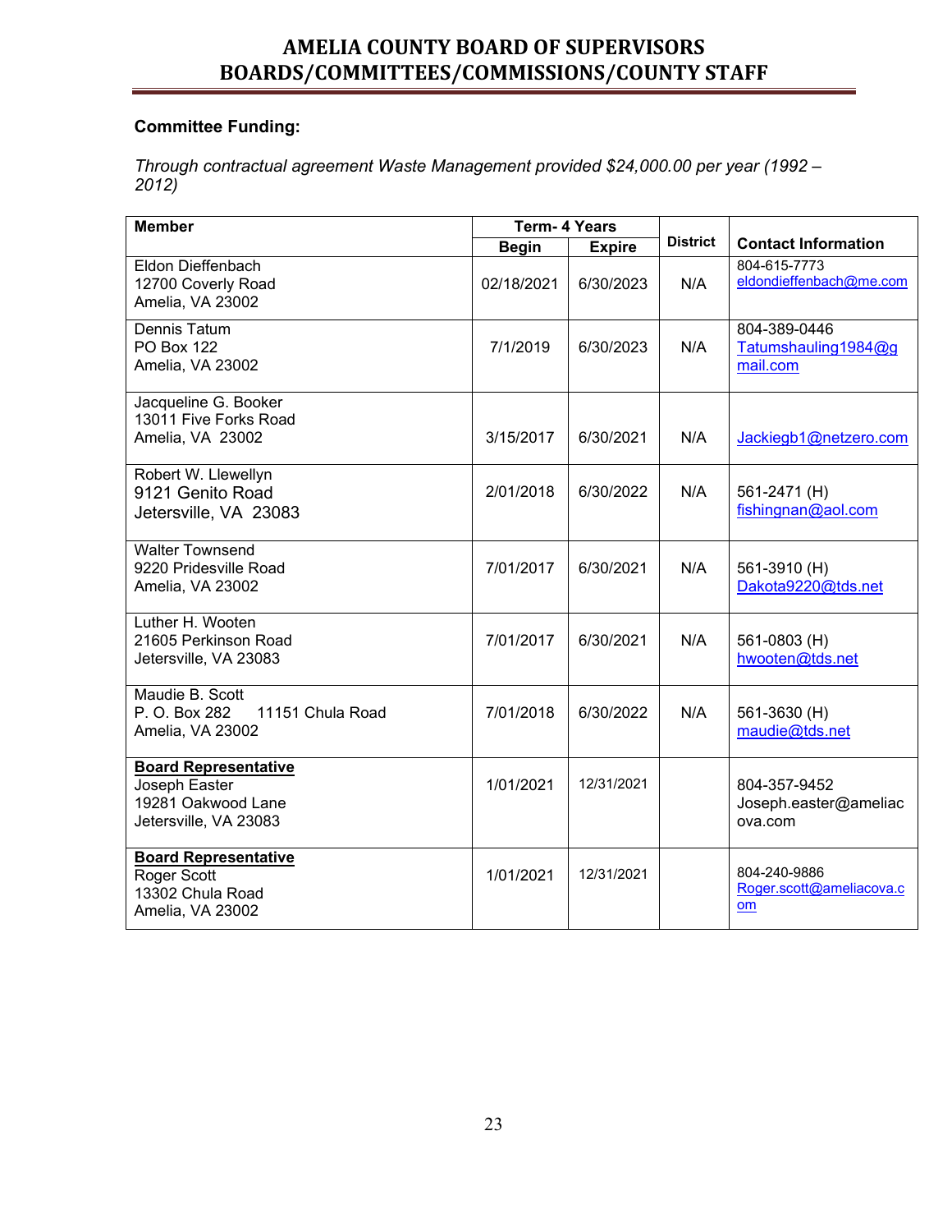# AMELIA COUNTY BOARD OF SUPERVISORS
# BOARDS/COMMITTEES/COMMISSIONS/COUNTY STAFF

**Committee Funding:**

*Through contractual agreement Waste Management provided $24,000.00 per year (1992 – 2012)*

| Member | Term- 4 Years | | District | Contact Information |
|---|---|---|---|---|
| | Begin | Expire | | |
| Eldon Dieffenbach<br>12700 Coverly Road<br>Amelia, VA 23002 | 02/18/2021 | 6/30/2023 | N/A | 804-615-7773<br>eldondieffenbach@me.com |
| Dennis Tatum<br>PO Box 122<br>Amelia, VA 23002 | 7/1/2019 | 6/30/2023 | N/A | 804-389-0446<br>Tatumshauling1984@gmail.com |
| Jacqueline G. Booker<br>13011 Five Forks Road<br>Amelia, VA 23002 | 3/15/2017 | 6/30/2021 | N/A | Jackiegb1@netzero.com |
| Robert W. Llewellyn<br>9121 Genito Road<br>Jetersville, VA 23083 | 2/01/2018 | 6/30/2022 | N/A | 561-2471 (H)<br>fishingnan@aol.com |
| Walter Townsend<br>9220 Pridesville Road<br>Amelia, VA 23002 | 7/01/2017 | 6/30/2021 | N/A | 561-3910 (H)<br>Dakota9220@tds.net |
| Luther H. Wooten<br>21605 Perkinson Road<br>Jetersville, VA 23083 | 7/01/2017 | 6/30/2021 | N/A | 561-0803 (H)<br>hwooten@tds.net |
| Maudie B. Scott<br>P. O. Box 282 11151 Chula Road<br>Amelia, VA 23002 | 7/01/2018 | 6/30/2022 | N/A | 561-3630 (H)<br>maudie@tds.net |
| **Board Representative**<br>Joseph Easter<br>19281 Oakwood Lane<br>Jetersville, VA 23083 | 1/01/2021 | 12/31/2021 | | 804-357-9452<br>Joseph.easter@ameliacova.com |
| **Board Representative**<br>Roger Scott<br>13302 Chula Road<br>Amelia, VA 23002 | 1/01/2021 | 12/31/2021 | | 804-240-9886<br>Roger.scott@ameliacova.com |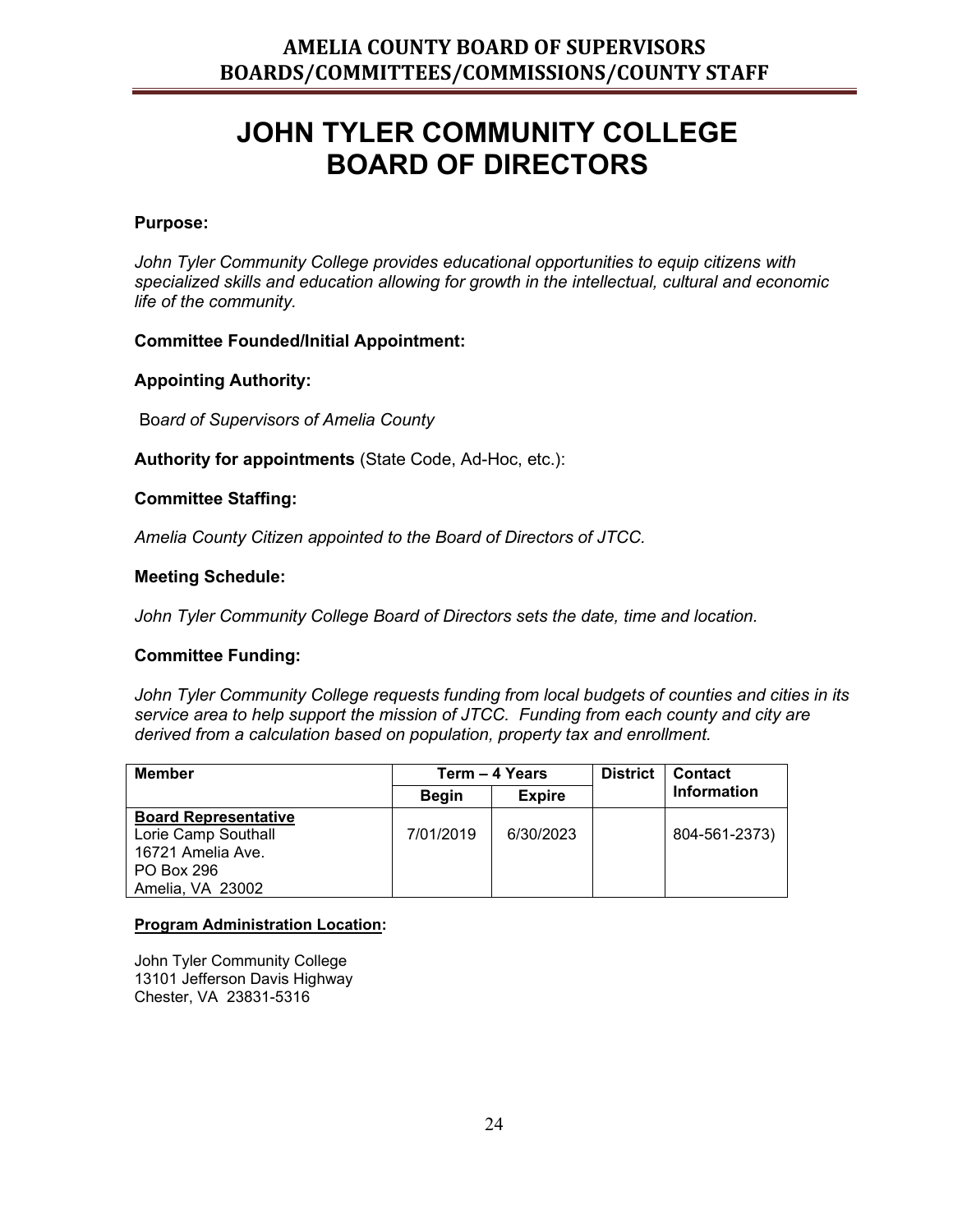# JOHN TYLER COMMUNITY COLLEGE BOARD OF DIRECTORS

**Purpose:**

*John Tyler Community College provides educational opportunities to equip citizens with specialized skills and education allowing for growth in the intellectual, cultural and economic life of the community.*

**Committee Founded/Initial Appointment:**

**Appointing Authority:**

Bo*ard of Supervisors of Amelia County*

**Authority for appointments** (State Code, Ad-Hoc, etc.):

**Committee Staffing:**

*Amelia County Citizen appointed to the Board of Directors of JTCC.*

**Meeting Schedule:**

*John Tyler Community College Board of Directors sets the date, time and location.*

**Committee Funding:**

*John Tyler Community College requests funding from local budgets of counties and cities in its service area to help support the mission of JTCC. Funding from each county and city are derived from a calculation based on population, property tax and enrollment.*

| Member | Term – 4 Years | | District | Contact Information |
|---|---|---|---|---|
| | Begin | Expire | | |
| **Board Representative**<br>Lorie Camp Southall<br>16721 Amelia Ave.<br>PO Box 296<br>Amelia, VA 23002 | 7/01/2019 | 6/30/2023 | | 804-561-2373) |

**Program Administration Location:**

John Tyler Community College
13101 Jefferson Davis Highway
Chester, VA 23831-5316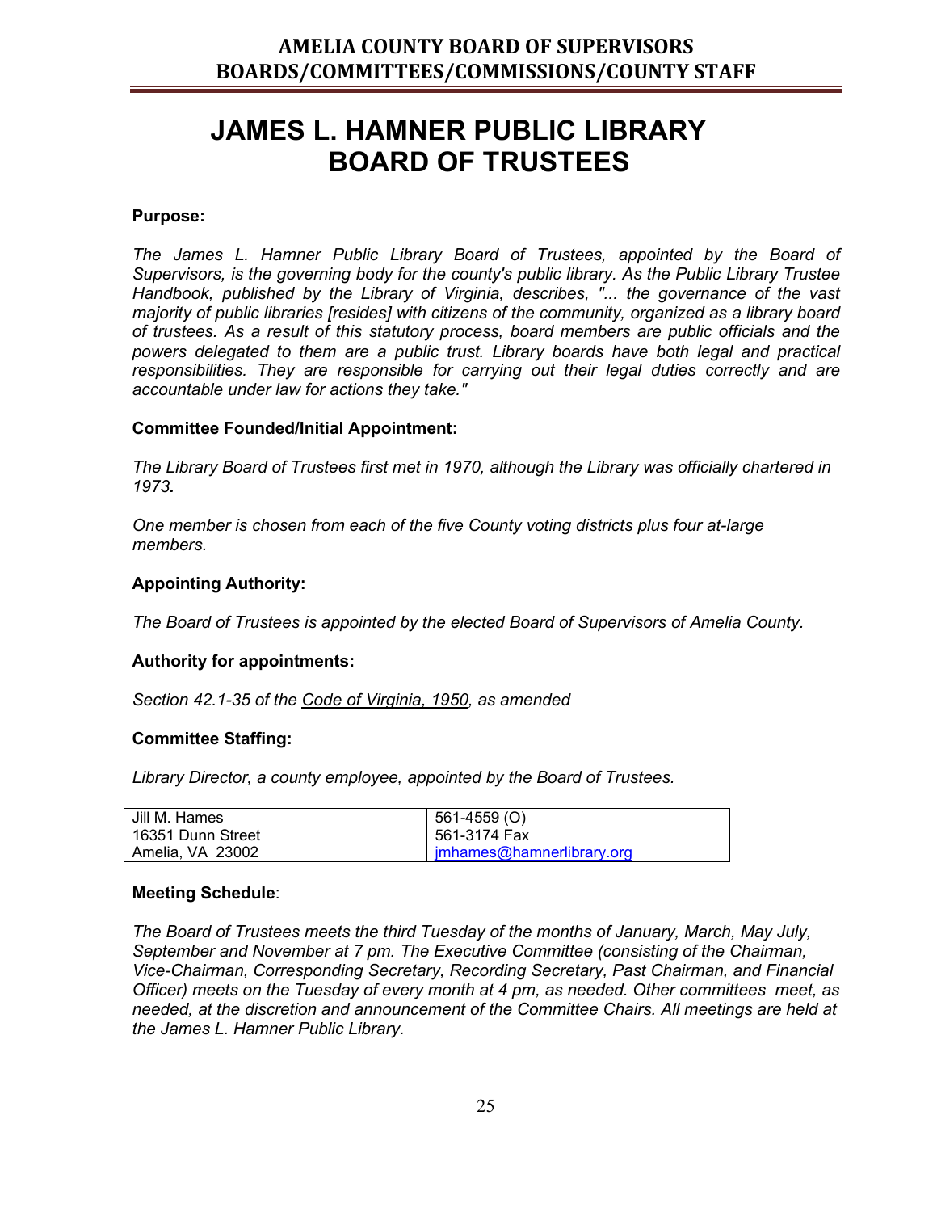# JAMES L. HAMNER PUBLIC LIBRARY BOARD OF TRUSTEES

**Purpose:**

*The James L. Hamner Public Library Board of Trustees, appointed by the Board of Supervisors, is the governing body for the county's public library. As the Public Library Trustee Handbook, published by the Library of Virginia, describes, "... the governance of the vast majority of public libraries [resides] with citizens of the community, organized as a library board of trustees. As a result of this statutory process, board members are public officials and the powers delegated to them are a public trust. Library boards have both legal and practical responsibilities. They are responsible for carrying out their legal duties correctly and are accountable under law for actions they take."*

**Committee Founded/Initial Appointment:**

*The Library Board of Trustees first met in 1970, although the Library was officially chartered in 1973.*

*One member is chosen from each of the five County voting districts plus four at-large members.*

**Appointing Authority:**

*The Board of Trustees is appointed by the elected Board of Supervisors of Amelia County.*

**Authority for appointments:**

*Section 42.1-35 of the Code of Virginia, 1950, as amended*

**Committee Staffing:**

*Library Director, a county employee, appointed by the Board of Trustees.*

| | |
|---|---|
| Jill M. Hames<br>16351 Dunn Street<br>Amelia, VA 23002 | 561-4559 (O)<br>561-3174 Fax<br>jmhames@hamnerlibrary.org |

**Meeting Schedule**:

*The Board of Trustees meets the third Tuesday of the months of January, March, May July, September and November at 7 pm. The Executive Committee (consisting of the Chairman, Vice-Chairman, Corresponding Secretary, Recording Secretary, Past Chairman, and Financial Officer) meets on the Tuesday of every month at 4 pm, as needed. Other committees meet, as needed, at the discretion and announcement of the Committee Chairs. All meetings are held at the James L. Hamner Public Library.*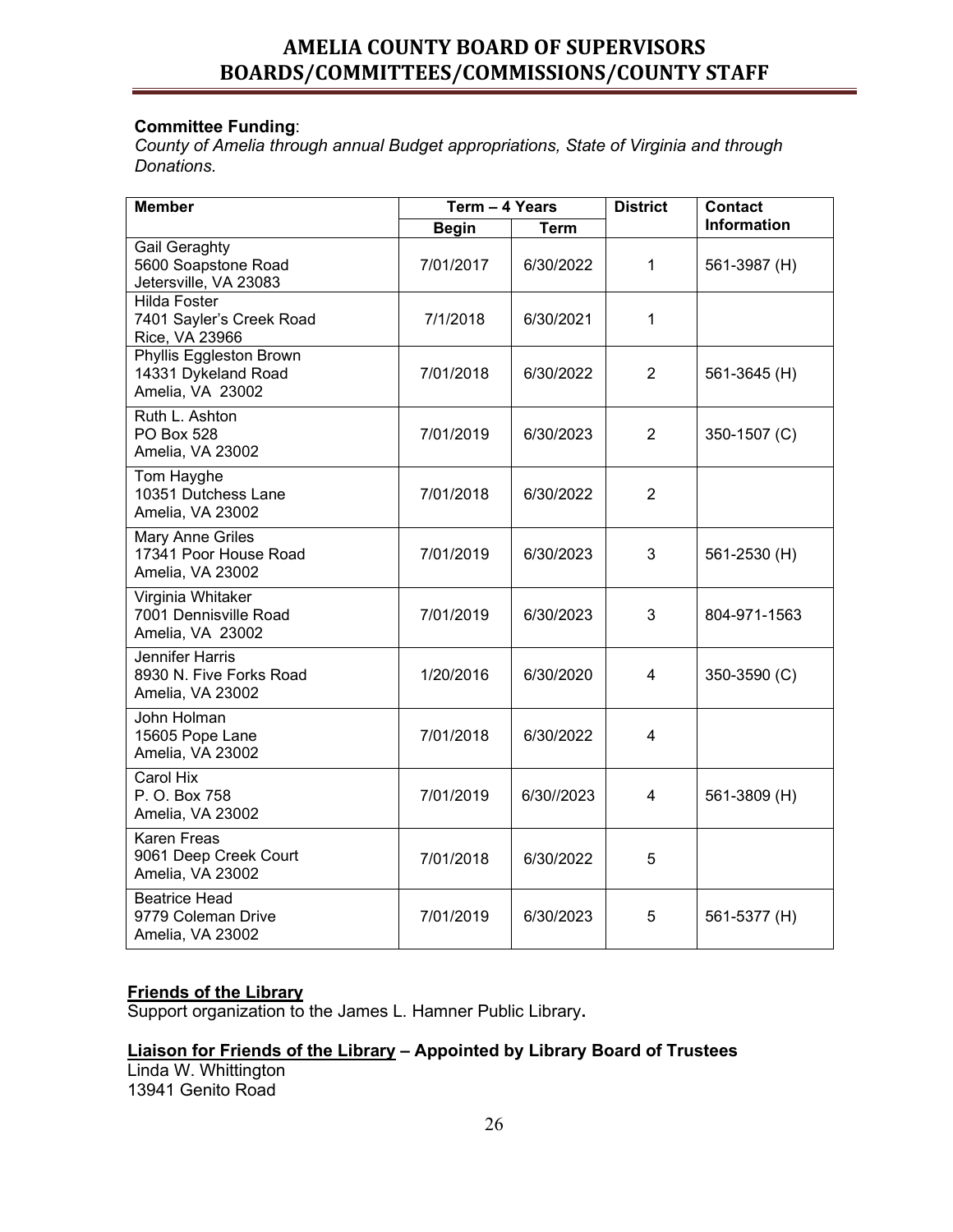**Committee Funding**:
*County of Amelia through annual Budget appropriations, State of Virginia and through Donations.*

| Member | Term – 4 Years | | District | Contact Information |
|---|---|---|---|---|
| | Begin | Term | | |
| Gail Geraghty<br>5600 Soapstone Road<br>Jetersville, VA 23083 | 7/01/2017 | 6/30/2022 | 1 | 561-3987 (H) |
| Hilda Foster<br>7401 Sayler's Creek Road<br>Rice, VA 23966 | 7/1/2018 | 6/30/2021 | 1 | |
| Phyllis Eggleston Brown<br>14331 Dykeland Road<br>Amelia, VA 23002 | 7/01/2018 | 6/30/2022 | 2 | 561-3645 (H) |
| Ruth L. Ashton<br>PO Box 528<br>Amelia, VA 23002 | 7/01/2019 | 6/30/2023 | 2 | 350-1507 (C) |
| Tom Hayghe<br>10351 Dutchess Lane<br>Amelia, VA 23002 | 7/01/2018 | 6/30/2022 | 2 | |
| Mary Anne Griles<br>17341 Poor House Road<br>Amelia, VA 23002 | 7/01/2019 | 6/30/2023 | 3 | 561-2530 (H) |
| Virginia Whitaker<br>7001 Dennisville Road<br>Amelia, VA 23002 | 7/01/2019 | 6/30/2023 | 3 | 804-971-1563 |
| Jennifer Harris<br>8930 N. Five Forks Road<br>Amelia, VA 23002 | 1/20/2016 | 6/30/2020 | 4 | 350-3590 (C) |
| John Holman<br>15605 Pope Lane<br>Amelia, VA 23002 | 7/01/2018 | 6/30/2022 | 4 | |
| Carol Hix<br>P. O. Box 758<br>Amelia, VA 23002 | 7/01/2019 | 6/30//2023 | 4 | 561-3809 (H) |
| Karen Freas<br>9061 Deep Creek Court<br>Amelia, VA 23002 | 7/01/2018 | 6/30/2022 | 5 | |
| Beatrice Head<br>9779 Coleman Drive<br>Amelia, VA 23002 | 7/01/2019 | 6/30/2023 | 5 | 561-5377 (H) |

**Friends of the Library**

Support organization to the James L. Hamner Public Library.

**Liaison for Friends of the Library – Appointed by Library Board of Trustees**

Linda W. Whittington
13941 Genito Road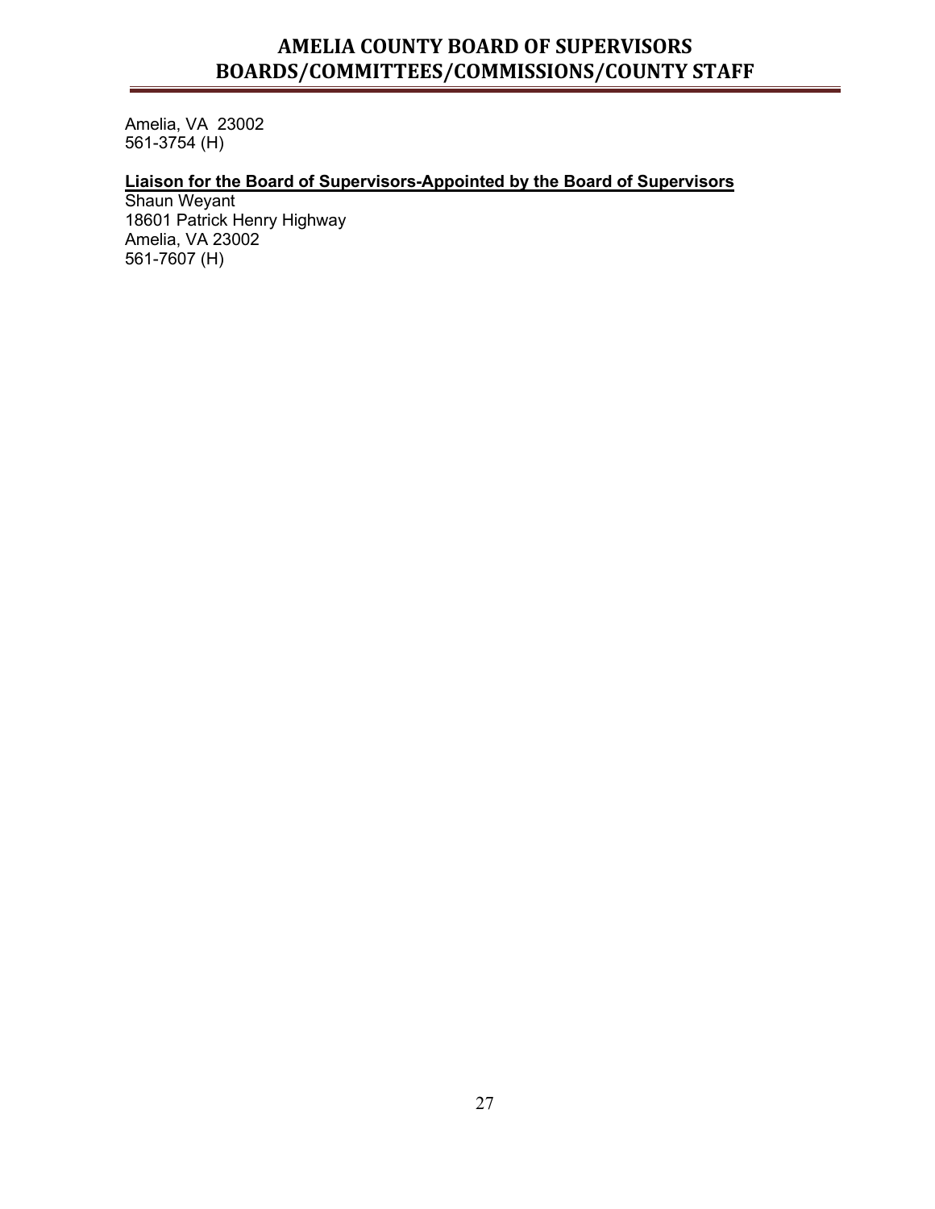Amelia, VA  23002
561-3754 (H)

**Liaison for the Board of Supervisors-Appointed by the Board of Supervisors**
Shaun Weyant
18601 Patrick Henry Highway
Amelia, VA 23002
561-7607 (H)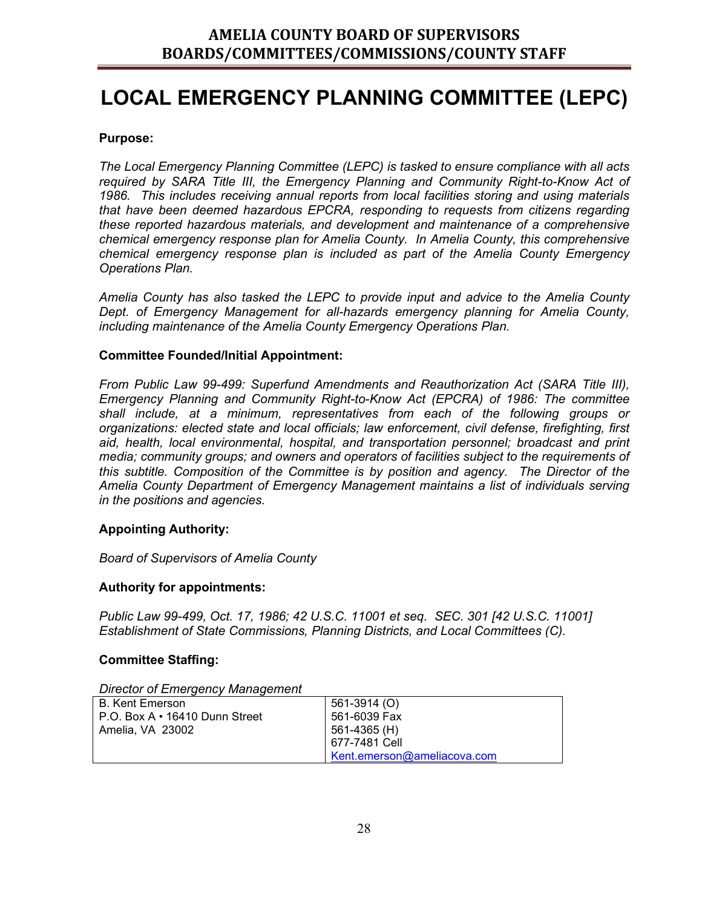# LOCAL EMERGENCY PLANNING COMMITTEE (LEPC)

**Purpose:**

*The Local Emergency Planning Committee (LEPC) is tasked to ensure compliance with all acts required by SARA Title III, the Emergency Planning and Community Right-to-Know Act of 1986. This includes receiving annual reports from local facilities storing and using materials that have been deemed hazardous EPCRA, responding to requests from citizens regarding these reported hazardous materials, and development and maintenance of a comprehensive chemical emergency response plan for Amelia County. In Amelia County, this comprehensive chemical emergency response plan is included as part of the Amelia County Emergency Operations Plan.*

*Amelia County has also tasked the LEPC to provide input and advice to the Amelia County Dept. of Emergency Management for all-hazards emergency planning for Amelia County, including maintenance of the Amelia County Emergency Operations Plan.*

**Committee Founded/Initial Appointment:**

*From Public Law 99-499: Superfund Amendments and Reauthorization Act (SARA Title III), Emergency Planning and Community Right-to-Know Act (EPCRA) of 1986: The committee shall include, at a minimum, representatives from each of the following groups or organizations: elected state and local officials; law enforcement, civil defense, firefighting, first aid, health, local environmental, hospital, and transportation personnel; broadcast and print media; community groups; and owners and operators of facilities subject to the requirements of this subtitle. Composition of the Committee is by position and agency. The Director of the Amelia County Department of Emergency Management maintains a list of individuals serving in the positions and agencies.*

**Appointing Authority:**

*Board of Supervisors of Amelia County*

**Authority for appointments:**

*Public Law 99-499, Oct. 17, 1986; 42 U.S.C. 11001 et seq. SEC. 301 [42 U.S.C. 11001] Establishment of State Commissions, Planning Districts, and Local Committees (C).*

**Committee Staffing:**

*Director of Emergency Management*

| | |
|---|---|
| B. Kent Emerson<br>P.O. Box A • 16410 Dunn Street<br>Amelia, VA 23002 | 561-3914 (O)<br>561-6039 Fax<br>561-4365 (H)<br>677-7481 Cell<br>Kent.emerson@ameliacova.com |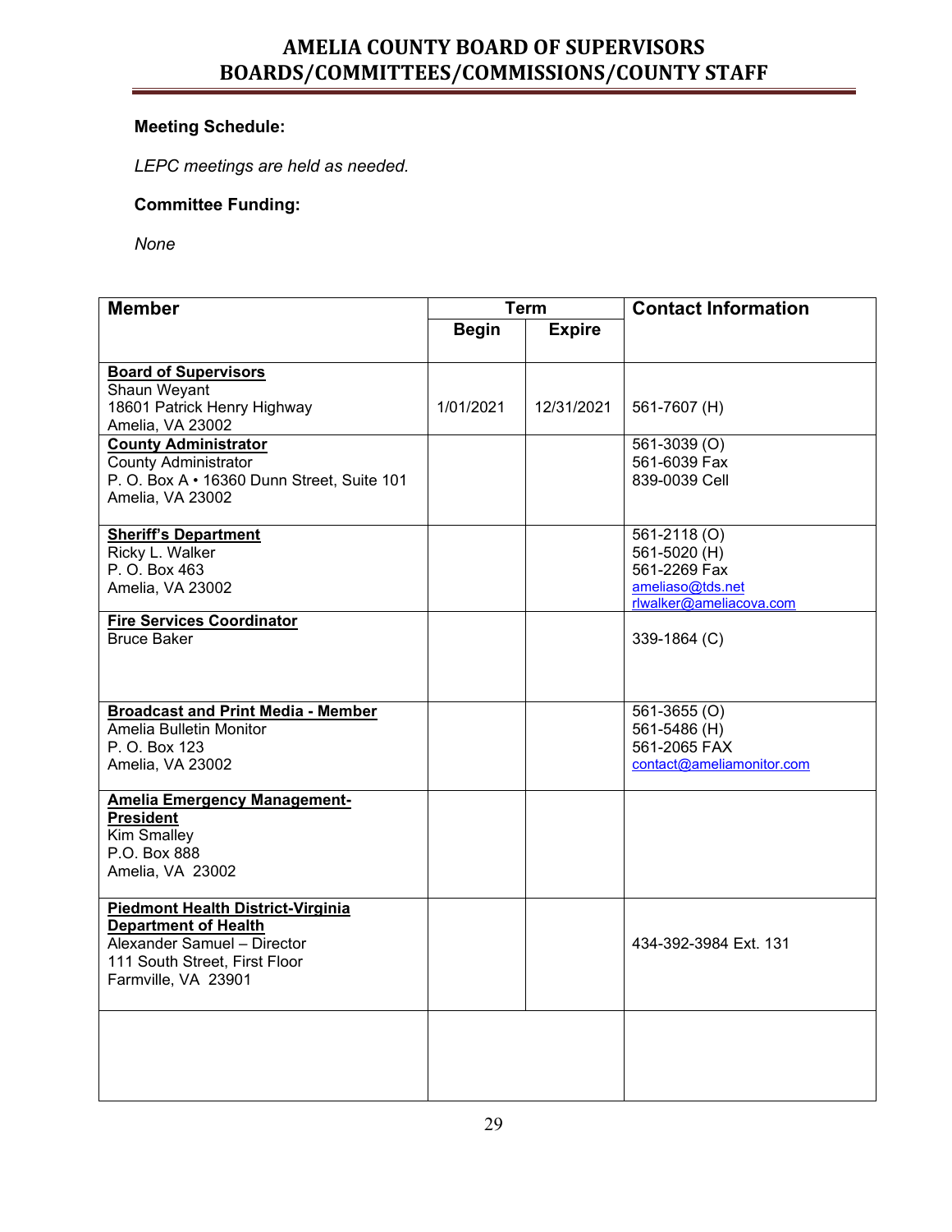**Meeting Schedule:**

*LEPC meetings are held as needed.*

**Committee Funding:**

*None*

| Member | Term | | Contact Information |
|---|---|---|---|
| | Begin | Expire | |
| **Board of Supervisors**<br>Shaun Weyant<br>18601 Patrick Henry Highway<br>Amelia, VA 23002 | 1/01/2021 | 12/31/2021 | 561-7607 (H) |
| **County Administrator**<br>County Administrator<br>P. O. Box A • 16360 Dunn Street, Suite 101<br>Amelia, VA 23002 | | | 561-3039 (O)<br>561-6039 Fax<br>839-0039 Cell |
| **Sheriff's Department**<br>Ricky L. Walker<br>P. O. Box 463<br>Amelia, VA 23002 | | | 561-2118 (O)<br>561-5020 (H)<br>561-2269 Fax<br>ameliaso@tds.net<br>rlwalker@ameliacova.com |
| **Fire Services Coordinator**<br>Bruce Baker | | | 339-1864 (C) |
| **Broadcast and Print Media - Member**<br>Amelia Bulletin Monitor<br>P. O. Box 123<br>Amelia, VA 23002 | | | 561-3655 (O)<br>561-5486 (H)<br>561-2065 FAX<br>contact@ameliamonitor.com |
| **Amelia Emergency Management-President**<br>Kim Smalley<br>P.O. Box 888<br>Amelia, VA 23002 | | | |
| **Piedmont Health District-Virginia Department of Health**<br>Alexander Samuel – Director<br>111 South Street, First Floor<br>Farmville, VA 23901 | | | 434-392-3984 Ext. 131 |
| | | | |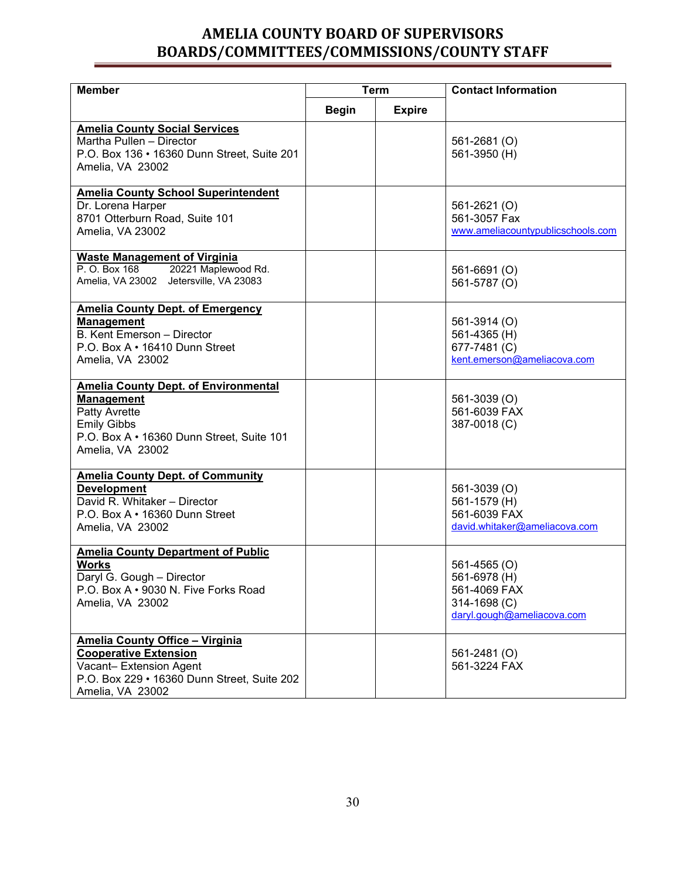# AMELIA COUNTY BOARD OF SUPERVISORS
# BOARDS/COMMITTEES/COMMISSIONS/COUNTY STAFF

| Member | Term | | Contact Information |
|---|---|---|---|
| | Begin | Expire | |
| **Amelia County Social Services**<br>Martha Pullen – Director<br>P.O. Box 136 • 16360 Dunn Street, Suite 201<br>Amelia, VA 23002 | | | 561-2681 (O)<br>561-3950 (H) |
| **Amelia County School Superintendent**<br>Dr. Lorena Harper<br>8701 Otterburn Road, Suite 101<br>Amelia, VA 23002 | | | 561-2621 (O)<br>561-3057 Fax<br>www.ameliacountypublicschools.com |
| **Waste Management of Virginia**<br>P. O. Box 168 20221 Maplewood Rd.<br>Amelia, VA 23002 Jetersville, VA 23083 | | | 561-6691 (O)<br>561-5787 (O) |
| **Amelia County Dept. of Emergency Management**<br>B. Kent Emerson – Director<br>P.O. Box A • 16410 Dunn Street<br>Amelia, VA 23002 | | | 561-3914 (O)<br>561-4365 (H)<br>677-7481 (C)<br>kent.emerson@ameliacova.com |
| **Amelia County Dept. of Environmental Management**<br>Patty Avrette<br>Emily Gibbs<br>P.O. Box A • 16360 Dunn Street, Suite 101<br>Amelia, VA 23002 | | | 561-3039 (O)<br>561-6039 FAX<br>387-0018 (C) |
| **Amelia County Dept. of Community Development**<br>David R. Whitaker – Director<br>P.O. Box A • 16360 Dunn Street<br>Amelia, VA 23002 | | | 561-3039 (O)<br>561-1579 (H)<br>561-6039 FAX<br>david.whitaker@ameliacova.com |
| **Amelia County Department of Public Works**<br>Daryl G. Gough – Director<br>P.O. Box A • 9030 N. Five Forks Road<br>Amelia, VA 23002 | | | 561-4565 (O)<br>561-6978 (H)<br>561-4069 FAX<br>314-1698 (C)<br>daryl.gough@ameliacova.com |
| **Amelia County Office – Virginia Cooperative Extension**<br>Vacant– Extension Agent<br>P.O. Box 229 • 16360 Dunn Street, Suite 202<br>Amelia, VA 23002 | | | 561-2481 (O)<br>561-3224 FAX |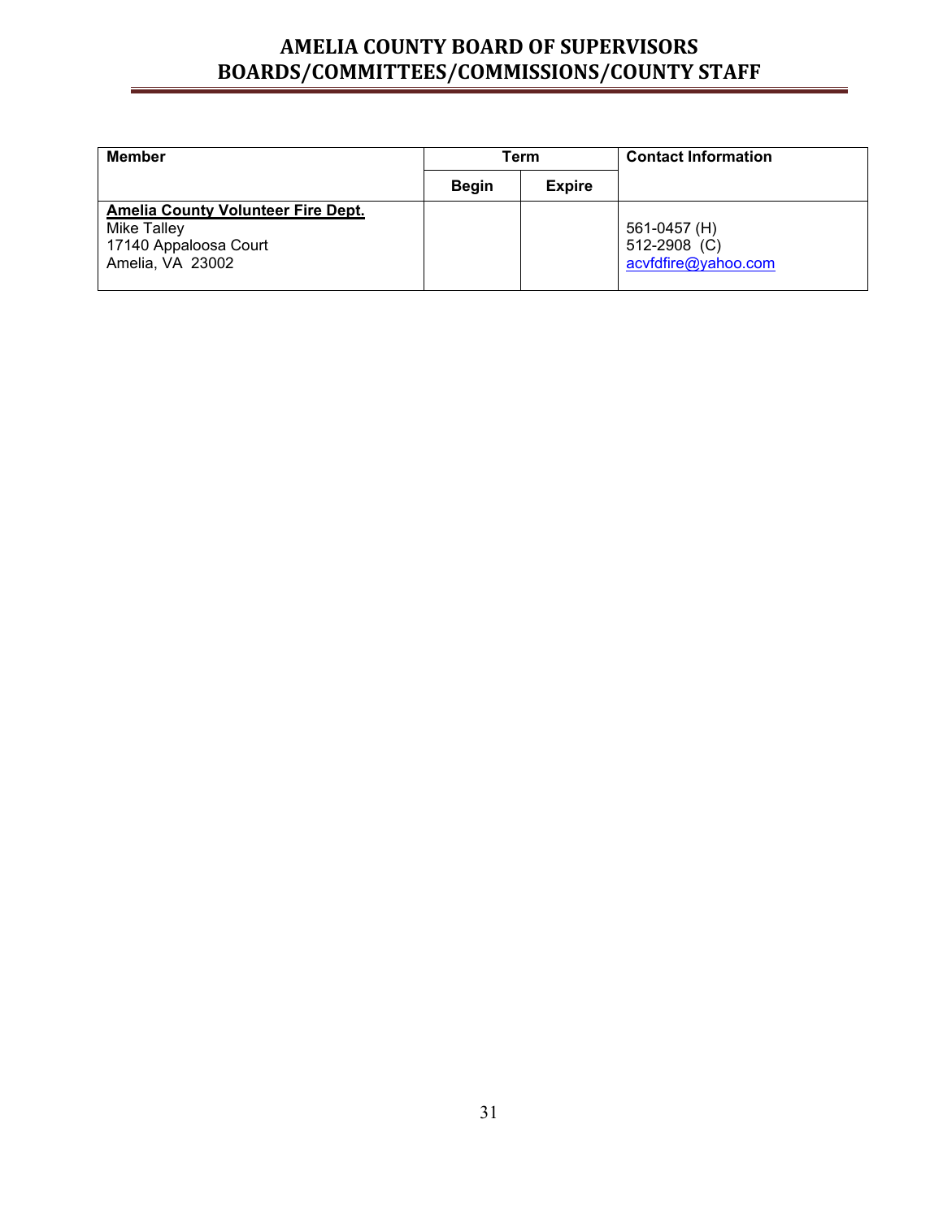# AMELIA COUNTY BOARD OF SUPERVISORS
# BOARDS/COMMITTEES/COMMISSIONS/COUNTY STAFF

| Member | Term | | Contact Information |
|---|---|---|---|
| | Begin | Expire | |
| **Amelia County Volunteer Fire Dept.**<br>Mike Talley<br>17140 Appaloosa Court<br>Amelia, VA 23002 | | | 561-0457 (H)<br>512-2908 (C)<br>acvfdfire@yahoo.com |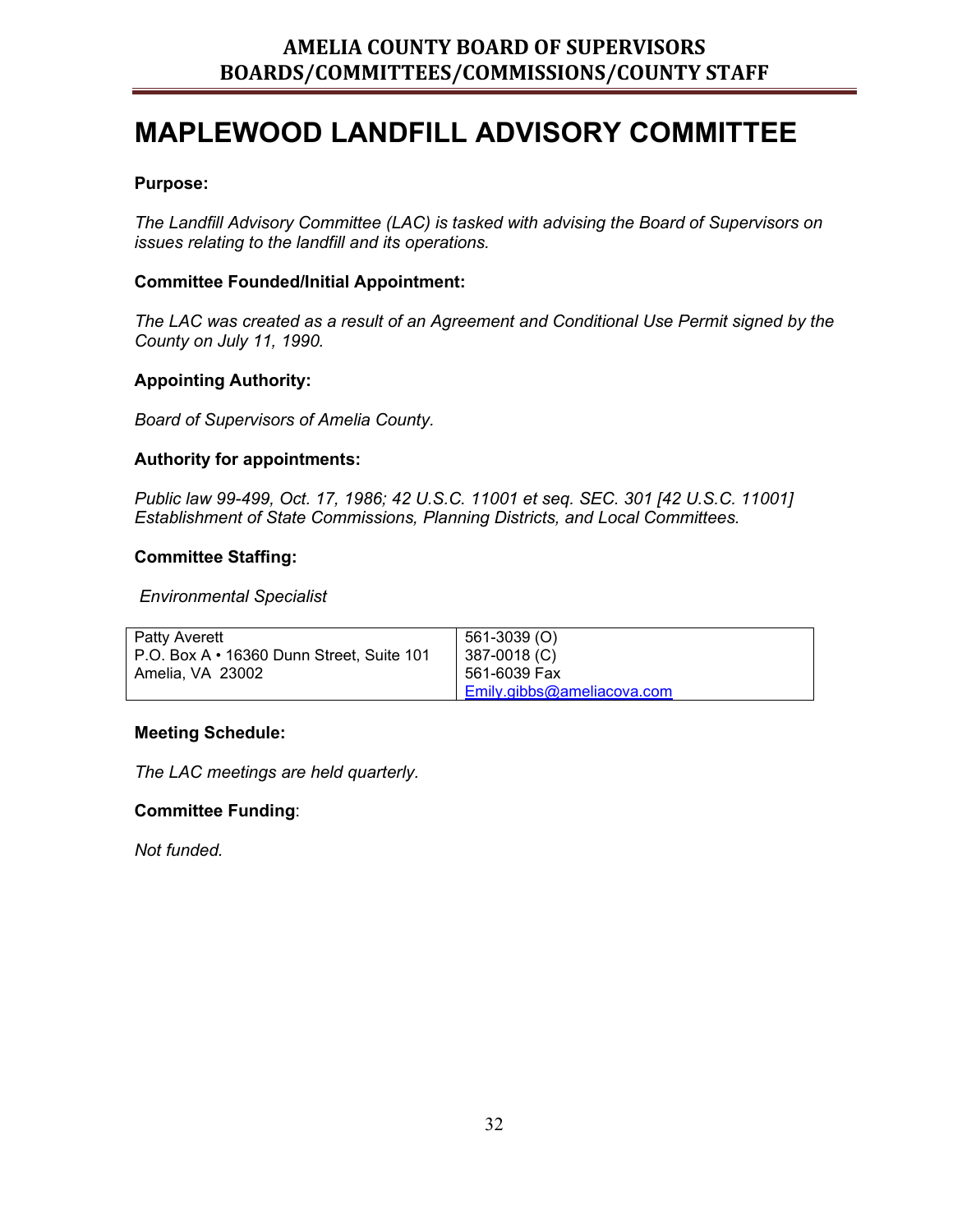# MAPLEWOOD LANDFILL ADVISORY COMMITTEE

**Purpose:**

*The Landfill Advisory Committee (LAC) is tasked with advising the Board of Supervisors on issues relating to the landfill and its operations.*

**Committee Founded/Initial Appointment:**

*The LAC was created as a result of an Agreement and Conditional Use Permit signed by the County on July 11, 1990.*

**Appointing Authority:**

*Board of Supervisors of Amelia County.*

**Authority for appointments:**

*Public law 99-499, Oct. 17, 1986; 42 U.S.C. 11001 et seq. SEC. 301 [42 U.S.C. 11001] Establishment of State Commissions, Planning Districts, and Local Committees.*

**Committee Staffing:**

*Environmental Specialist*

| | |
|---|---|
| Patty Averett<br>P.O. Box A • 16360 Dunn Street, Suite 101<br>Amelia, VA 23002 | 561-3039 (O)<br>387-0018 (C)<br>561-6039 Fax<br>Emily.gibbs@ameliacova.com |

**Meeting Schedule:**

*The LAC meetings are held quarterly.*

**Committee Funding:**

*Not funded.*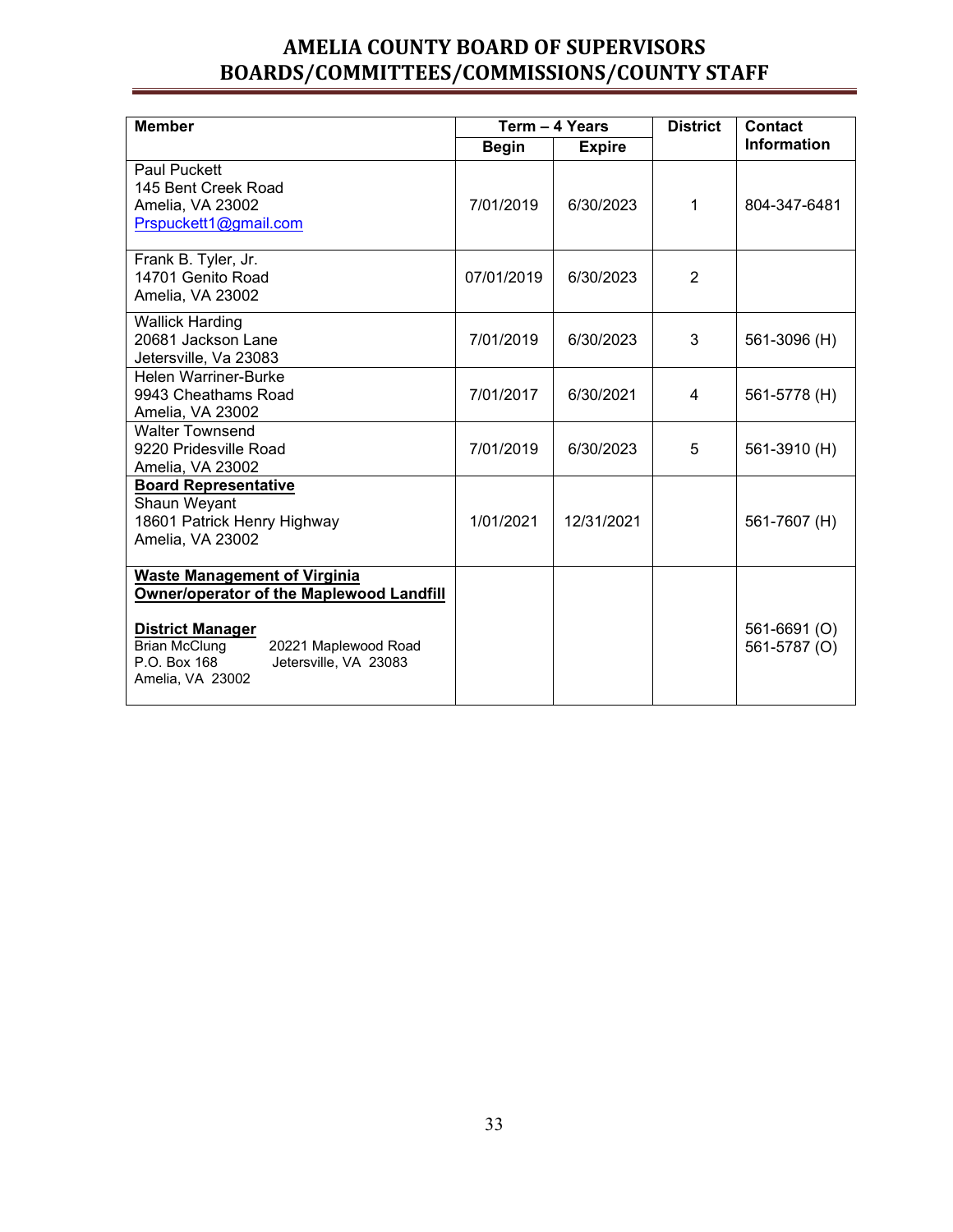# AMELIA COUNTY BOARD OF SUPERVISORS
# BOARDS/COMMITTEES/COMMISSIONS/COUNTY STAFF

| Member | Term – 4 Years | | District | Contact Information |
|---|---|---|---|---|
| | Begin | Expire | | |
| Paul Puckett<br>145 Bent Creek Road<br>Amelia, VA 23002<br>Prspuckett1@gmail.com | 7/01/2019 | 6/30/2023 | 1 | 804-347-6481 |
| Frank B. Tyler, Jr.<br>14701 Genito Road<br>Amelia, VA 23002 | 07/01/2019 | 6/30/2023 | 2 | |
| Wallick Harding<br>20681 Jackson Lane<br>Jetersville, Va 23083 | 7/01/2019 | 6/30/2023 | 3 | 561-3096 (H) |
| Helen Warriner-Burke<br>9943 Cheathams Road<br>Amelia, VA 23002 | 7/01/2017 | 6/30/2021 | 4 | 561-5778 (H) |
| Walter Townsend<br>9220 Pridesville Road<br>Amelia, VA 23002 | 7/01/2019 | 6/30/2023 | 5 | 561-3910 (H) |
| **Board Representative**<br>Shaun Weyant<br>18601 Patrick Henry Highway<br>Amelia, VA 23002 | 1/01/2021 | 12/31/2021 | | 561-7607 (H) |
| **Waste Management of Virginia**<br>**Owner/operator of the Maplewood Landfill**<br><br>**District Manager**<br>Brian McClung<br>P.O. Box 168<br>Amelia, VA 23002<br>20221 Maplewood Road<br>Jetersville, VA 23083 | | | | 561-6691 (O)<br>561-5787 (O) |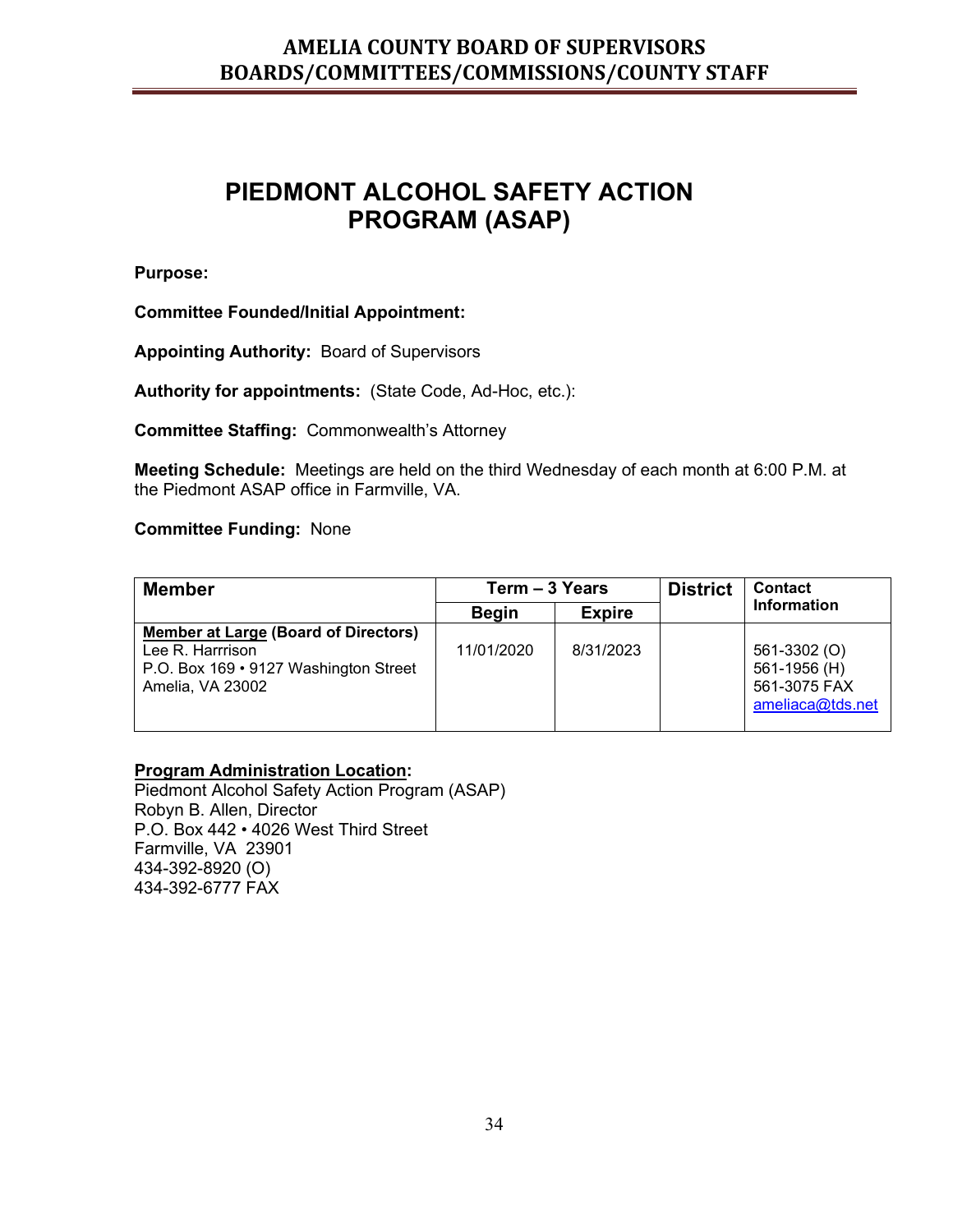# PIEDMONT ALCOHOL SAFETY ACTION PROGRAM (ASAP)

**Purpose:**

**Committee Founded/Initial Appointment:**

**Appointing Authority:** Board of Supervisors

**Authority for appointments:** (State Code, Ad-Hoc, etc.):

**Committee Staffing:** Commonwealth's Attorney

**Meeting Schedule:** Meetings are held on the third Wednesday of each month at 6:00 P.M. at the Piedmont ASAP office in Farmville, VA.

**Committee Funding:** None

| **Member** | **Term – 3 Years** | | **District** | **Contact Information** |
|---|---|---|---|---|
| | **Begin** | **Expire** | | |
| **Member at Large (Board of Directors)**<br>Lee R. Harrrison<br>P.O. Box 169 • 9127 Washington Street<br>Amelia, VA 23002 | 11/01/2020 | 8/31/2023 | | 561-3302 (O)<br>561-1956 (H)<br>561-3075 FAX<br>ameliaca@tds.net |

**Program Administration Location:**

Piedmont Alcohol Safety Action Program (ASAP)
Robyn B. Allen, Director
P.O. Box 442 • 4026 West Third Street
Farmville, VA 23901
434-392-8920 (O)
434-392-6777 FAX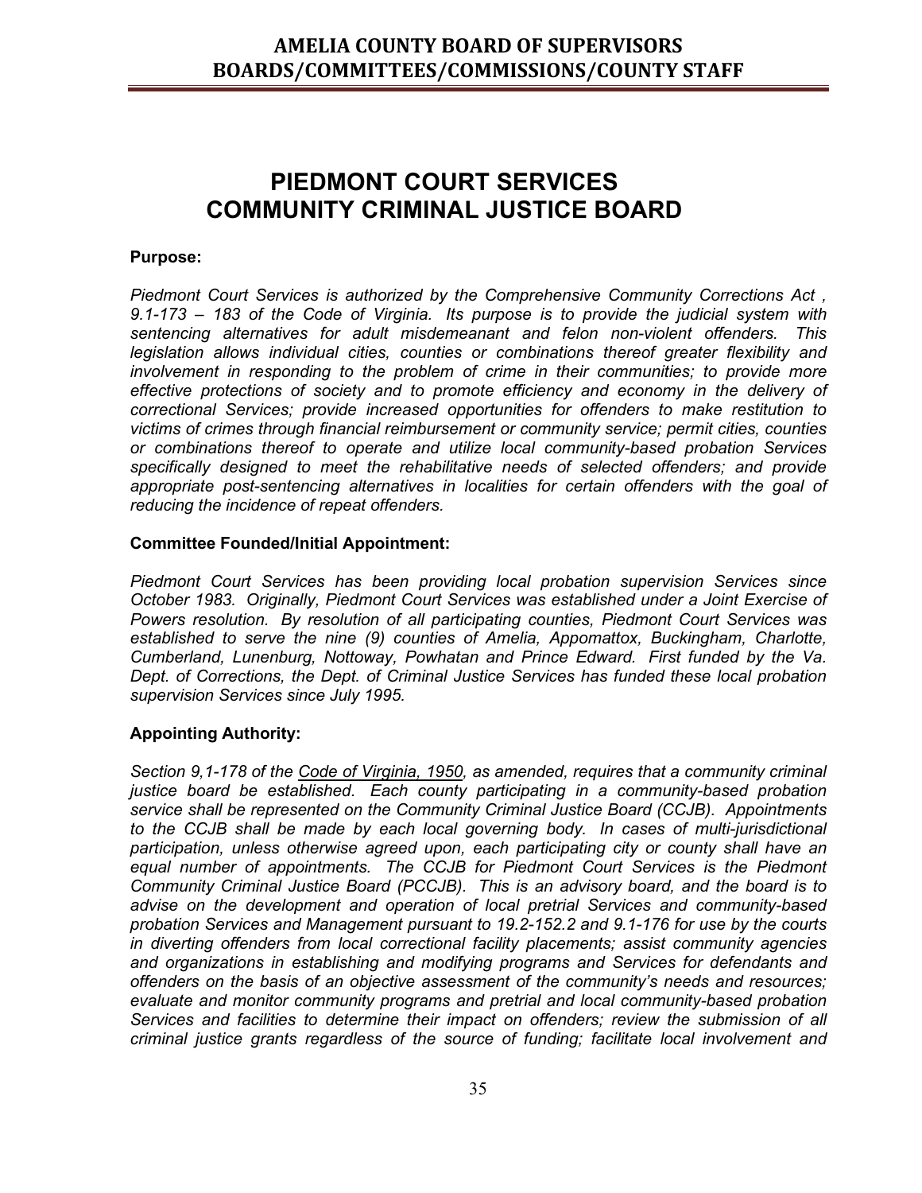# PIEDMONT COURT SERVICES COMMUNITY CRIMINAL JUSTICE BOARD

**Purpose:**

*Piedmont Court Services is authorized by the Comprehensive Community Corrections Act , 9.1-173 – 183 of the Code of Virginia. Its purpose is to provide the judicial system with sentencing alternatives for adult misdemeanant and felon non-violent offenders. This legislation allows individual cities, counties or combinations thereof greater flexibility and involvement in responding to the problem of crime in their communities; to provide more effective protections of society and to promote efficiency and economy in the delivery of correctional Services; provide increased opportunities for offenders to make restitution to victims of crimes through financial reimbursement or community service; permit cities, counties or combinations thereof to operate and utilize local community-based probation Services specifically designed to meet the rehabilitative needs of selected offenders; and provide appropriate post-sentencing alternatives in localities for certain offenders with the goal of reducing the incidence of repeat offenders.*

**Committee Founded/Initial Appointment:**

*Piedmont Court Services has been providing local probation supervision Services since October 1983. Originally, Piedmont Court Services was established under a Joint Exercise of Powers resolution. By resolution of all participating counties, Piedmont Court Services was established to serve the nine (9) counties of Amelia, Appomattox, Buckingham, Charlotte, Cumberland, Lunenburg, Nottoway, Powhatan and Prince Edward. First funded by the Va. Dept. of Corrections, the Dept. of Criminal Justice Services has funded these local probation supervision Services since July 1995.*

**Appointing Authority:**

*Section 9,1-178 of the Code of Virginia, 1950, as amended, requires that a community criminal justice board be established. Each county participating in a community-based probation service shall be represented on the Community Criminal Justice Board (CCJB). Appointments to the CCJB shall be made by each local governing body. In cases of multi-jurisdictional participation, unless otherwise agreed upon, each participating city or county shall have an equal number of appointments. The CCJB for Piedmont Court Services is the Piedmont Community Criminal Justice Board (PCCJB). This is an advisory board, and the board is to advise on the development and operation of local pretrial Services and community-based probation Services and Management pursuant to 19.2-152.2 and 9.1-176 for use by the courts in diverting offenders from local correctional facility placements; assist community agencies and organizations in establishing and modifying programs and Services for defendants and offenders on the basis of an objective assessment of the community's needs and resources; evaluate and monitor community programs and pretrial and local community-based probation Services and facilities to determine their impact on offenders; review the submission of all criminal justice grants regardless of the source of funding; facilitate local involvement and*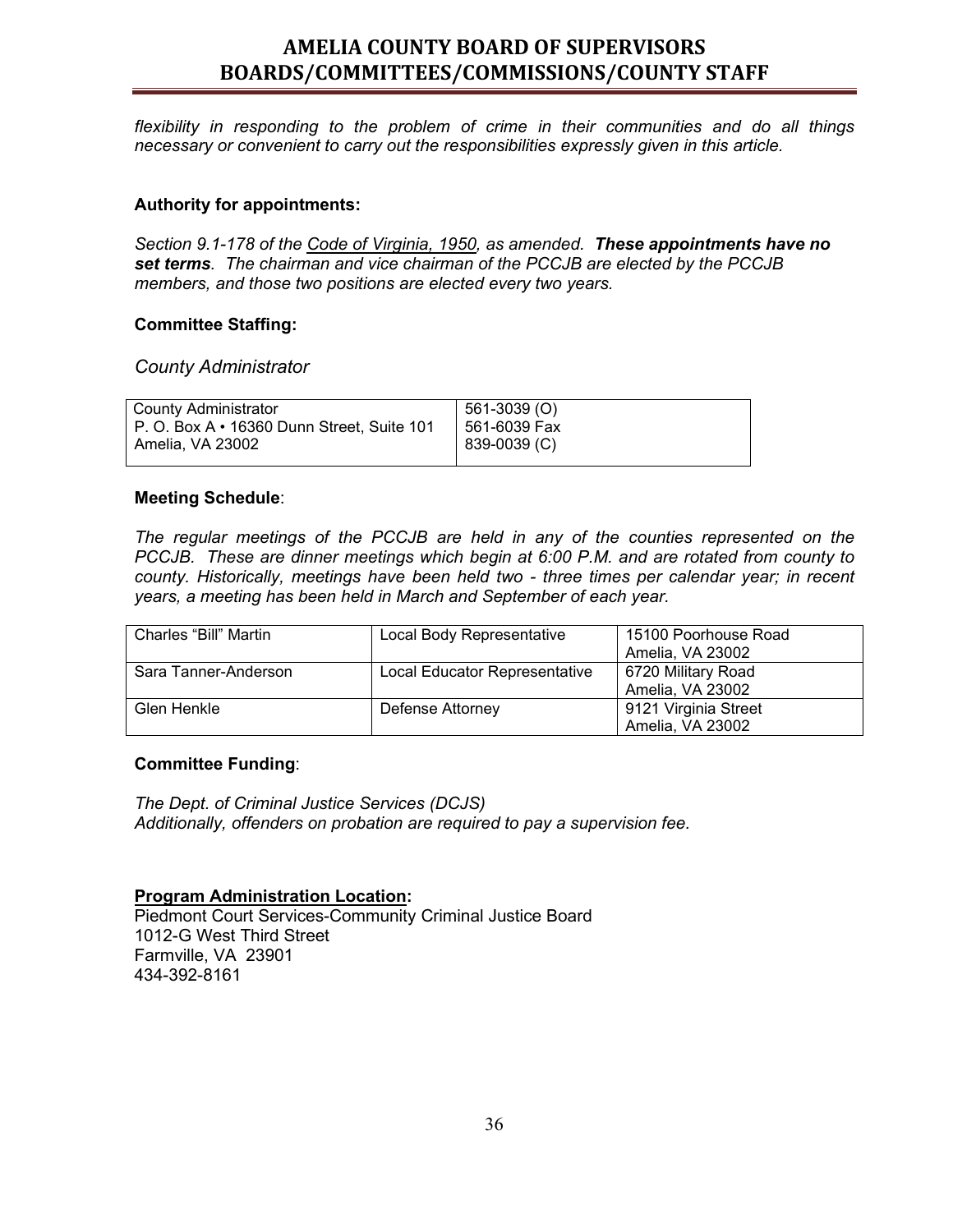*flexibility in responding to the problem of crime in their communities and do all things necessary or convenient to carry out the responsibilities expressly given in this article.*

**Authority for appointments:**

*Section 9.1-178 of the Code of Virginia, 1950, as amended.* ***These appointments have no set terms****. The chairman and vice chairman of the PCCJB are elected by the PCCJB members, and those two positions are elected every two years.*

**Committee Staffing:**

*County Administrator*

| County Administrator<br>P. O. Box A • 16360 Dunn Street, Suite 101<br>Amelia, VA 23002 | 561-3039 (O)<br>561-6039 Fax<br>839-0039 (C) |
|---|---|

**Meeting Schedule**:

*The regular meetings of the PCCJB are held in any of the counties represented on the PCCJB. These are dinner meetings which begin at 6:00 P.M. and are rotated from county to county. Historically, meetings have been held two - three times per calendar year; in recent years, a meeting has been held in March and September of each year.*

| Charles "Bill" Martin | Local Body Representative | 15100 Poorhouse Road<br>Amelia, VA 23002 |
|---|---|---|
| Sara Tanner-Anderson | Local Educator Representative | 6720 Military Road<br>Amelia, VA 23002 |
| Glen Henkle | Defense Attorney | 9121 Virginia Street<br>Amelia, VA 23002 |

**Committee Funding**:

*The Dept. of Criminal Justice Services (DCJS)*
*Additionally, offenders on probation are required to pay a supervision fee.*

**Program Administration Location:**

Piedmont Court Services-Community Criminal Justice Board
1012-G West Third Street
Farmville, VA 23901
434-392-8161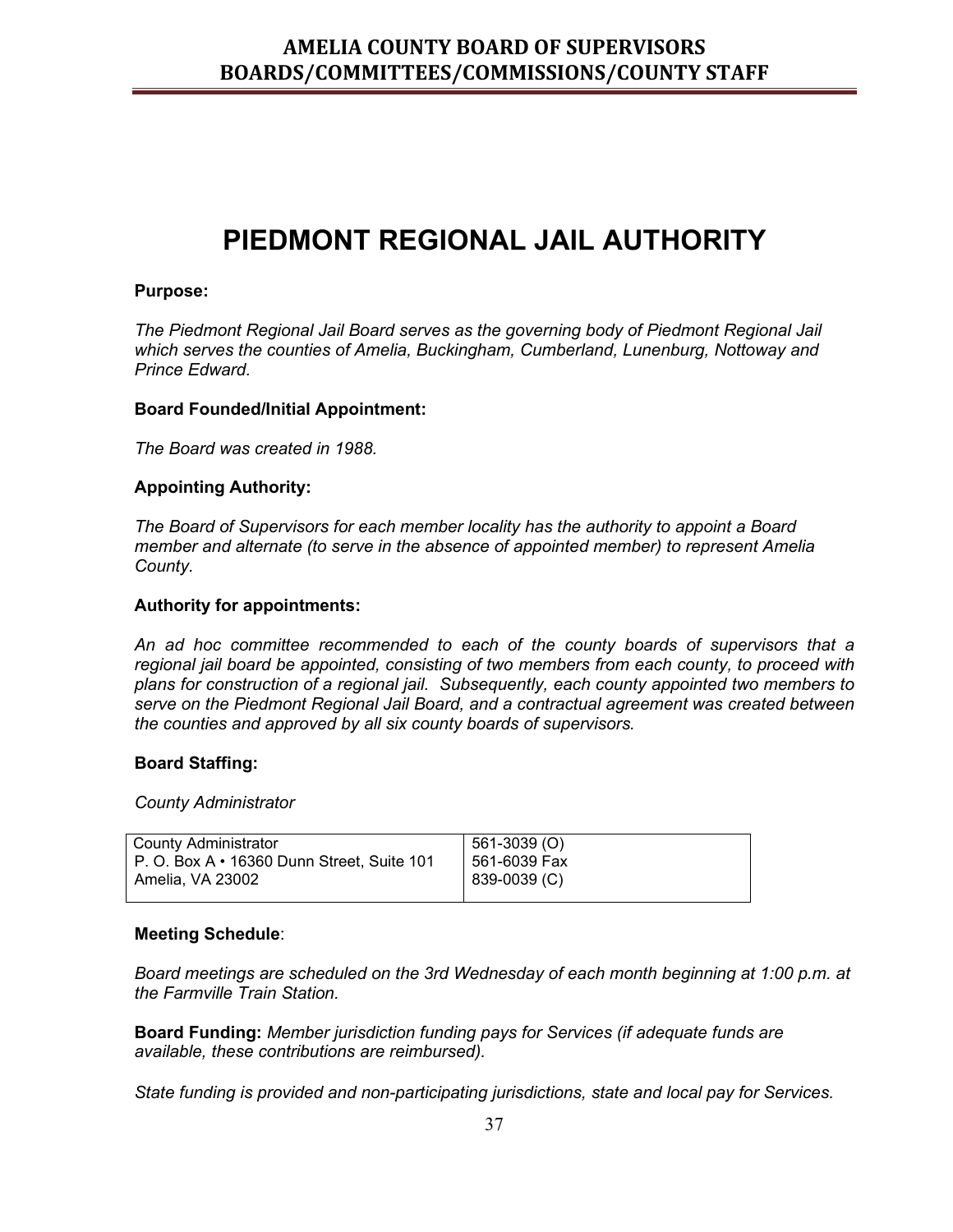# PIEDMONT REGIONAL JAIL AUTHORITY

**Purpose:**

*The Piedmont Regional Jail Board serves as the governing body of Piedmont Regional Jail which serves the counties of Amelia, Buckingham, Cumberland, Lunenburg, Nottoway and Prince Edward.*

**Board Founded/Initial Appointment:**

*The Board was created in 1988.*

**Appointing Authority:**

*The Board of Supervisors for each member locality has the authority to appoint a Board member and alternate (to serve in the absence of appointed member) to represent Amelia County.*

**Authority for appointments:**

*An ad hoc committee recommended to each of the county boards of supervisors that a regional jail board be appointed, consisting of two members from each county, to proceed with plans for construction of a regional jail. Subsequently, each county appointed two members to serve on the Piedmont Regional Jail Board, and a contractual agreement was created between the counties and approved by all six county boards of supervisors.*

**Board Staffing:**

*County Administrator*

| County Administrator<br>P. O. Box A • 16360 Dunn Street, Suite 101<br>Amelia, VA 23002 | 561-3039 (O)<br>561-6039 Fax<br>839-0039 (C) |
|---|---|

**Meeting Schedule**:

*Board meetings are scheduled on the 3rd Wednesday of each month beginning at 1:00 p.m. at the Farmville Train Station.*

**Board Funding:** *Member jurisdiction funding pays for Services (if adequate funds are available, these contributions are reimbursed).*

*State funding is provided and non-participating jurisdictions, state and local pay for Services.*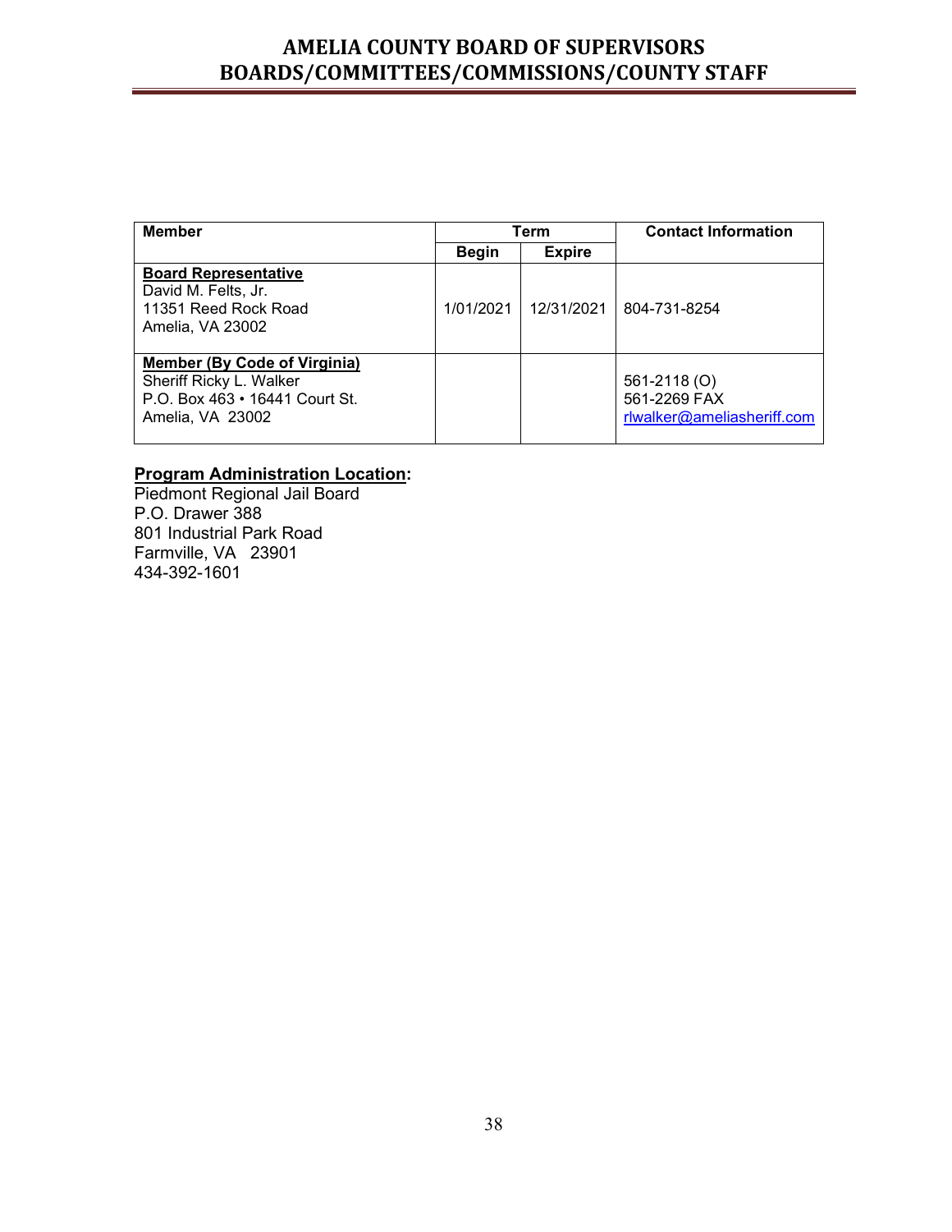| Member | Term | | Contact Information |
|---|---|---|---|
| | Begin | Expire | |
| **Board Representative**<br>David M. Felts, Jr.<br>11351 Reed Rock Road<br>Amelia, VA 23002 | 1/01/2021 | 12/31/2021 | 804-731-8254 |
| **Member (By Code of Virginia)**<br>Sheriff Ricky L. Walker<br>P.O. Box 463 • 16441 Court St.<br>Amelia, VA 23002 | | | 561-2118 (O)<br>561-2269 FAX<br>rlwalker@ameliasheriff.com |

**Program Administration Location:**

Piedmont Regional Jail Board
P.O. Drawer 388
801 Industrial Park Road
Farmville, VA 23901
434-392-1601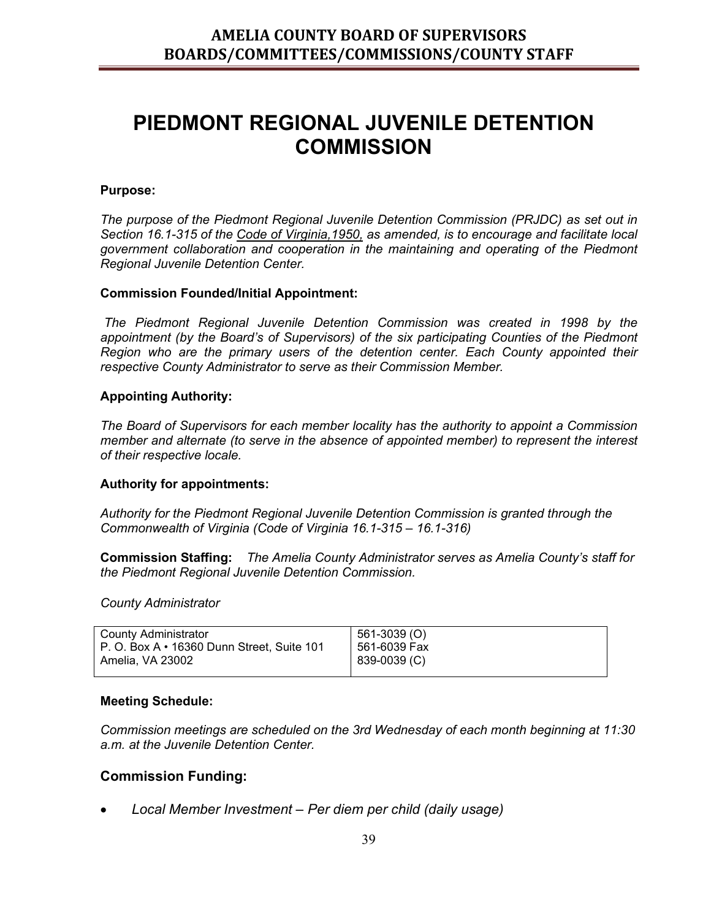# PIEDMONT REGIONAL JUVENILE DETENTION COMMISSION

**Purpose:**

*The purpose of the Piedmont Regional Juvenile Detention Commission (PRJDC) as set out in Section 16.1-315 of the Code of Virginia,1950, as amended, is to encourage and facilitate local government collaboration and cooperation in the maintaining and operating of the Piedmont Regional Juvenile Detention Center.*

**Commission Founded/Initial Appointment:**

*The Piedmont Regional Juvenile Detention Commission was created in 1998 by the appointment (by the Board's of Supervisors) of the six participating Counties of the Piedmont Region who are the primary users of the detention center. Each County appointed their respective County Administrator to serve as their Commission Member.*

**Appointing Authority:**

*The Board of Supervisors for each member locality has the authority to appoint a Commission member and alternate (to serve in the absence of appointed member) to represent the interest of their respective locale.*

**Authority for appointments:**

*Authority for the Piedmont Regional Juvenile Detention Commission is granted through the Commonwealth of Virginia (Code of Virginia 16.1-315 – 16.1-316)*

**Commission Staffing:** *The Amelia County Administrator serves as Amelia County's staff for the Piedmont Regional Juvenile Detention Commission.*

*County Administrator*

| County Administrator<br>P. O. Box A • 16360 Dunn Street, Suite 101<br>Amelia, VA 23002 | 561-3039 (O)<br>561-6039 Fax<br>839-0039 (C) |
|---|---|

**Meeting Schedule:**

*Commission meetings are scheduled on the 3rd Wednesday of each month beginning at 11:30 a.m. at the Juvenile Detention Center.*

**Commission Funding:**

- *Local Member Investment – Per diem per child (daily usage)*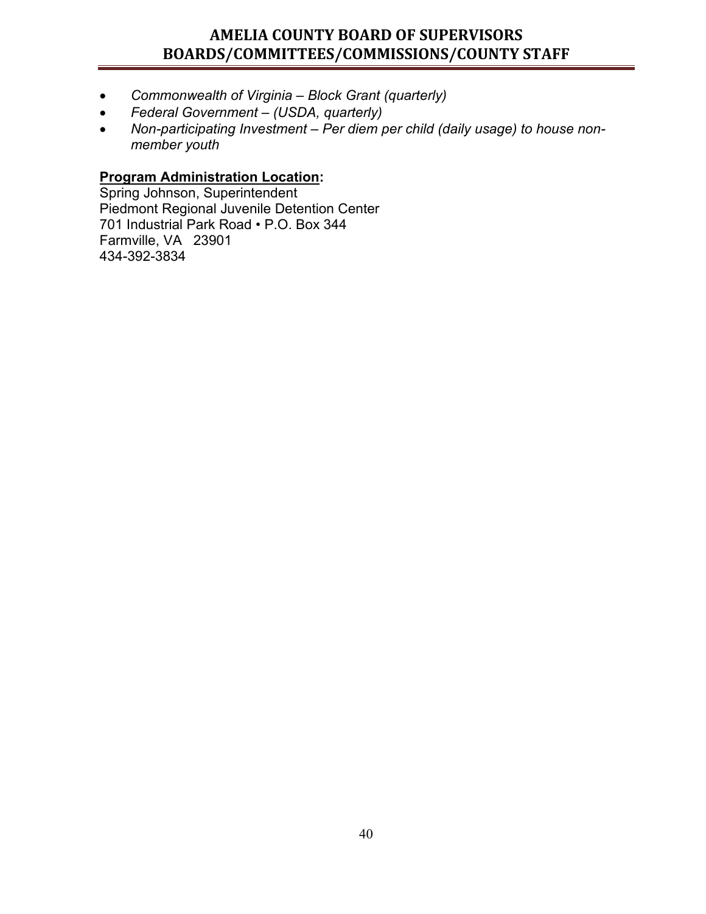- *Commonwealth of Virginia – Block Grant (quarterly)*
- *Federal Government – (USDA, quarterly)*
- *Non-participating Investment – Per diem per child (daily usage) to house non-member youth*

**Program Administration Location:**

Spring Johnson, Superintendent
Piedmont Regional Juvenile Detention Center
701 Industrial Park Road • P.O. Box 344
Farmville, VA 23901
434-392-3834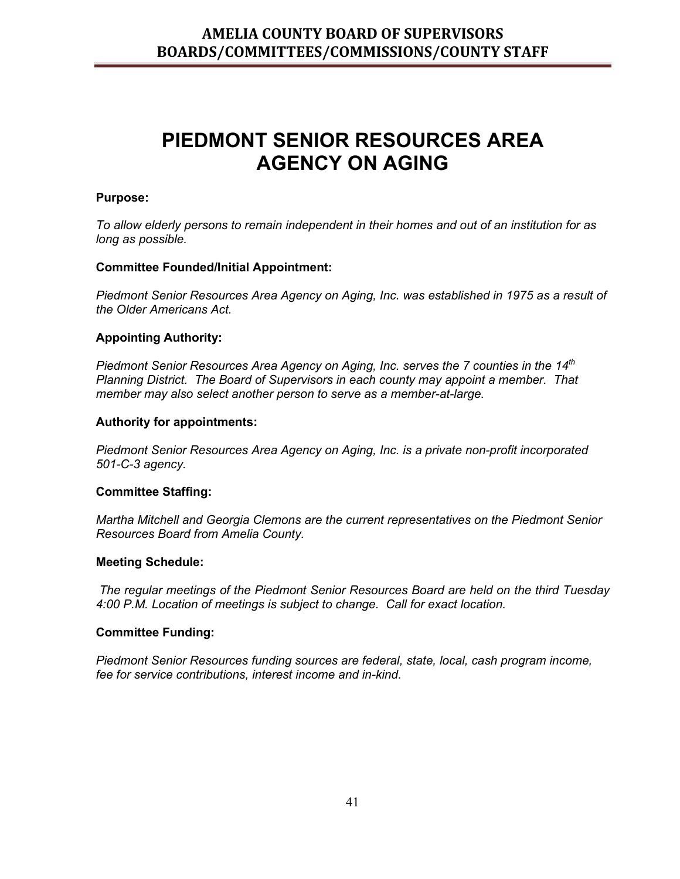# PIEDMONT SENIOR RESOURCES AREA AGENCY ON AGING

**Purpose:**

*To allow elderly persons to remain independent in their homes and out of an institution for as long as possible.*

**Committee Founded/Initial Appointment:**

*Piedmont Senior Resources Area Agency on Aging, Inc. was established in 1975 as a result of the Older Americans Act.*

**Appointing Authority:**

*Piedmont Senior Resources Area Agency on Aging, Inc. serves the 7 counties in the 14th Planning District. The Board of Supervisors in each county may appoint a member. That member may also select another person to serve as a member-at-large.*

**Authority for appointments:**

*Piedmont Senior Resources Area Agency on Aging, Inc. is a private non-profit incorporated 501-C-3 agency.*

**Committee Staffing:**

*Martha Mitchell and Georgia Clemons are the current representatives on the Piedmont Senior Resources Board from Amelia County.*

**Meeting Schedule:**

*The regular meetings of the Piedmont Senior Resources Board are held on the third Tuesday 4:00 P.M. Location of meetings is subject to change. Call for exact location.*

**Committee Funding:**

*Piedmont Senior Resources funding sources are federal, state, local, cash program income, fee for service contributions, interest income and in-kind.*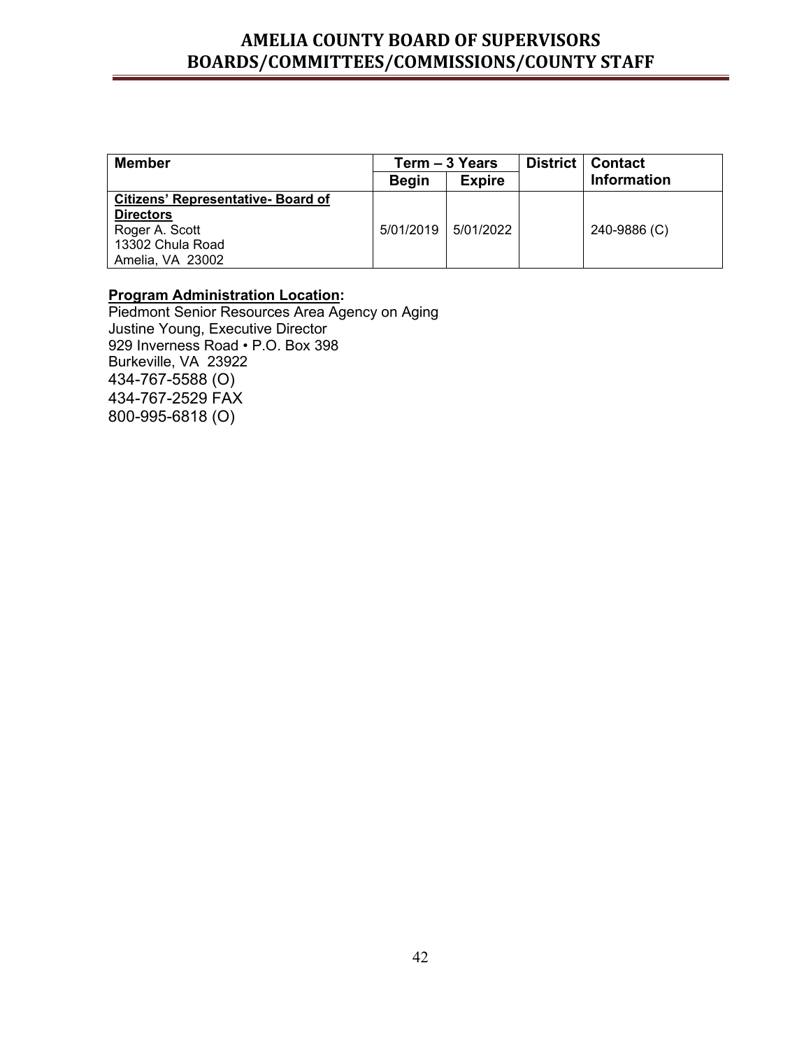| Member | Term – 3 Years | | District | Contact Information |
|---|---|---|---|---|
| | Begin | Expire | | |
| **Citizens' Representative- Board of Directors**<br>Roger A. Scott<br>13302 Chula Road<br>Amelia, VA 23002 | 5/01/2019 | 5/01/2022 | | 240-9886 (C) |

**Program Administration Location:**
Piedmont Senior Resources Area Agency on Aging
Justine Young, Executive Director
929 Inverness Road • P.O. Box 398
Burkeville, VA 23922
434-767-5588 (O)
434-767-2529 FAX
800-995-6818 (O)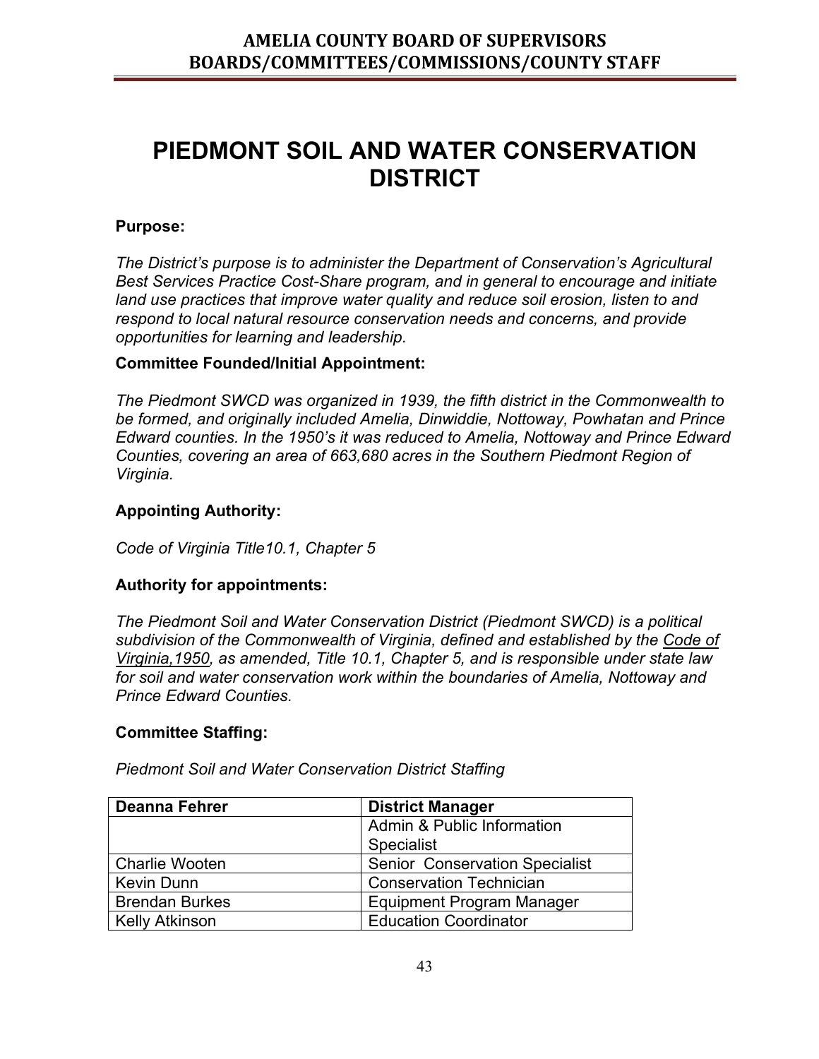# PIEDMONT SOIL AND WATER CONSERVATION DISTRICT

**Purpose:**

*The District's purpose is to administer the Department of Conservation's Agricultural Best Services Practice Cost-Share program, and in general to encourage and initiate land use practices that improve water quality and reduce soil erosion, listen to and respond to local natural resource conservation needs and concerns, and provide opportunities for learning and leadership.*

**Committee Founded/Initial Appointment:**

*The Piedmont SWCD was organized in 1939, the fifth district in the Commonwealth to be formed, and originally included Amelia, Dinwiddie, Nottoway, Powhatan and Prince Edward counties. In the 1950's it was reduced to Amelia, Nottoway and Prince Edward Counties, covering an area of 663,680 acres in the Southern Piedmont Region of Virginia.*

**Appointing Authority:**

*Code of Virginia Title10.1, Chapter 5*

**Authority for appointments:**

*The Piedmont Soil and Water Conservation District (Piedmont SWCD) is a political subdivision of the Commonwealth of Virginia, defined and established by the Code of Virginia,1950, as amended, Title 10.1, Chapter 5, and is responsible under state law for soil and water conservation work within the boundaries of Amelia, Nottoway and Prince Edward Counties.*

**Committee Staffing:**

*Piedmont Soil and Water Conservation District Staffing*

| Deanna Fehrer | District Manager |
|---|---|
| | Admin & Public Information Specialist |
| Charlie Wooten | Senior Conservation Specialist |
| Kevin Dunn | Conservation Technician |
| Brendan Burkes | Equipment Program Manager |
| Kelly Atkinson | Education Coordinator |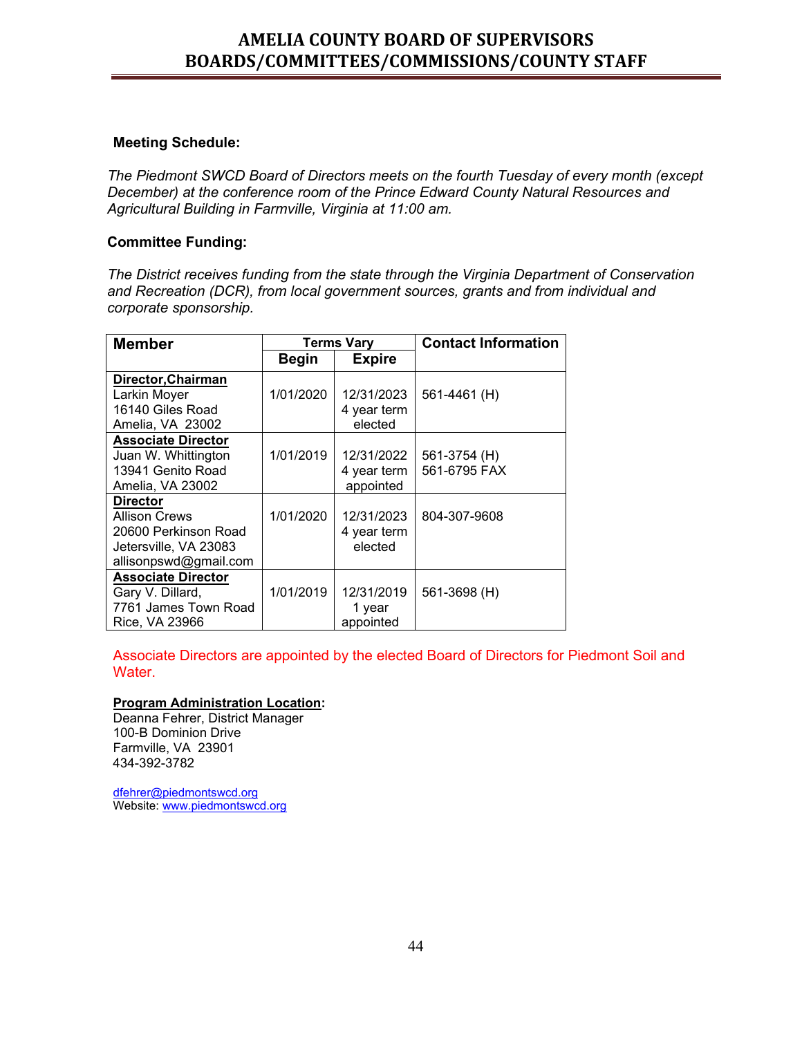# AMELIA COUNTY BOARD OF SUPERVISORS
# BOARDS/COMMITTEES/COMMISSIONS/COUNTY STAFF

**Meeting Schedule:**

*The Piedmont SWCD Board of Directors meets on the fourth Tuesday of every month (except December) at the conference room of the Prince Edward County Natural Resources and Agricultural Building in Farmville, Virginia at 11:00 am.*

**Committee Funding:**

*The District receives funding from the state through the Virginia Department of Conservation and Recreation (DCR), from local government sources, grants and from individual and corporate sponsorship.*

| Member | Terms Vary | | Contact Information |
|---|---|---|---|
| | Begin | Expire | |
| **Director,Chairman**<br>Larkin Moyer<br>16140 Giles Road<br>Amelia, VA 23002 | 1/01/2020 | 12/31/2023<br>4 year term<br>elected | 561-4461 (H) |
| **Associate Director**<br>Juan W. Whittington<br>13941 Genito Road<br>Amelia, VA 23002 | 1/01/2019 | 12/31/2022<br>4 year term<br>appointed | 561-3754 (H)<br>561-6795 FAX |
| **Director**<br>Allison Crews<br>20600 Perkinson Road<br>Jetersville, VA 23083<br>allisonpswd@gmail.com | 1/01/2020 | 12/31/2023<br>4 year term<br>elected | 804-307-9608 |
| **Associate Director**<br>Gary V. Dillard,<br>7761 James Town Road<br>Rice, VA 23966 | 1/01/2019 | 12/31/2019<br>1 year<br>appointed | 561-3698 (H) |

Associate Directors are appointed by the elected Board of Directors for Piedmont Soil and Water.

**Program Administration Location:**
Deanna Fehrer, District Manager
100-B Dominion Drive
Farmville, VA 23901
434-392-3782

dfehrer@piedmontswcd.org
Website: www.piedmontswcd.org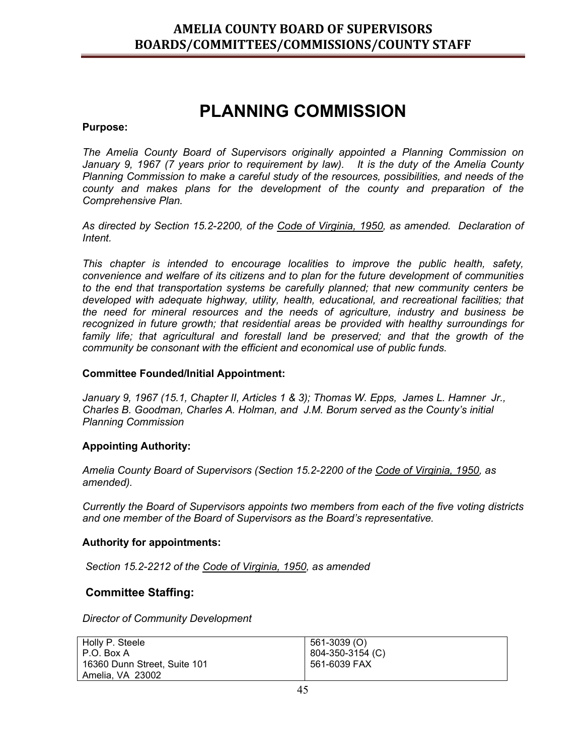# PLANNING COMMISSION

**Purpose:**

*The Amelia County Board of Supervisors originally appointed a Planning Commission on January 9, 1967 (7 years prior to requirement by law). It is the duty of the Amelia County Planning Commission to make a careful study of the resources, possibilities, and needs of the county and makes plans for the development of the county and preparation of the Comprehensive Plan.*

*As directed by Section 15.2-2200, of the Code of Virginia, 1950, as amended. Declaration of Intent.*

*This chapter is intended to encourage localities to improve the public health, safety, convenience and welfare of its citizens and to plan for the future development of communities to the end that transportation systems be carefully planned; that new community centers be developed with adequate highway, utility, health, educational, and recreational facilities; that the need for mineral resources and the needs of agriculture, industry and business be recognized in future growth; that residential areas be provided with healthy surroundings for family life; that agricultural and forestall land be preserved; and that the growth of the community be consonant with the efficient and economical use of public funds.*

**Committee Founded/Initial Appointment:**

*January 9, 1967 (15.1, Chapter II, Articles 1 & 3); Thomas W. Epps, James L. Hamner Jr., Charles B. Goodman, Charles A. Holman, and J.M. Borum served as the County's initial Planning Commission*

**Appointing Authority:**

*Amelia County Board of Supervisors (Section 15.2-2200 of the Code of Virginia, 1950, as amended).*

*Currently the Board of Supervisors appoints two members from each of the five voting districts and one member of the Board of Supervisors as the Board's representative.*

**Authority for appointments:**

*Section 15.2-2212 of the Code of Virginia, 1950, as amended*

## Committee Staffing:

*Director of Community Development*

| Holly P. Steele<br>P.O. Box A<br>16360 Dunn Street, Suite 101<br>Amelia, VA 23002 | 561-3039 (O)<br>804-350-3154 (C)<br>561-6039 FAX |
|---|---|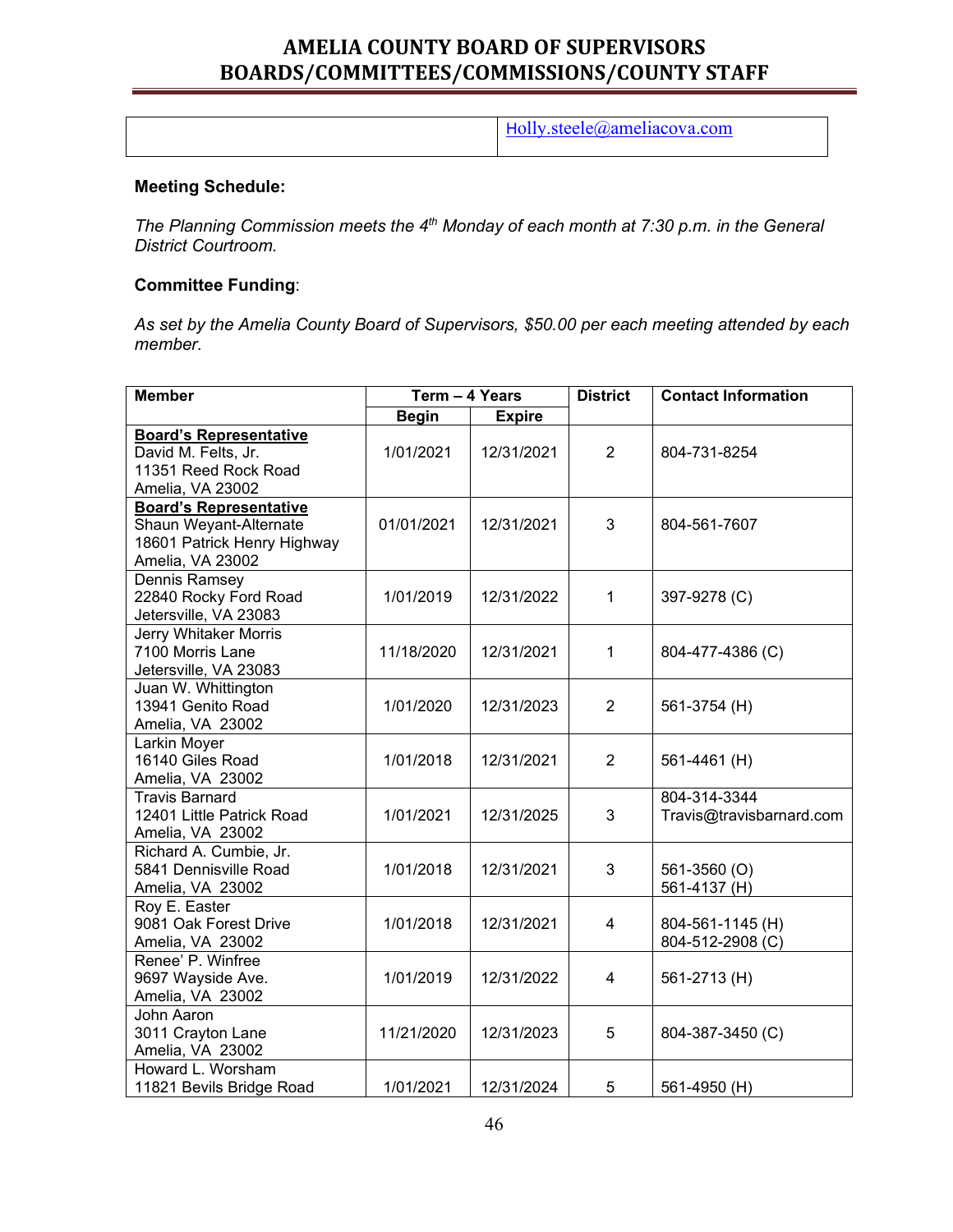| | Holly.steele@ameliacova.com |
|---|---|

**Meeting Schedule:**

*The Planning Commission meets the 4th Monday of each month at 7:30 p.m. in the General District Courtroom.*

**Committee Funding**:

*As set by the Amelia County Board of Supervisors, $50.00 per each meeting attended by each member.*

| Member | Term – 4 Years | | District | Contact Information |
|---|---|---|---|---|
| | Begin | Expire | | |
| **Board's Representative**<br>David M. Felts, Jr.<br>11351 Reed Rock Road<br>Amelia, VA 23002 | 1/01/2021 | 12/31/2021 | 2 | 804-731-8254 |
| **Board's Representative**<br>Shaun Weyant-Alternate<br>18601 Patrick Henry Highway<br>Amelia, VA 23002 | 01/01/2021 | 12/31/2021 | 3 | 804-561-7607 |
| Dennis Ramsey<br>22840 Rocky Ford Road<br>Jetersville, VA 23083 | 1/01/2019 | 12/31/2022 | 1 | 397-9278 (C) |
| Jerry Whitaker Morris<br>7100 Morris Lane<br>Jetersville, VA 23083 | 11/18/2020 | 12/31/2021 | 1 | 804-477-4386 (C) |
| Juan W. Whittington<br>13941 Genito Road<br>Amelia, VA 23002 | 1/01/2020 | 12/31/2023 | 2 | 561-3754 (H) |
| Larkin Moyer<br>16140 Giles Road<br>Amelia, VA 23002 | 1/01/2018 | 12/31/2021 | 2 | 561-4461 (H) |
| Travis Barnard<br>12401 Little Patrick Road<br>Amelia, VA 23002 | 1/01/2021 | 12/31/2025 | 3 | 804-314-3344<br>Travis@travisbarnard.com |
| Richard A. Cumbie, Jr.<br>5841 Dennisville Road<br>Amelia, VA 23002 | 1/01/2018 | 12/31/2021 | 3 | 561-3560 (O)<br>561-4137 (H) |
| Roy E. Easter<br>9081 Oak Forest Drive<br>Amelia, VA 23002 | 1/01/2018 | 12/31/2021 | 4 | 804-561-1145 (H)<br>804-512-2908 (C) |
| Renee' P. Winfree<br>9697 Wayside Ave.<br>Amelia, VA 23002 | 1/01/2019 | 12/31/2022 | 4 | 561-2713 (H) |
| John Aaron<br>3011 Crayton Lane<br>Amelia, VA 23002 | 11/21/2020 | 12/31/2023 | 5 | 804-387-3450 (C) |
| Howard L. Worsham<br>11821 Bevils Bridge Road | 1/01/2021 | 12/31/2024 | 5 | 561-4950 (H) |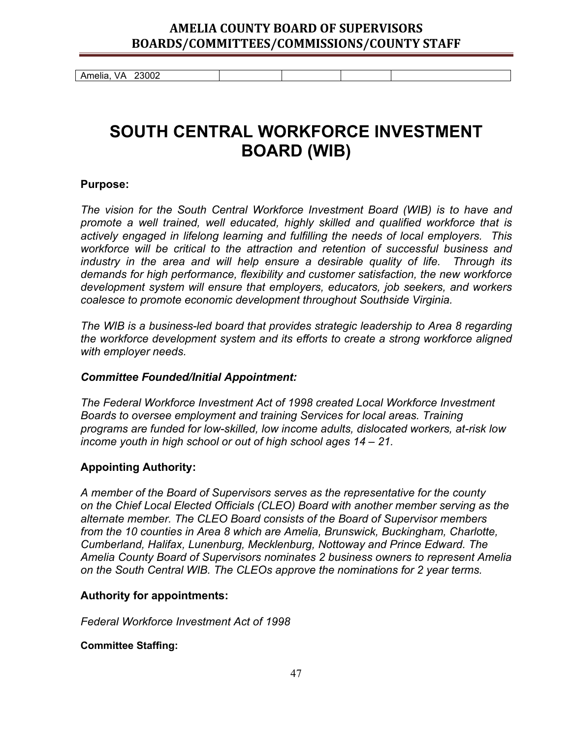| Amelia, VA 23002 | | | | |
|---|---|---|---|---|

# SOUTH CENTRAL WORKFORCE INVESTMENT BOARD (WIB)

**Purpose:**

*The vision for the South Central Workforce Investment Board (WIB) is to have and promote a well trained, well educated, highly skilled and qualified workforce that is actively engaged in lifelong learning and fulfilling the needs of local employers. This workforce will be critical to the attraction and retention of successful business and industry in the area and will help ensure a desirable quality of life. Through its demands for high performance, flexibility and customer satisfaction, the new workforce development system will ensure that employers, educators, job seekers, and workers coalesce to promote economic development throughout Southside Virginia.*

*The WIB is a business-led board that provides strategic leadership to Area 8 regarding the workforce development system and its efforts to create a strong workforce aligned with employer needs.*

***Committee Founded/Initial Appointment:***

*The Federal Workforce Investment Act of 1998 created Local Workforce Investment Boards to oversee employment and training Services for local areas. Training programs are funded for low-skilled, low income adults, dislocated workers, at-risk low income youth in high school or out of high school ages 14 – 21.*

**Appointing Authority:**

*A member of the Board of Supervisors serves as the representative for the county on the Chief Local Elected Officials (CLEO) Board with another member serving as the alternate member. The CLEO Board consists of the Board of Supervisor members from the 10 counties in Area 8 which are Amelia, Brunswick, Buckingham, Charlotte, Cumberland, Halifax, Lunenburg, Mecklenburg, Nottoway and Prince Edward. The Amelia County Board of Supervisors nominates 2 business owners to represent Amelia on the South Central WIB. The CLEOs approve the nominations for 2 year terms.*

**Authority for appointments:**

*Federal Workforce Investment Act of 1998*

**Committee Staffing:**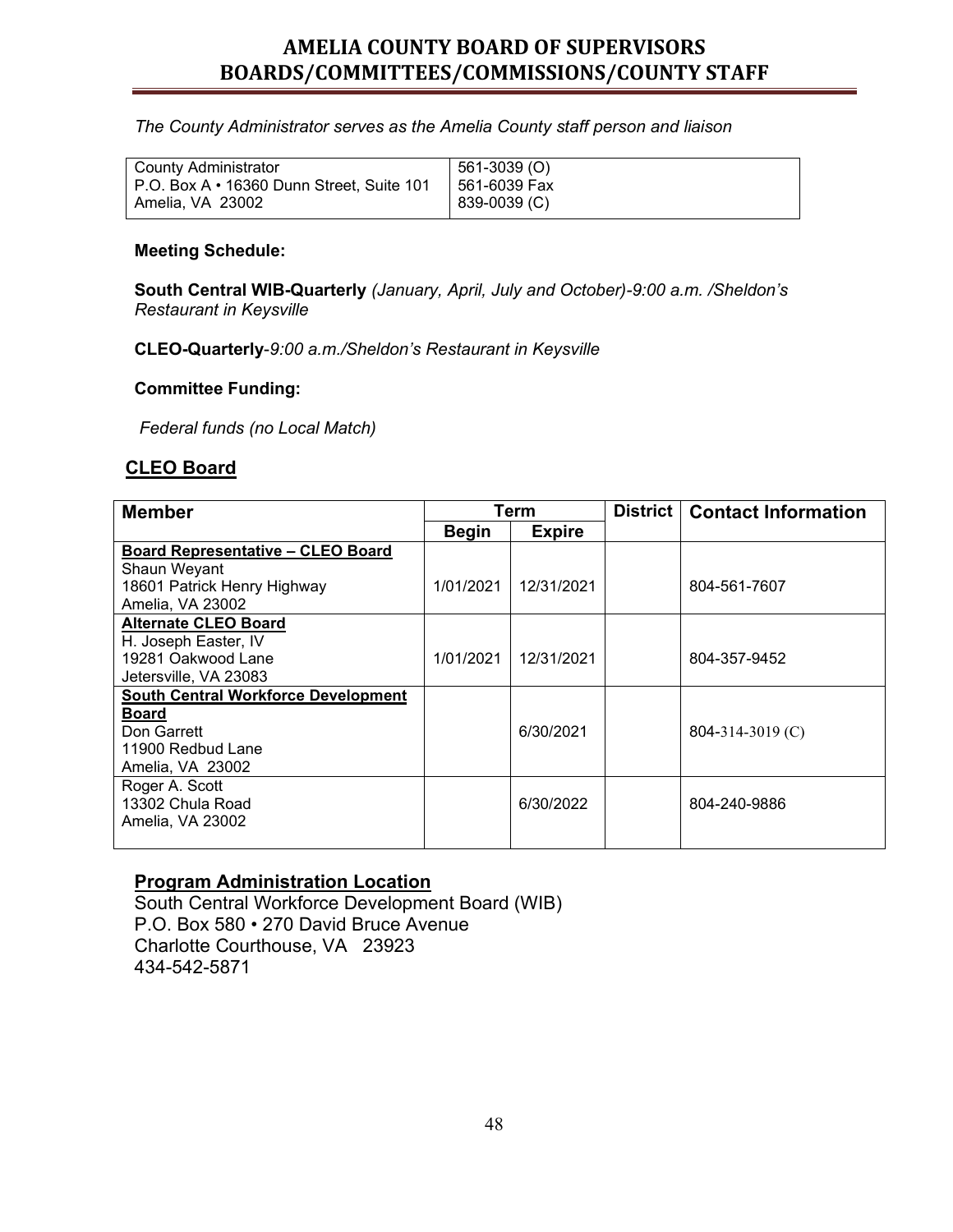# AMELIA COUNTY BOARD OF SUPERVISORS
# BOARDS/COMMITTEES/COMMISSIONS/COUNTY STAFF

*The County Administrator serves as the Amelia County staff person and liaison*

| County Administrator<br>P.O. Box A • 16360 Dunn Street, Suite 101<br>Amelia, VA 23002 | 561-3039 (O)<br>561-6039 Fax<br>839-0039 (C) |
|---|---|

**Meeting Schedule:**

**South Central WIB-Quarterly** *(January, April, July and October)-9:00 a.m. /Sheldon's Restaurant in Keysville*

**CLEO-Quarterly**-*9:00 a.m./Sheldon's Restaurant in Keysville*

**Committee Funding:**

*Federal funds (no Local Match)*

## CLEO Board

| Member | Term | | District | Contact Information |
|---|---|---|---|---|
| | Begin | Expire | | |
| **Board Representative – CLEO Board**<br>Shaun Weyant<br>18601 Patrick Henry Highway<br>Amelia, VA 23002 | 1/01/2021 | 12/31/2021 | | 804-561-7607 |
| **Alternate CLEO Board**<br>H. Joseph Easter, IV<br>19281 Oakwood Lane<br>Jetersville, VA 23083 | 1/01/2021 | 12/31/2021 | | 804-357-9452 |
| **South Central Workforce Development Board**<br>Don Garrett<br>11900 Redbud Lane<br>Amelia, VA 23002 | | 6/30/2021 | | 804-314-3019 (C) |
| Roger A. Scott<br>13302 Chula Road<br>Amelia, VA 23002 | | 6/30/2022 | | 804-240-9886 |

## Program Administration Location

South Central Workforce Development Board (WIB)
P.O. Box 580 • 270 David Bruce Avenue
Charlotte Courthouse, VA 23923
434-542-5871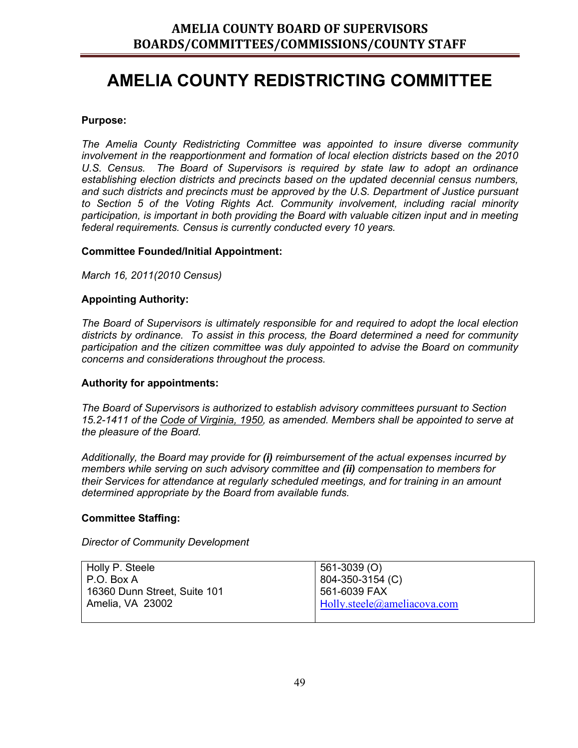# AMELIA COUNTY REDISTRICTING COMMITTEE

**Purpose:**

*The Amelia County Redistricting Committee was appointed to insure diverse community involvement in the reapportionment and formation of local election districts based on the 2010 U.S. Census. The Board of Supervisors is required by state law to adopt an ordinance establishing election districts and precincts based on the updated decennial census numbers, and such districts and precincts must be approved by the U.S. Department of Justice pursuant to Section 5 of the Voting Rights Act. Community involvement, including racial minority participation, is important in both providing the Board with valuable citizen input and in meeting federal requirements. Census is currently conducted every 10 years.*

**Committee Founded/Initial Appointment:**

*March 16, 2011(2010 Census)*

**Appointing Authority:**

*The Board of Supervisors is ultimately responsible for and required to adopt the local election districts by ordinance. To assist in this process, the Board determined a need for community participation and the citizen committee was duly appointed to advise the Board on community concerns and considerations throughout the process.*

**Authority for appointments:**

*The Board of Supervisors is authorized to establish advisory committees pursuant to Section 15.2-1411 of the Code of Virginia, 1950, as amended. Members shall be appointed to serve at the pleasure of the Board.*

*Additionally, the Board may provide for **(i)** reimbursement of the actual expenses incurred by members while serving on such advisory committee and **(ii)** compensation to members for their Services for attendance at regularly scheduled meetings, and for training in an amount determined appropriate by the Board from available funds.*

**Committee Staffing:**

*Director of Community Development*

| | |
|---|---|
| Holly P. Steele<br>P.O. Box A<br>16360 Dunn Street, Suite 101<br>Amelia, VA 23002 | 561-3039 (O)<br>804-350-3154 (C)<br>561-6039 FAX<br>Holly.steele@ameliacova.com |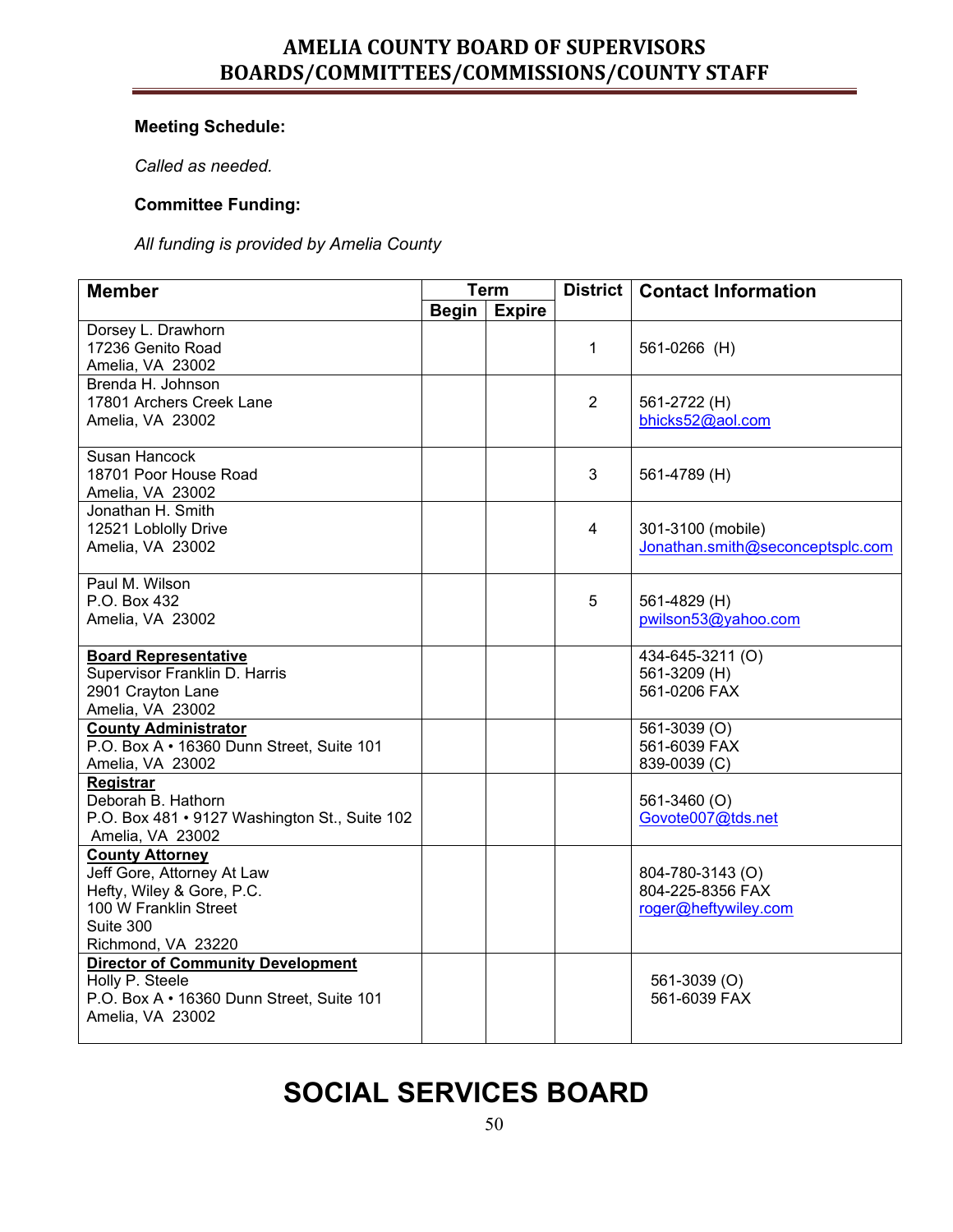**Meeting Schedule:**

*Called as needed.*

**Committee Funding:**

*All funding is provided by Amelia County*

| Member | Term | | District | Contact Information |
|---|---|---|---|---|
| | Begin | Expire | | |
| Dorsey L. Drawhorn<br>17236 Genito Road<br>Amelia, VA 23002 | | | 1 | 561-0266 (H) |
| Brenda H. Johnson<br>17801 Archers Creek Lane<br>Amelia, VA 23002 | | | 2 | 561-2722 (H)<br>bhicks52@aol.com |
| Susan Hancock<br>18701 Poor House Road<br>Amelia, VA 23002 | | | 3 | 561-4789 (H) |
| Jonathan H. Smith<br>12521 Loblolly Drive<br>Amelia, VA 23002 | | | 4 | 301-3100 (mobile)<br>Jonathan.smith@seconceptsplc.com |
| Paul M. Wilson<br>P.O. Box 432<br>Amelia, VA 23002 | | | 5 | 561-4829 (H)<br>pwilson53@yahoo.com |
| **Board Representative**<br>Supervisor Franklin D. Harris<br>2901 Crayton Lane<br>Amelia, VA 23002 | | | | 434-645-3211 (O)<br>561-3209 (H)<br>561-0206 FAX |
| **County Administrator**<br>P.O. Box A • 16360 Dunn Street, Suite 101<br>Amelia, VA 23002 | | | | 561-3039 (O)<br>561-6039 FAX<br>839-0039 (C) |
| **Registrar**<br>Deborah B. Hathorn<br>P.O. Box 481 • 9127 Washington St., Suite 102<br>Amelia, VA 23002 | | | | 561-3460 (O)<br>Govote007@tds.net |
| **County Attorney**<br>Jeff Gore, Attorney At Law<br>Hefty, Wiley & Gore, P.C.<br>100 W Franklin Street<br>Suite 300<br>Richmond, VA 23220 | | | | 804-780-3143 (O)<br>804-225-8356 FAX<br>roger@heftywiley.com |
| **Director of Community Development**<br>Holly P. Steele<br>P.O. Box A • 16360 Dunn Street, Suite 101<br>Amelia, VA 23002 | | | | 561-3039 (O)<br>561-6039 FAX |

# SOCIAL SERVICES BOARD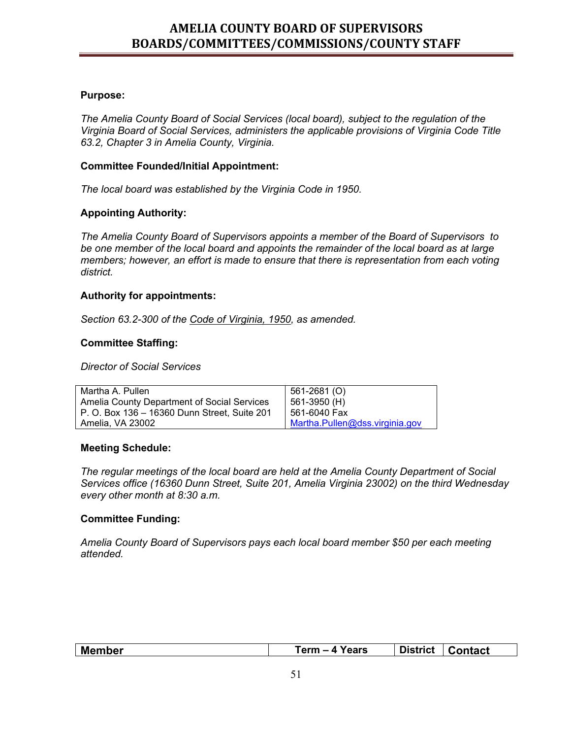# AMELIA COUNTY BOARD OF SUPERVISORS
# BOARDS/COMMITTEES/COMMISSIONS/COUNTY STAFF

**Purpose:**

*The Amelia County Board of Social Services (local board), subject to the regulation of the Virginia Board of Social Services, administers the applicable provisions of Virginia Code Title 63.2, Chapter 3 in Amelia County, Virginia.*

**Committee Founded/Initial Appointment:**

*The local board was established by the Virginia Code in 1950.*

**Appointing Authority:**

*The Amelia County Board of Supervisors appoints a member of the Board of Supervisors to be one member of the local board and appoints the remainder of the local board as at large members; however, an effort is made to ensure that there is representation from each voting district.*

**Authority for appointments:**

*Section 63.2-300 of the Code of Virginia, 1950, as amended.*

**Committee Staffing:**

*Director of Social Services*

| | |
|---|---|
| Martha A. Pullen<br>Amelia County Department of Social Services<br>P. O. Box 136 – 16360 Dunn Street, Suite 201<br>Amelia, VA 23002 | 561-2681 (O)<br>561-3950 (H)<br>561-6040 Fax<br>Martha.Pullen@dss.virginia.gov |

**Meeting Schedule:**

*The regular meetings of the local board are held at the Amelia County Department of Social Services office (16360 Dunn Street, Suite 201, Amelia Virginia 23002) on the third Wednesday every other month at 8:30 a.m.*

**Committee Funding:**

*Amelia County Board of Supervisors pays each local board member $50 per each meeting attended.*

| Member | Term – 4 Years | District | Contact |
|---|---|---|---|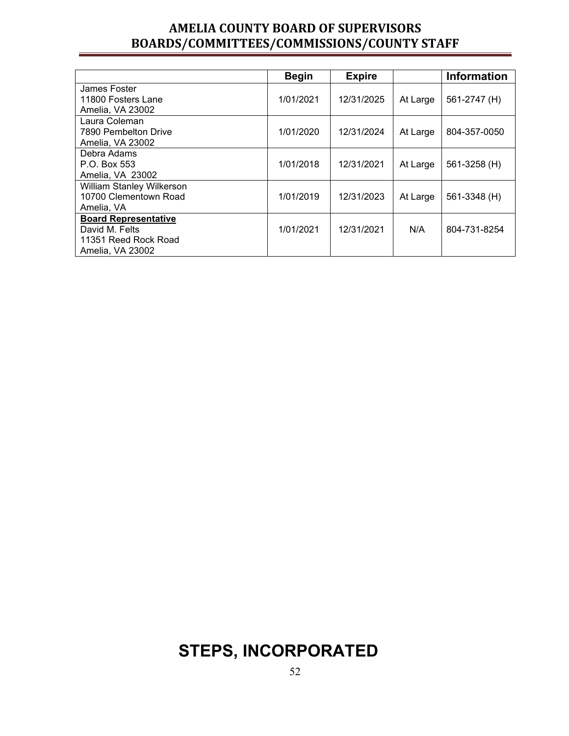| | Begin | Expire | | Information |
|---|---|---|---|---|
| James Foster<br>11800 Fosters Lane<br>Amelia, VA 23002 | 1/01/2021 | 12/31/2025 | At Large | 561-2747 (H) |
| Laura Coleman<br>7890 Pembelton Drive<br>Amelia, VA 23002 | 1/01/2020 | 12/31/2024 | At Large | 804-357-0050 |
| Debra Adams<br>P.O. Box 553<br>Amelia, VA 23002 | 1/01/2018 | 12/31/2021 | At Large | 561-3258 (H) |
| William Stanley Wilkerson<br>10700 Clementown Road<br>Amelia, VA | 1/01/2019 | 12/31/2023 | At Large | 561-3348 (H) |
| **Board Representative**<br>David M. Felts<br>11351 Reed Rock Road<br>Amelia, VA 23002 | 1/01/2021 | 12/31/2021 | N/A | 804-731-8254 |

# STEPS, INCORPORATED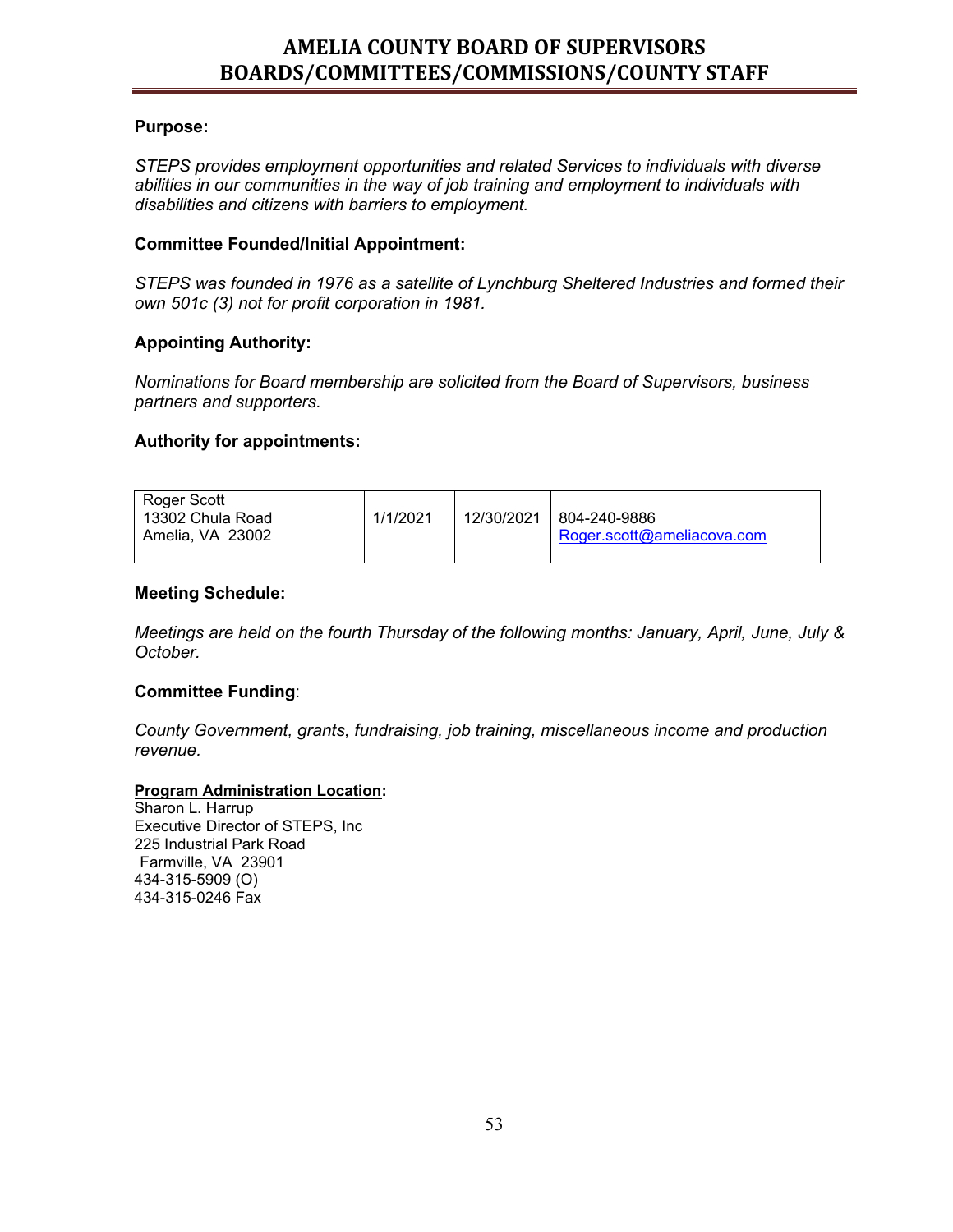# AMELIA COUNTY BOARD OF SUPERVISORS
# BOARDS/COMMITTEES/COMMISSIONS/COUNTY STAFF

**Purpose:**

*STEPS provides employment opportunities and related Services to individuals with diverse abilities in our communities in the way of job training and employment to individuals with disabilities and citizens with barriers to employment.*

**Committee Founded/Initial Appointment:**

*STEPS was founded in 1976 as a satellite of Lynchburg Sheltered Industries and formed their own 501c (3) not for profit corporation in 1981.*

**Appointing Authority:**

*Nominations for Board membership are solicited from the Board of Supervisors, business partners and supporters.*

**Authority for appointments:**

| | | | |
|---|---|---|---|
| Roger Scott<br>13302 Chula Road<br>Amelia, VA 23002 | 1/1/2021 | 12/30/2021 | 804-240-9886<br>Roger.scott@ameliacova.com |

**Meeting Schedule:**

*Meetings are held on the fourth Thursday of the following months: January, April, June, July & October.*

**Committee Funding**:

*County Government, grants, fundraising, job training, miscellaneous income and production revenue.*

**Program Administration Location:**

Sharon L. Harrup
Executive Director of STEPS, Inc
225 Industrial Park Road
Farmville, VA 23901
434-315-5909 (O)
434-315-0246 Fax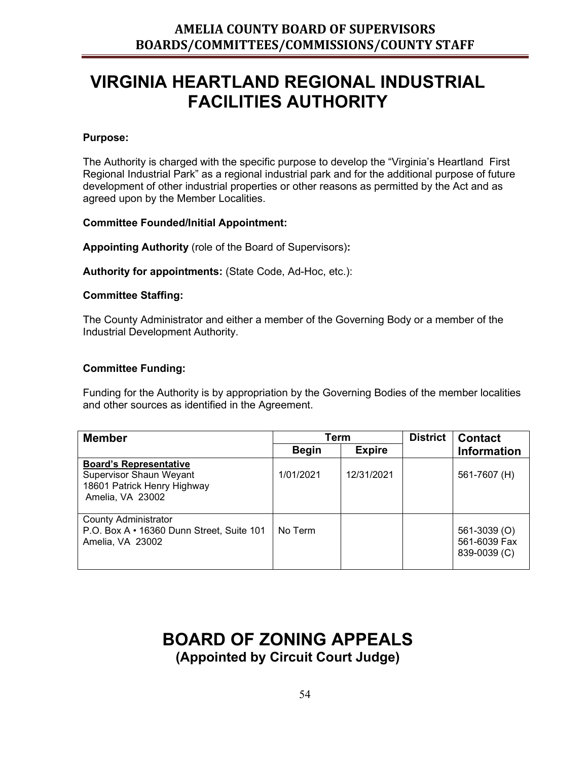# VIRGINIA HEARTLAND REGIONAL INDUSTRIAL FACILITIES AUTHORITY

**Purpose:**

The Authority is charged with the specific purpose to develop the "Virginia's Heartland First Regional Industrial Park" as a regional industrial park and for the additional purpose of future development of other industrial properties or other reasons as permitted by the Act and as agreed upon by the Member Localities.

**Committee Founded/Initial Appointment:**

**Appointing Authority** (role of the Board of Supervisors)**:**

**Authority for appointments:** (State Code, Ad-Hoc, etc.):

**Committee Staffing:**

The County Administrator and either a member of the Governing Body or a member of the Industrial Development Authority.

**Committee Funding:**

Funding for the Authority is by appropriation by the Governing Bodies of the member localities and other sources as identified in the Agreement.

| Member | Term | | District | Contact Information |
|---|---|---|---|---|
| | Begin | Expire | | |
| **Board's Representative**<br>Supervisor Shaun Weyant<br>18601 Patrick Henry Highway<br>Amelia, VA 23002 | 1/01/2021 | 12/31/2021 | | 561-7607 (H) |
| County Administrator<br>P.O. Box A • 16360 Dunn Street, Suite 101<br>Amelia, VA 23002 | No Term | | | 561-3039 (O)<br>561-6039 Fax<br>839-0039 (C) |

# BOARD OF ZONING APPEALS
## (Appointed by Circuit Court Judge)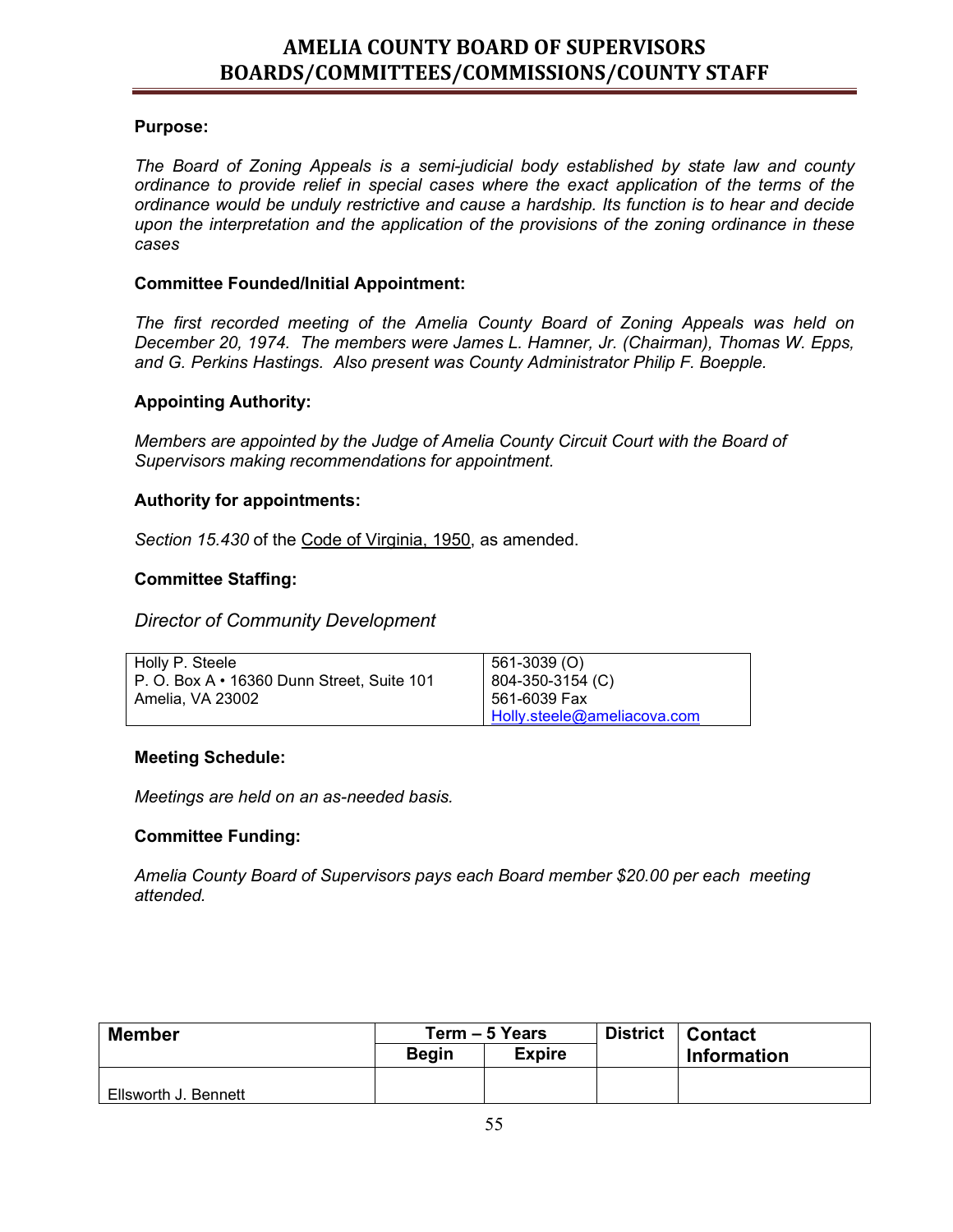# AMELIA COUNTY BOARD OF SUPERVISORS
# BOARDS/COMMITTEES/COMMISSIONS/COUNTY STAFF

**Purpose:**

*The Board of Zoning Appeals is a semi-judicial body established by state law and county ordinance to provide relief in special cases where the exact application of the terms of the ordinance would be unduly restrictive and cause a hardship. Its function is to hear and decide upon the interpretation and the application of the provisions of the zoning ordinance in these cases*

**Committee Founded/Initial Appointment:**

*The first recorded meeting of the Amelia County Board of Zoning Appeals was held on December 20, 1974. The members were James L. Hamner, Jr. (Chairman), Thomas W. Epps, and G. Perkins Hastings. Also present was County Administrator Philip F. Boepple.*

**Appointing Authority:**

*Members are appointed by the Judge of Amelia County Circuit Court with the Board of Supervisors making recommendations for appointment.*

**Authority for appointments:**

*Section 15.430* of the Code of Virginia, 1950, as amended.

**Committee Staffing:**

*Director of Community Development*

| | |
|---|---|
| Holly P. Steele<br>P. O. Box A • 16360 Dunn Street, Suite 101<br>Amelia, VA 23002 | 561-3039 (O)<br>804-350-3154 (C)<br>561-6039 Fax<br>Holly.steele@ameliacova.com |

**Meeting Schedule:**

*Meetings are held on an as-needed basis.*

**Committee Funding:**

*Amelia County Board of Supervisors pays each Board member $20.00 per each meeting attended.*

| Member | Term – 5 Years | | District | Contact Information |
|---|---|---|---|---|
| | Begin | Expire | | |
| Ellsworth J. Bennett | | | | |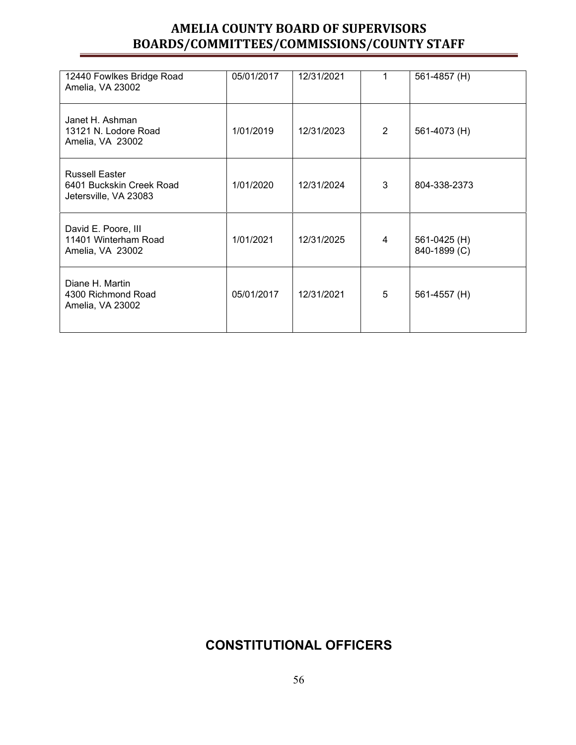| | | | | |
|---|---|---|---|---|
| 12440 Fowlkes Bridge Road<br>Amelia, VA 23002 | 05/01/2017 | 12/31/2021 | 1 | 561-4857 (H) |
| Janet H. Ashman<br>13121 N. Lodore Road<br>Amelia, VA 23002 | 1/01/2019 | 12/31/2023 | 2 | 561-4073 (H) |
| Russell Easter<br>6401 Buckskin Creek Road<br>Jetersville, VA 23083 | 1/01/2020 | 12/31/2024 | 3 | 804-338-2373 |
| David E. Poore, III<br>11401 Winterham Road<br>Amelia, VA 23002 | 1/01/2021 | 12/31/2025 | 4 | 561-0425 (H)<br>840-1899 (C) |
| Diane H. Martin<br>4300 Richmond Road<br>Amelia, VA 23002 | 05/01/2017 | 12/31/2021 | 5 | 561-4557 (H) |

## CONSTITUTIONAL OFFICERS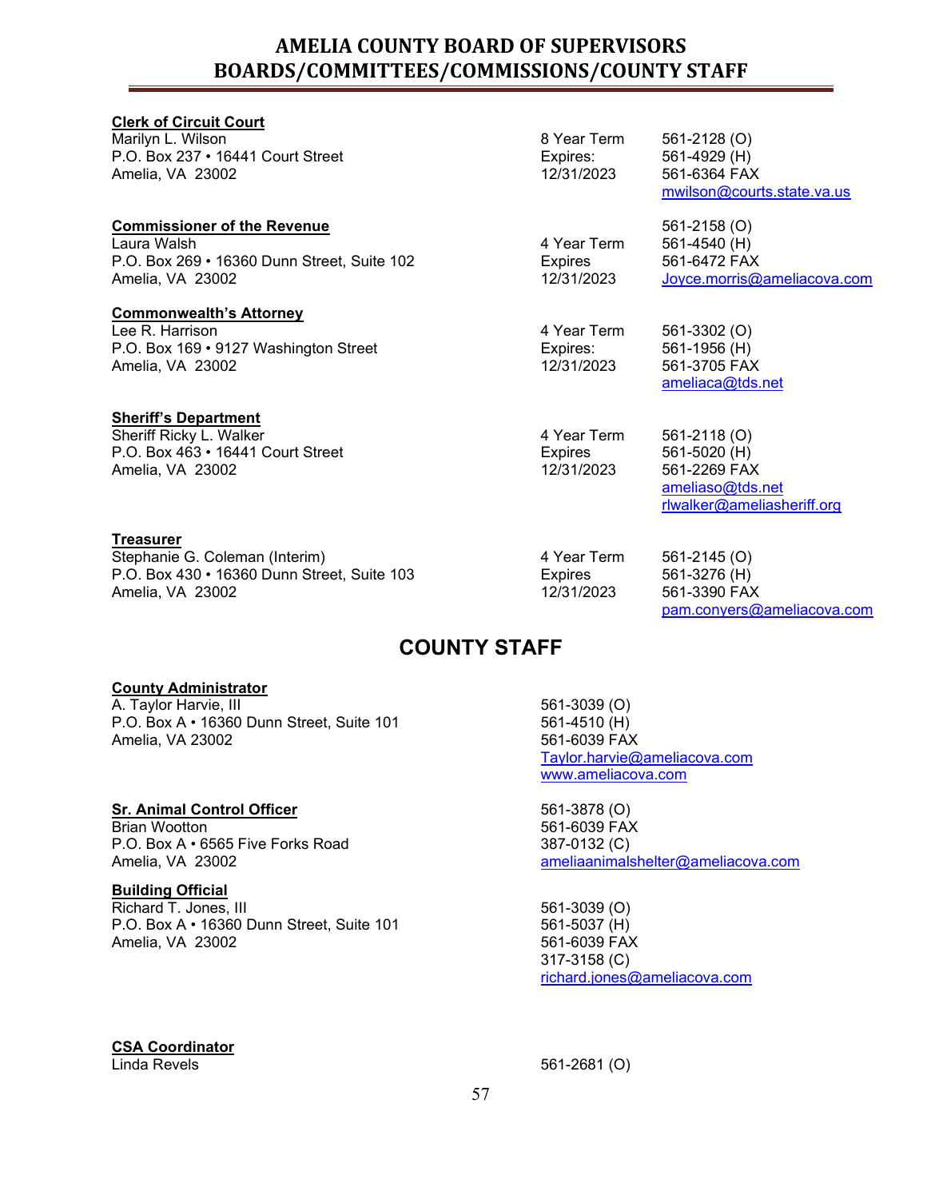# AMELIA COUNTY BOARD OF SUPERVISORS
# BOARDS/COMMITTEES/COMMISSIONS/COUNTY STAFF

**Clerk of Circuit Court**
Marilyn L. Wilson
P.O. Box 237 • 16441 Court Street
Amelia, VA 23002

8 Year Term
Expires:
12/31/2023

561-2128 (O)
561-4929 (H)
561-6364 FAX
mwilson@courts.state.va.us

**Commissioner of the Revenue**
Laura Walsh
P.O. Box 269 • 16360 Dunn Street, Suite 102
Amelia, VA 23002

4 Year Term
Expires
12/31/2023

561-2158 (O)
561-4540 (H)
561-6472 FAX
Joyce.morris@ameliacova.com

**Commonwealth's Attorney**
Lee R. Harrison
P.O. Box 169 • 9127 Washington Street
Amelia, VA 23002

4 Year Term
Expires:
12/31/2023

561-3302 (O)
561-1956 (H)
561-3705 FAX
ameliaca@tds.net

**Sheriff's Department**
Sheriff Ricky L. Walker
P.O. Box 463 • 16441 Court Street
Amelia, VA 23002

4 Year Term
Expires
12/31/2023

561-2118 (O)
561-5020 (H)
561-2269 FAX
ameliaso@tds.net
rlwalker@ameliasheriff.org

**Treasurer**
Stephanie G. Coleman (Interim)
P.O. Box 430 • 16360 Dunn Street, Suite 103
Amelia, VA 23002

4 Year Term
Expires
12/31/2023

561-2145 (O)
561-3276 (H)
561-3390 FAX
pam.conyers@ameliacova.com

## COUNTY STAFF

**County Administrator**
A. Taylor Harvie, III
P.O. Box A • 16360 Dunn Street, Suite 101
Amelia, VA 23002

561-3039 (O)
561-4510 (H)
561-6039 FAX
Taylor.harvie@ameliacova.com
www.ameliacova.com

**Sr. Animal Control Officer**
Brian Wootton
P.O. Box A • 6565 Five Forks Road
Amelia, VA 23002

561-3878 (O)
561-6039 FAX
387-0132 (C)
ameliaanimalshelter@ameliacova.com

**Building Official**
Richard T. Jones, III
P.O. Box A • 16360 Dunn Street, Suite 101
Amelia, VA 23002

561-3039 (O)
561-5037 (H)
561-6039 FAX
317-3158 (C)
richard.jones@ameliacova.com

**CSA Coordinator**
Linda Revels

561-2681 (O)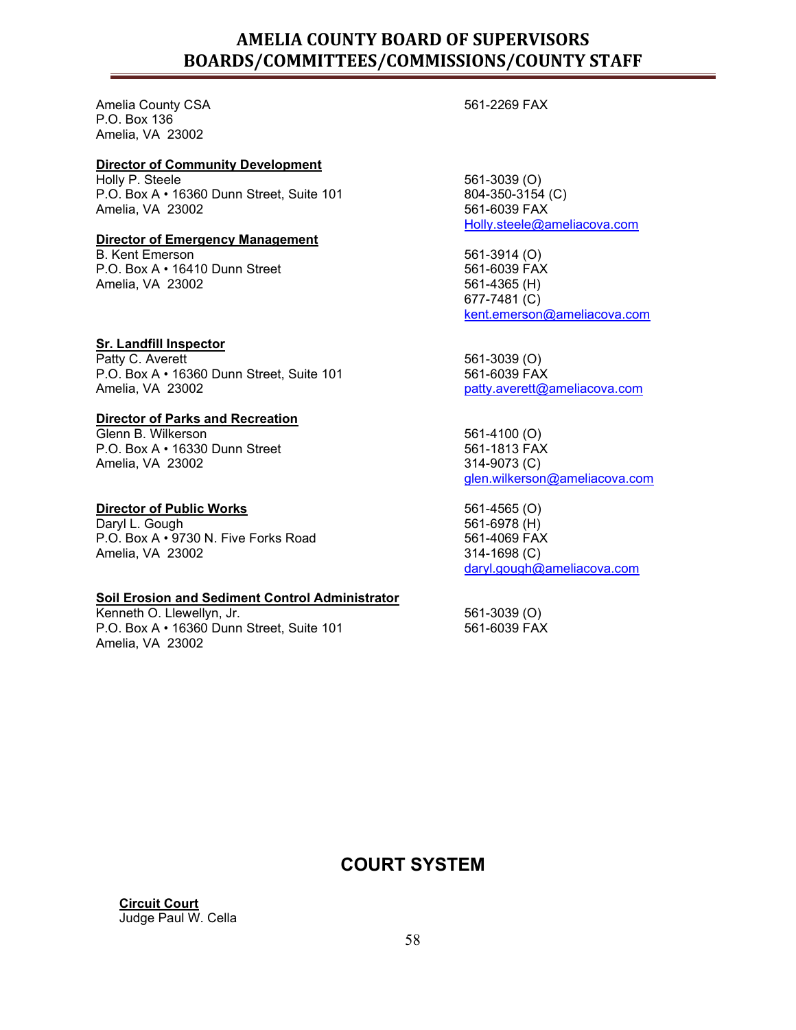Amelia County CSA
P.O. Box 136
Amelia, VA 23002

561-2269 FAX

**Director of Community Development**

Holly P. Steele
P.O. Box A • 16360 Dunn Street, Suite 101
Amelia, VA 23002

561-3039 (O)
804-350-3154 (C)
561-6039 FAX
Holly.steele@ameliacova.com

**Director of Emergency Management**

B. Kent Emerson
P.O. Box A • 16410 Dunn Street
Amelia, VA 23002

561-3914 (O)
561-6039 FAX
561-4365 (H)
677-7481 (C)
kent.emerson@ameliacova.com

**Sr. Landfill Inspector**

Patty C. Averett
P.O. Box A • 16360 Dunn Street, Suite 101
Amelia, VA 23002

561-3039 (O)
561-6039 FAX
patty.averett@ameliacova.com

**Director of Parks and Recreation**

Glenn B. Wilkerson
P.O. Box A • 16330 Dunn Street
Amelia, VA 23002

561-4100 (O)
561-1813 FAX
314-9073 (C)
glen.wilkerson@ameliacova.com

**Director of Public Works**

Daryl L. Gough
P.O. Box A • 9730 N. Five Forks Road
Amelia, VA 23002

561-4565 (O)
561-6978 (H)
561-4069 FAX
314-1698 (C)
daryl.gough@ameliacova.com

**Soil Erosion and Sediment Control Administrator**

Kenneth O. Llewellyn, Jr.
P.O. Box A • 16360 Dunn Street, Suite 101
Amelia, VA 23002

561-3039 (O)
561-6039 FAX

## COURT SYSTEM

**Circuit Court**

Judge Paul W. Cella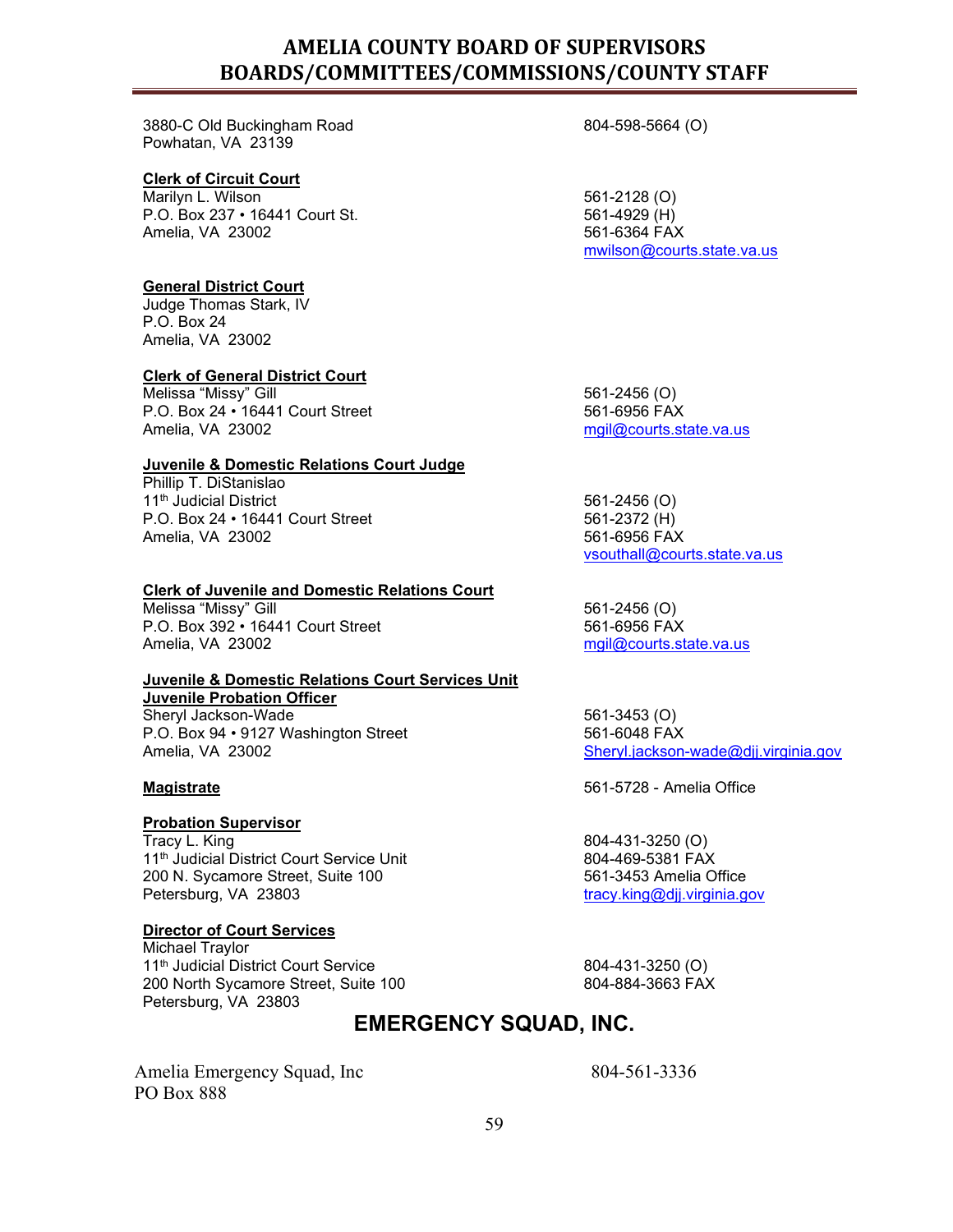3880-C Old Buckingham Road
Powhatan, VA 23139
804-598-5664 (O)

**Clerk of Circuit Court**
Marilyn L. Wilson
P.O. Box 237 • 16441 Court St.
Amelia, VA 23002
561-2128 (O)
561-4929 (H)
561-6364 FAX
mwilson@courts.state.va.us

**General District Court**
Judge Thomas Stark, IV
P.O. Box 24
Amelia, VA 23002

**Clerk of General District Court**
Melissa “Missy” Gill
P.O. Box 24 • 16441 Court Street
Amelia, VA 23002
561-2456 (O)
561-6956 FAX
mgil@courts.state.va.us

**Juvenile & Domestic Relations Court Judge**
Phillip T. DiStanislao
11th Judicial District
P.O. Box 24 • 16441 Court Street
Amelia, VA 23002
561-2456 (O)
561-2372 (H)
561-6956 FAX
vsouthall@courts.state.va.us

**Clerk of Juvenile and Domestic Relations Court**
Melissa “Missy” Gill
P.O. Box 392 • 16441 Court Street
Amelia, VA 23002
561-2456 (O)
561-6956 FAX
mgil@courts.state.va.us

**Juvenile & Domestic Relations Court Services Unit**
**Juvenile Probation Officer**
Sheryl Jackson-Wade
P.O. Box 94 • 9127 Washington Street
Amelia, VA 23002
561-3453 (O)
561-6048 FAX
Sheryl.jackson-wade@djj.virginia.gov

**Magistrate**
561-5728 - Amelia Office

**Probation Supervisor**
Tracy L. King
11th Judicial District Court Service Unit
200 N. Sycamore Street, Suite 100
Petersburg, VA 23803
804-431-3250 (O)
804-469-5381 FAX
561-3453 Amelia Office
tracy.king@djj.virginia.gov

**Director of Court Services**
Michael Traylor
11th Judicial District Court Service
200 North Sycamore Street, Suite 100
Petersburg, VA 23803
804-431-3250 (O)
804-884-3663 FAX

## EMERGENCY SQUAD, INC.

Amelia Emergency Squad, Inc
PO Box 888
804-561-3336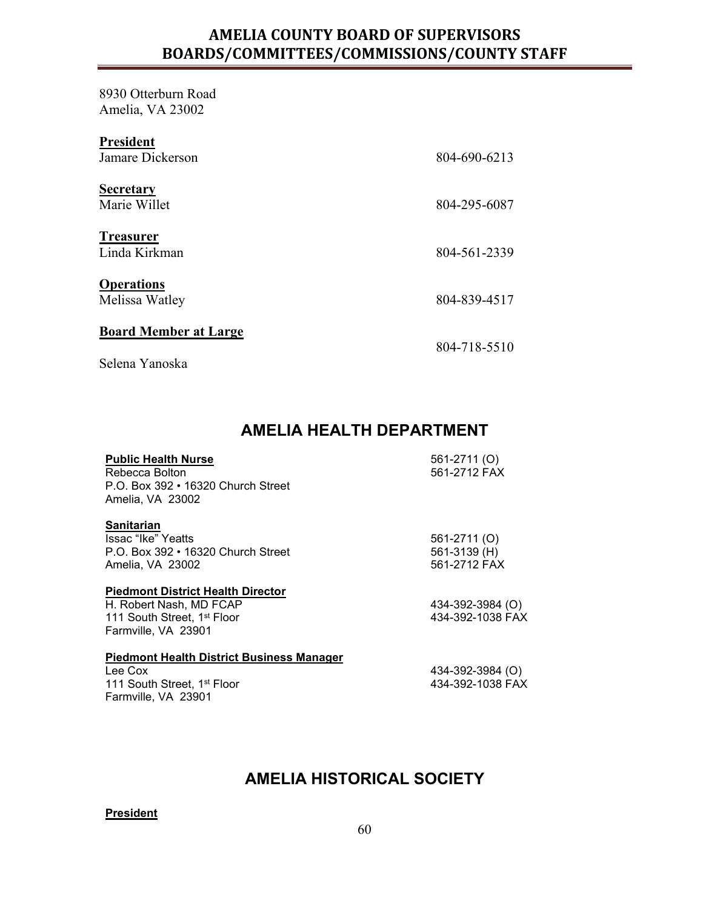8930 Otterburn Road
Amelia, VA 23002

**President**
Jamare Dickerson — 804-690-6213

**Secretary**
Marie Willet — 804-295-6087

**Treasurer**
Linda Kirkman — 804-561-2339

**Operations**
Melissa Watley — 804-839-4517

**Board Member at Large**
Selena Yanoska — 804-718-5510

## AMELIA HEALTH DEPARTMENT

**Public Health Nurse**
Rebecca Bolton
P.O. Box 392 • 16320 Church Street
Amelia, VA 23002
561-2711 (O)
561-2712 FAX

**Sanitarian**
Issac "Ike" Yeatts
P.O. Box 392 • 16320 Church Street
Amelia, VA 23002
561-2711 (O)
561-3139 (H)
561-2712 FAX

**Piedmont District Health Director**
H. Robert Nash, MD FCAP
111 South Street, 1st Floor
Farmville, VA 23901
434-392-3984 (O)
434-392-1038 FAX

**Piedmont Health District Business Manager**
Lee Cox
111 South Street, 1st Floor
Farmville, VA 23901
434-392-3984 (O)
434-392-1038 FAX

## AMELIA HISTORICAL SOCIETY

**President**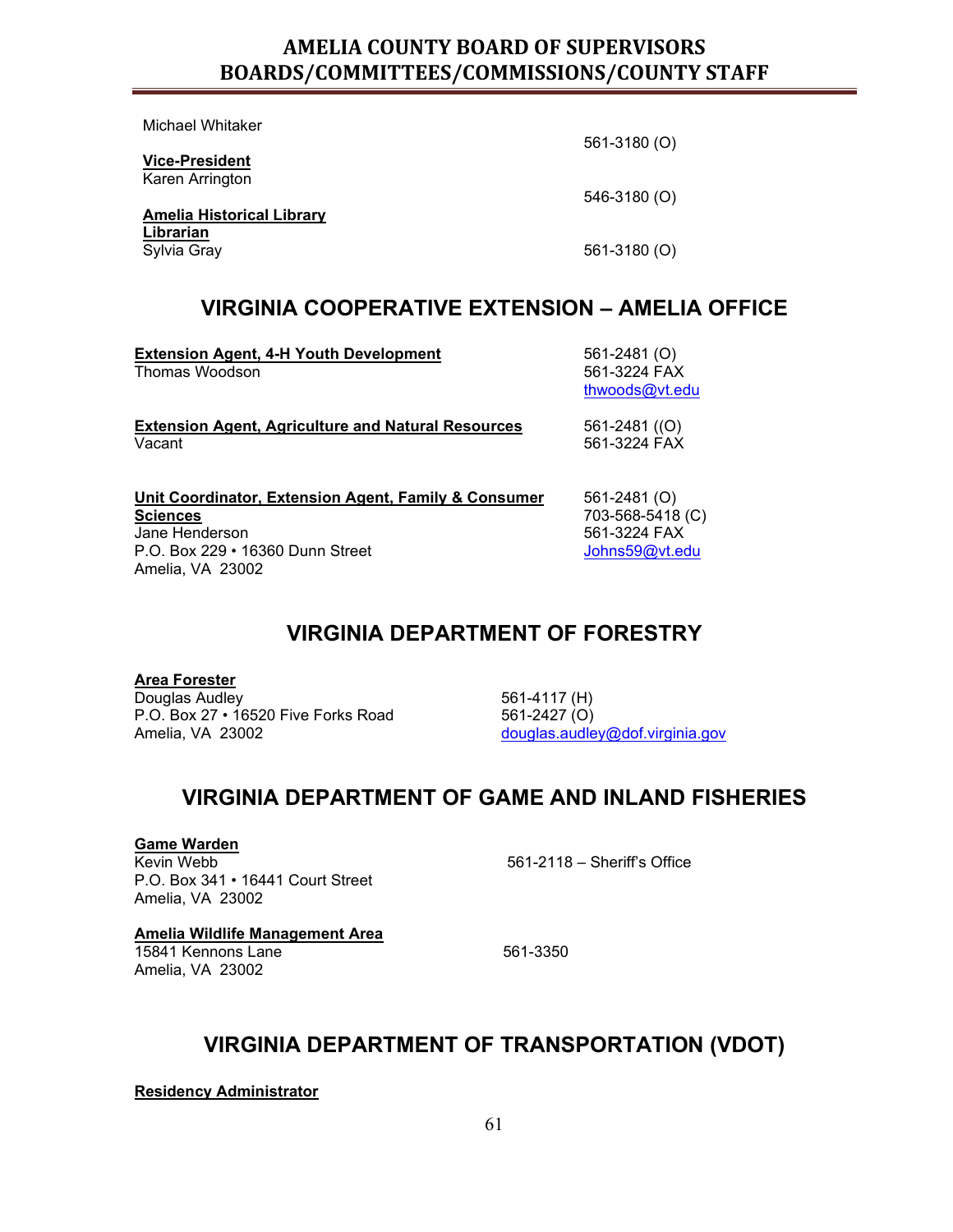Michael Whitaker 561-3180 (O)

**Vice-President**
Karen Arrington 546-3180 (O)

**Amelia Historical Library Librarian**
Sylvia Gray 561-3180 (O)

## VIRGINIA COOPERATIVE EXTENSION – AMELIA OFFICE

**Extension Agent, 4-H Youth Development**
Thomas Woodson
561-2481 (O)
561-3224 FAX
thwoods@vt.edu

**Extension Agent, Agriculture and Natural Resources**
Vacant
561-2481 ((O)
561-3224 FAX

**Unit Coordinator, Extension Agent, Family & Consumer Sciences**
Jane Henderson
P.O. Box 229 • 16360 Dunn Street
Amelia, VA 23002
561-2481 (O)
703-568-5418 (C)
561-3224 FAX
Johns59@vt.edu

## VIRGINIA DEPARTMENT OF FORESTRY

**Area Forester**
Douglas Audley
P.O. Box 27 • 16520 Five Forks Road
Amelia, VA 23002
561-4117 (H)
561-2427 (O)
douglas.audley@dof.virginia.gov

## VIRGINIA DEPARTMENT OF GAME AND INLAND FISHERIES

**Game Warden**
Kevin Webb
P.O. Box 341 • 16441 Court Street
Amelia, VA 23002
561-2118 – Sheriff's Office

**Amelia Wildlife Management Area**
15841 Kennons Lane
Amelia, VA 23002
561-3350

## VIRGINIA DEPARTMENT OF TRANSPORTATION (VDOT)

**Residency Administrator**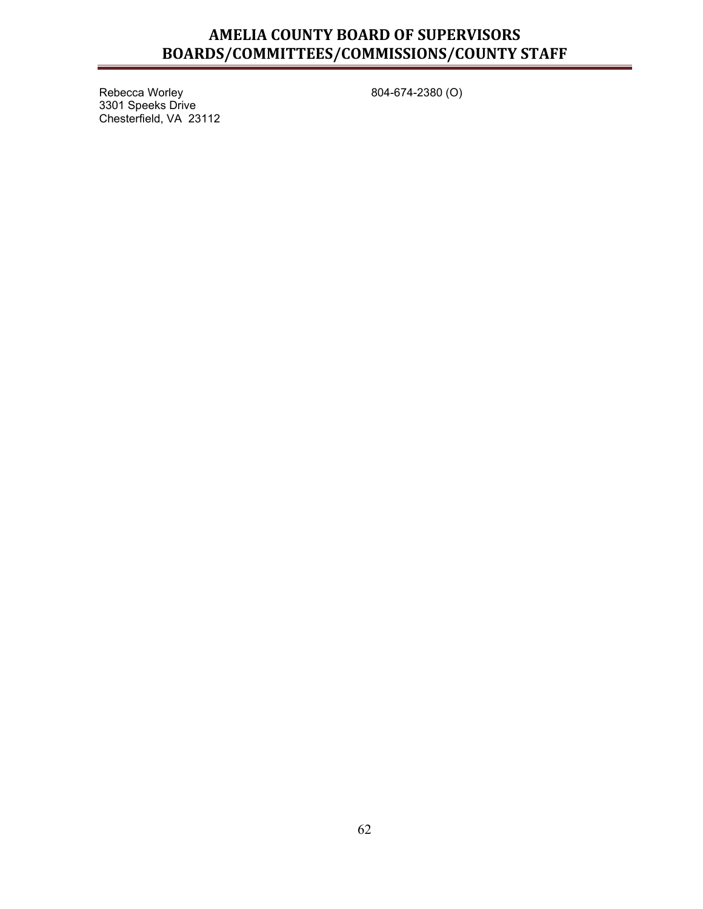Rebecca Worley
3301 Speeks Drive
Chesterfield, VA 23112

804-674-2380 (O)